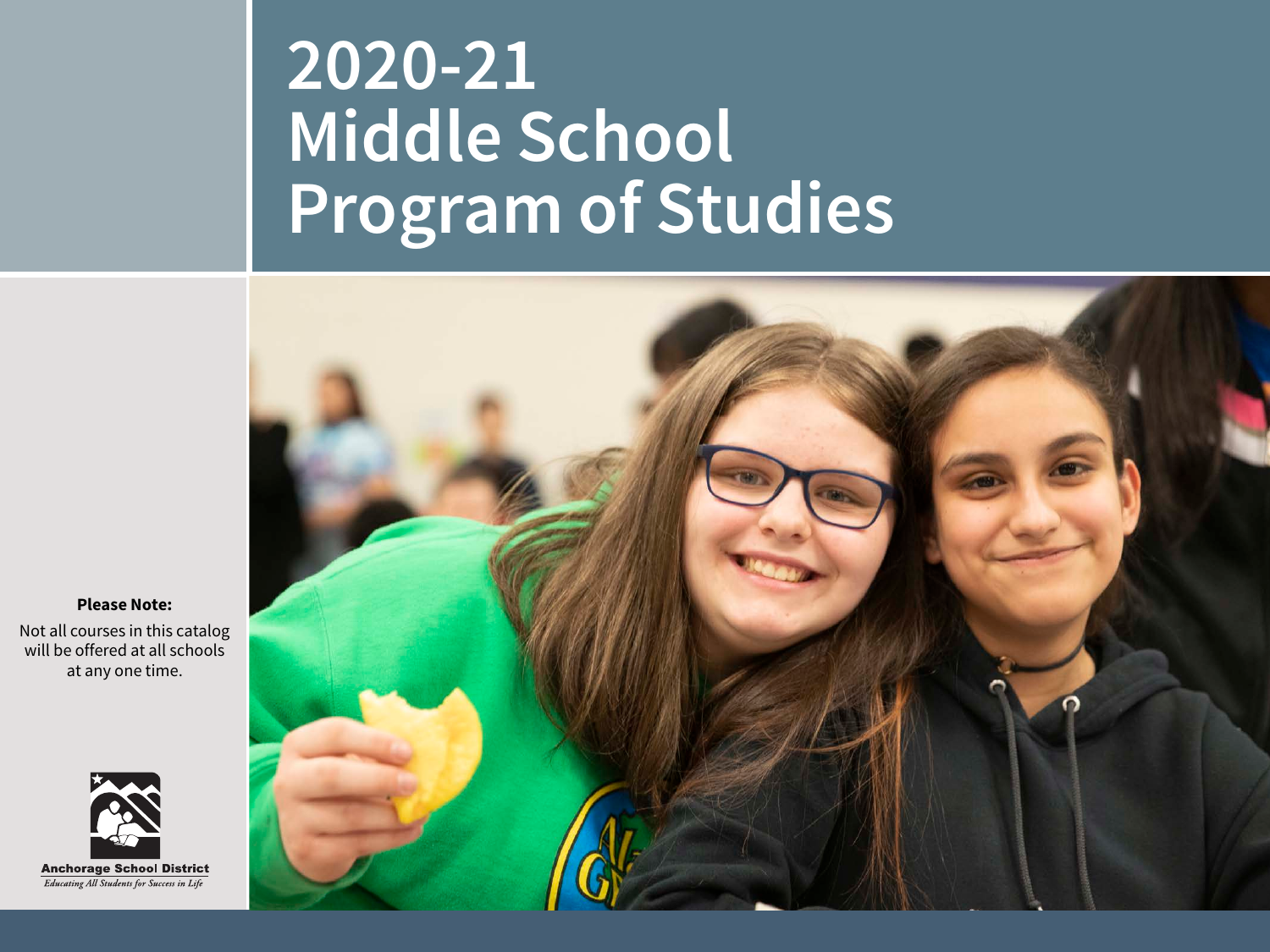# 2020-21 Middle School Program of Studies

**Please Note:**

Not all courses in this catalog will be offered at all schools at any one time.

**Anchorage School District**

*Educating All Students for Success in Life*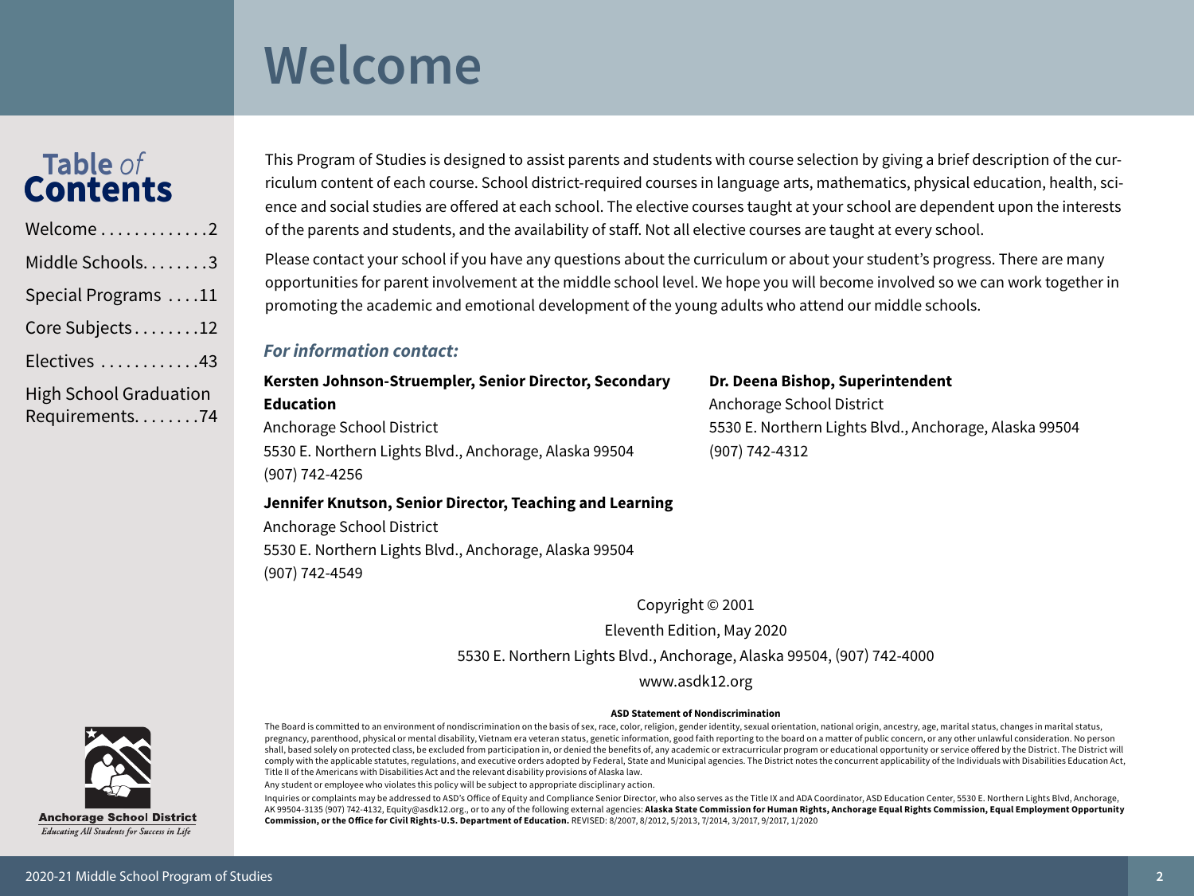# Welcome

## Table of Contents

Welcome . . . . . . . . . . . . .2
Middle Schools. . . . . . . .3
Special Programs . . . .11
Core Subjects . . . . . . . .12
Electives . . . . . . . . . . . .43
High School Graduation Requirements. . . . . . . .74

This Program of Studies is designed to assist parents and students with course selection by giving a brief description of the curriculum content of each course. School district-required courses in language arts, mathematics, physical education, health, science and social studies are offered at each school. The elective courses taught at your school are dependent upon the interests of the parents and students, and the availability of staff. Not all elective courses are taught at every school.

Please contact your school if you have any questions about the curriculum or about your student's progress. There are many opportunities for parent involvement at the middle school level. We hope you will become involved so we can work together in promoting the academic and emotional development of the young adults who attend our middle schools.

***For information contact:***

**Kersten Johnson-Struempler, Senior Director, Secondary Education**
Anchorage School District
5530 E. Northern Lights Blvd., Anchorage, Alaska 99504
(907) 742-4256

**Jennifer Knutson, Senior Director, Teaching and Learning**
Anchorage School District
5530 E. Northern Lights Blvd., Anchorage, Alaska 99504
(907) 742-4549

**Dr. Deena Bishop, Superintendent**
Anchorage School District
5530 E. Northern Lights Blvd., Anchorage, Alaska 99504
(907) 742-4312

Copyright © 2001
Eleventh Edition, May 2020
5530 E. Northern Lights Blvd., Anchorage, Alaska 99504, (907) 742-4000
www.asdk12.org

**ASD Statement of Nondiscrimination**

The Board is committed to an environment of nondiscrimination on the basis of sex, race, color, religion, gender identity, sexual orientation, national origin, ancestry, age, marital status, changes in marital status, pregnancy, parenthood, physical or mental disability, Vietnam era veteran status, genetic information, good faith reporting to the board on a matter of public concern, or any other unlawful consideration. No person shall, based solely on protected class, be excluded from participation in, or denied the benefits of, any academic or extracurricular program or educational opportunity or service offered by the District. The District will comply with the applicable statutes, regulations, and executive orders adopted by Federal, State and Municipal agencies. The District notes the concurrent applicability of the Individuals with Disabilities Education Act, Title II of the Americans with Disabilities Act and the relevant disability provisions of Alaska law.

Any student or employee who violates this policy will be subject to appropriate disciplinary action.

Inquiries or complaints may be addressed to ASD's Office of Equity and Compliance Senior Director, who also serves as the Title IX and ADA Coordinator, ASD Education Center, 5530 E. Northern Lights Blvd, Anchorage, AK 99504-3135 (907) 742-4132, Equity@asdk12.org., or to any of the following external agencies: **Alaska State Commission for Human Rights, Anchorage Equal Rights Commission, Equal Employment Opportunity Commission, or the Office for Civil Rights-U.S. Department of Education.** REVISED: 8/2007, 8/2012, 5/2013, 7/2014, 3/2017, 9/2017, 1/2020

**Anchorage School District**
*Educating All Students for Success in Life*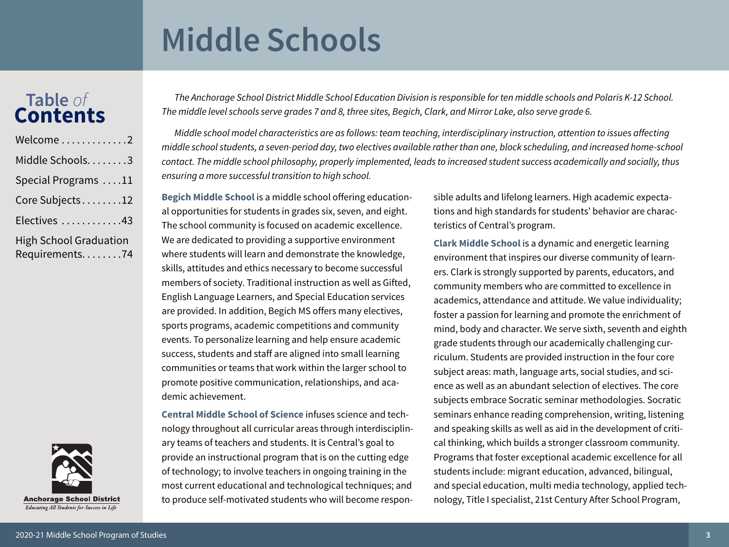# Middle Schools

## Table of Contents

- Welcome . . . . . . . . . . . . .2
- Middle Schools. . . . . . . .3
- Special Programs . . . .11
- Core Subjects. . . . . . . .12
- Electives . . . . . . . . . . . .43
- High School Graduation Requirements. . . . . . . .74

*The Anchorage School District Middle School Education Division is responsible for ten middle schools and Polaris K-12 School. The middle level schools serve grades 7 and 8, three sites, Begich, Clark, and Mirror Lake, also serve grade 6.*

*Middle school model characteristics are as follows: team teaching, interdisciplinary instruction, attention to issues affecting middle school students, a seven-period day, two electives available rather than one, block scheduling, and increased home-school contact. The middle school philosophy, properly implemented, leads to increased student success academically and socially, thus ensuring a more successful transition to high school.*

**Begich Middle School** is a middle school offering educational opportunities for students in grades six, seven, and eight. The school community is focused on academic excellence. We are dedicated to providing a supportive environment where students will learn and demonstrate the knowledge, skills, attitudes and ethics necessary to become successful members of society. Traditional instruction as well as Gifted, English Language Learners, and Special Education services are provided. In addition, Begich MS offers many electives, sports programs, academic competitions and community events. To personalize learning and help ensure academic success, students and staff are aligned into small learning communities or teams that work within the larger school to promote positive communication, relationships, and academic achievement.

**Central Middle School of Science** infuses science and technology throughout all curricular areas through interdisciplinary teams of teachers and students. It is Central's goal to provide an instructional program that is on the cutting edge of technology; to involve teachers in ongoing training in the most current educational and technological techniques; and to produce self-motivated students who will become responsible adults and lifelong learners. High academic expectations and high standards for students' behavior are characteristics of Central's program.

**Clark Middle School** is a dynamic and energetic learning environment that inspires our diverse community of learners. Clark is strongly supported by parents, educators, and community members who are committed to excellence in academics, attendance and attitude. We value individuality; foster a passion for learning and promote the enrichment of mind, body and character. We serve sixth, seventh and eighth grade students through our academically challenging curriculum. Students are provided instruction in the four core subject areas: math, language arts, social studies, and science as well as an abundant selection of electives. The core subjects embrace Socratic seminar methodologies. Socratic seminars enhance reading comprehension, writing, listening and speaking skills as well as aid in the development of critical thinking, which builds a stronger classroom community. Programs that foster exceptional academic excellence for all students include: migrant education, advanced, bilingual, and special education, multi media technology, applied technology, Title I specialist, 21st Century After School Program,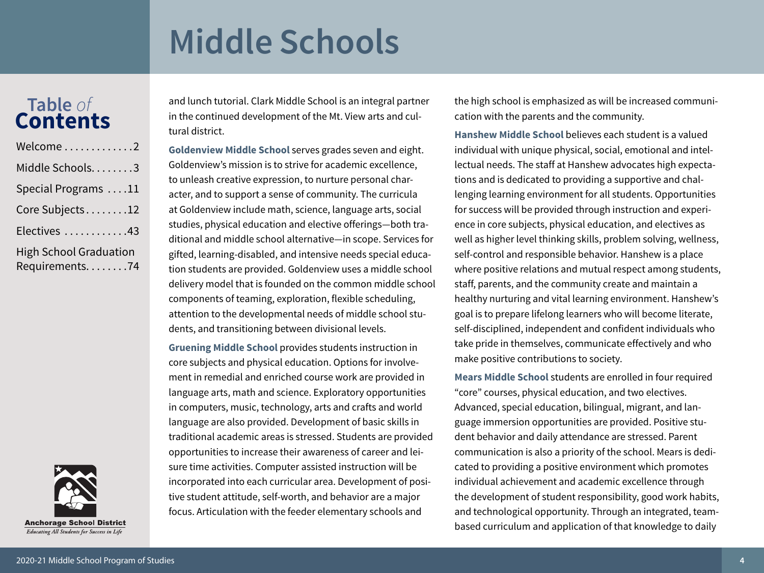# Middle Schools

and lunch tutorial. Clark Middle School is an integral partner in the continued development of the Mt. View arts and cultural district.

**Goldenview Middle School** serves grades seven and eight. Goldenview's mission is to strive for academic excellence, to unleash creative expression, to nurture personal character, and to support a sense of community. The curricula at Goldenview include math, science, language arts, social studies, physical education and elective offerings—both traditional and middle school alternative—in scope. Services for gifted, learning-disabled, and intensive needs special education students are provided. Goldenview uses a middle school delivery model that is founded on the common middle school components of teaming, exploration, flexible scheduling, attention to the developmental needs of middle school students, and transitioning between divisional levels.

**Gruening Middle School** provides students instruction in core subjects and physical education. Options for involvement in remedial and enriched course work are provided in language arts, math and science. Exploratory opportunities in computers, music, technology, arts and crafts and world language are also provided. Development of basic skills in traditional academic areas is stressed. Students are provided opportunities to increase their awareness of career and leisure time activities. Computer assisted instruction will be incorporated into each curricular area. Development of positive student attitude, self-worth, and behavior are a major focus. Articulation with the feeder elementary schools and the high school is emphasized as will be increased communication with the parents and the community.

**Hanshew Middle School** believes each student is a valued individual with unique physical, social, emotional and intellectual needs. The staff at Hanshew advocates high expectations and is dedicated to providing a supportive and challenging learning environment for all students. Opportunities for success will be provided through instruction and experience in core subjects, physical education, and electives as well as higher level thinking skills, problem solving, wellness, self-control and responsible behavior. Hanshew is a place where positive relations and mutual respect among students, staff, parents, and the community create and maintain a healthy nurturing and vital learning environment. Hanshew's goal is to prepare lifelong learners who will become literate, self-disciplined, independent and confident individuals who take pride in themselves, communicate effectively and who make positive contributions to society.

**Mears Middle School** students are enrolled in four required "core" courses, physical education, and two electives. Advanced, special education, bilingual, migrant, and language immersion opportunities are provided. Positive student behavior and daily attendance are stressed. Parent communication is also a priority of the school. Mears is dedicated to providing a positive environment which promotes individual achievement and academic excellence through the development of student responsibility, good work habits, and technological opportunity. Through an integrated, team-based curriculum and application of that knowledge to daily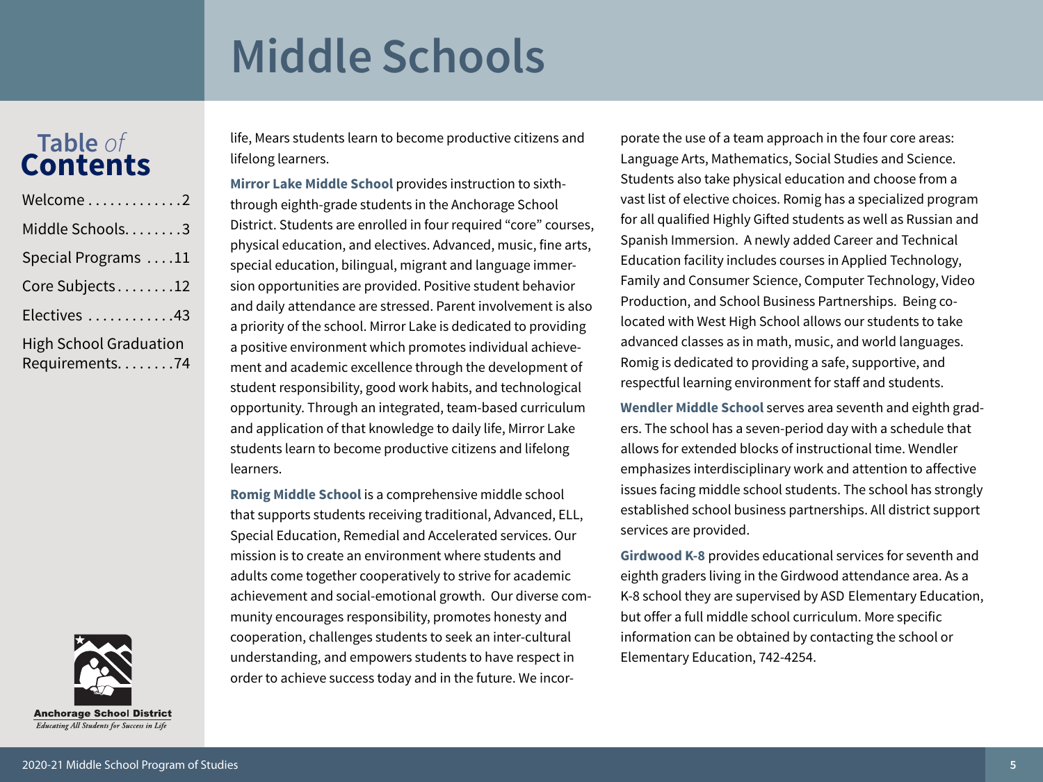# Middle Schools

## Table *of* Contents

- Welcome . . . . . . . . . . . . . 2
- Middle Schools. . . . . . . . 3
- Special Programs . . . . 11
- Core Subjects . . . . . . . . 12
- Electives . . . . . . . . . . . . 43
- High School Graduation Requirements. . . . . . . . 74

Anchorage School District

*Educating All Students for Success in Life*

life, Mears students learn to become productive citizens and lifelong learners.

**Mirror Lake Middle School** provides instruction to sixth- through eighth-grade students in the Anchorage School District. Students are enrolled in four required "core" courses, physical education, and electives. Advanced, music, fine arts, special education, bilingual, migrant and language immersion opportunities are provided. Positive student behavior and daily attendance are stressed. Parent involvement is also a priority of the school. Mirror Lake is dedicated to providing a positive environment which promotes individual achievement and academic excellence through the development of student responsibility, good work habits, and technological opportunity. Through an integrated, team-based curriculum and application of that knowledge to daily life, Mirror Lake students learn to become productive citizens and lifelong learners.

**Romig Middle School** is a comprehensive middle school that supports students receiving traditional, Advanced, ELL, Special Education, Remedial and Accelerated services. Our mission is to create an environment where students and adults come together cooperatively to strive for academic achievement and social-emotional growth. Our diverse community encourages responsibility, promotes honesty and cooperation, challenges students to seek an inter-cultural understanding, and empowers students to have respect in order to achieve success today and in the future. We incorporate the use of a team approach in the four core areas: Language Arts, Mathematics, Social Studies and Science. Students also take physical education and choose from a vast list of elective choices. Romig has a specialized program for all qualified Highly Gifted students as well as Russian and Spanish Immersion. A newly added Career and Technical Education facility includes courses in Applied Technology, Family and Consumer Science, Computer Technology, Video Production, and School Business Partnerships. Being co-located with West High School allows our students to take advanced classes as in math, music, and world languages. Romig is dedicated to providing a safe, supportive, and respectful learning environment for staff and students.

**Wendler Middle School** serves area seventh and eighth graders. The school has a seven-period day with a schedule that allows for extended blocks of instructional time. Wendler emphasizes interdisciplinary work and attention to affective issues facing middle school students. The school has strongly established school business partnerships. All district support services are provided.

**Girdwood K-8** provides educational services for seventh and eighth graders living in the Girdwood attendance area. As a K-8 school they are supervised by ASD Elementary Education, but offer a full middle school curriculum. More specific information can be obtained by contacting the school or Elementary Education, 742-4254.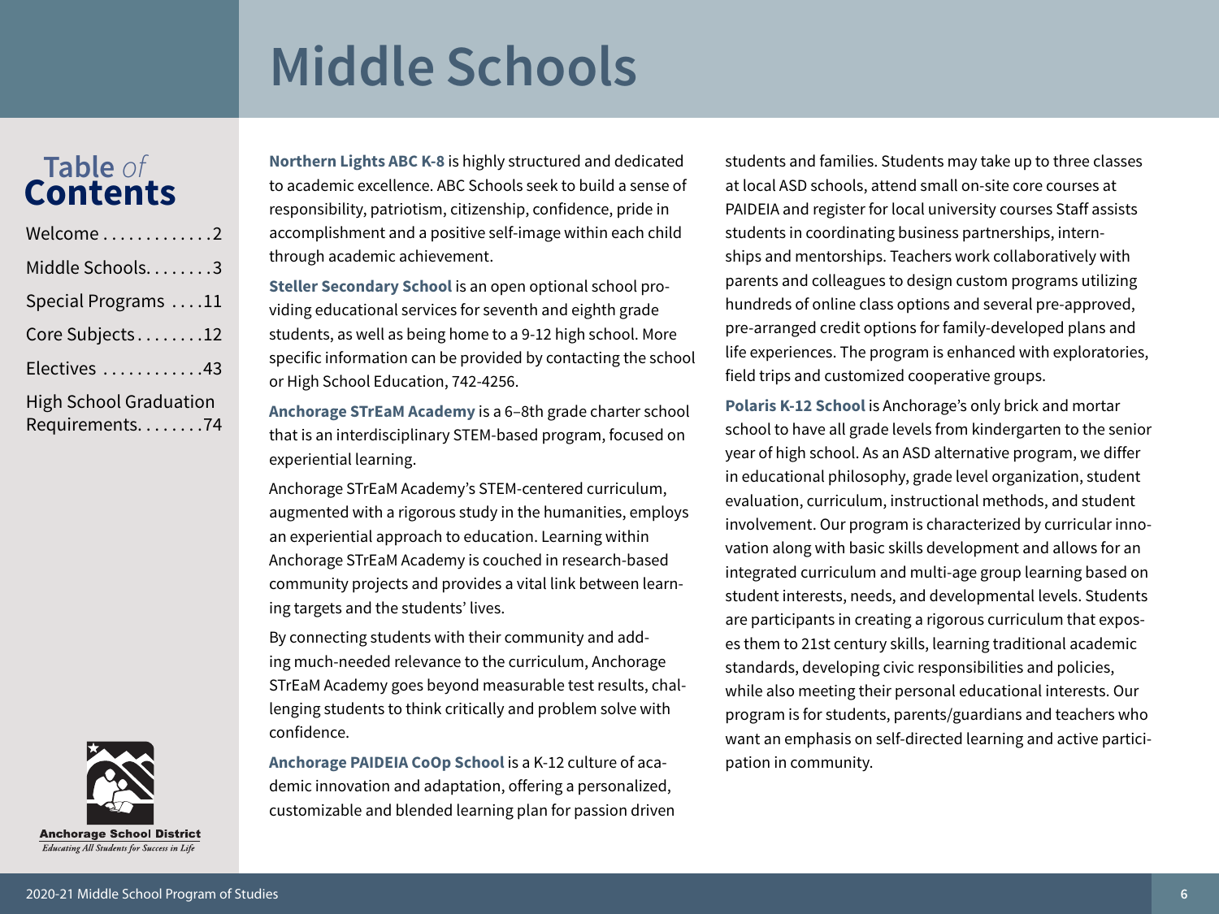# Middle Schools

**Table of Contents**

- Welcome . . . . . . . . . . . . . 2
- Middle Schools. . . . . . . . 3
- Special Programs . . . . 11
- Core Subjects . . . . . . . . 12
- Electives . . . . . . . . . . . . 43
- High School Graduation Requirements. . . . . . . . 74

Anchorage School District
*Educating All Students for Success in Life*

**Northern Lights ABC K-8** is highly structured and dedicated to academic excellence. ABC Schools seek to build a sense of responsibility, patriotism, citizenship, confidence, pride in accomplishment and a positive self-image within each child through academic achievement.

**Steller Secondary School** is an open optional school providing educational services for seventh and eighth grade students, as well as being home to a 9-12 high school. More specific information can be provided by contacting the school or High School Education, 742-4256.

**Anchorage STrEaM Academy** is a 6–8th grade charter school that is an interdisciplinary STEM-based program, focused on experiential learning.

Anchorage STrEaM Academy's STEM-centered curriculum, augmented with a rigorous study in the humanities, employs an experiential approach to education. Learning within Anchorage STrEaM Academy is couched in research-based community projects and provides a vital link between learning targets and the students' lives.

By connecting students with their community and adding much-needed relevance to the curriculum, Anchorage STrEaM Academy goes beyond measurable test results, challenging students to think critically and problem solve with confidence.

**Anchorage PAIDEIA CoOp School** is a K-12 culture of academic innovation and adaptation, offering a personalized, customizable and blended learning plan for passion driven students and families. Students may take up to three classes at local ASD schools, attend small on-site core courses at PAIDEIA and register for local university courses Staff assists students in coordinating business partnerships, internships and mentorships. Teachers work collaboratively with parents and colleagues to design custom programs utilizing hundreds of online class options and several pre-approved, pre-arranged credit options for family-developed plans and life experiences. The program is enhanced with exploratories, field trips and customized cooperative groups.

**Polaris K-12 School** is Anchorage's only brick and mortar school to have all grade levels from kindergarten to the senior year of high school. As an ASD alternative program, we differ in educational philosophy, grade level organization, student evaluation, curriculum, instructional methods, and student involvement. Our program is characterized by curricular innovation along with basic skills development and allows for an integrated curriculum and multi-age group learning based on student interests, needs, and developmental levels. Students are participants in creating a rigorous curriculum that exposes them to 21st century skills, learning traditional academic standards, developing civic responsibilities and policies, while also meeting their personal educational interests. Our program is for students, parents/guardians and teachers who want an emphasis on self-directed learning and active participation in community.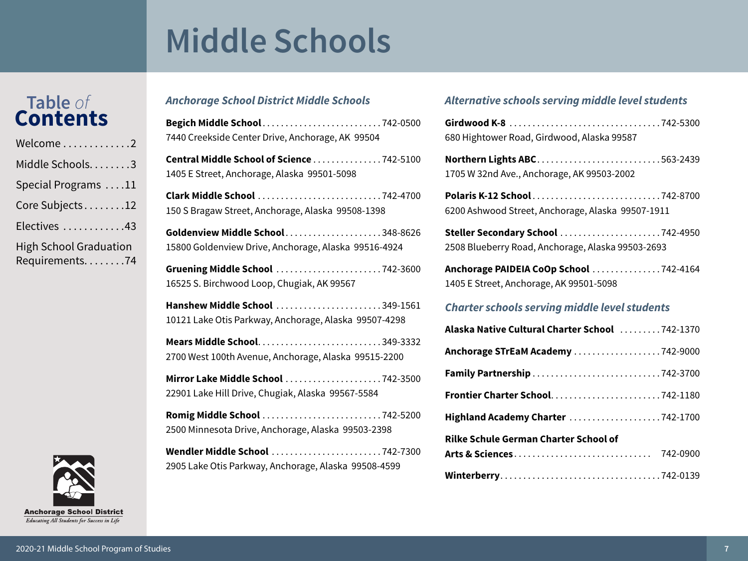# Middle Schools

## Table *of* Contents

- Welcome . . . . . . . . . . . . .2
- Middle Schools. . . . . . . .3
- Special Programs . . . .11
- Core Subjects . . . . . . . .12
- Electives . . . . . . . . . . . .43
- High School Graduation Requirements. . . . . . . .74

Anchorage School District
*Educating All Students for Success in Life*

### *Anchorage School District Middle Schools*

**Begich Middle School** . . . . . . . . . . . . . . . . . . . . . . . . . 742-0500
7440 Creekside Center Drive, Anchorage, AK 99504

**Central Middle School of Science** . . . . . . . . . . . . . . . 742-5100
1405 E Street, Anchorage, Alaska 99501-5098

**Clark Middle School** . . . . . . . . . . . . . . . . . . . . . . . . . . 742-4700
150 S Bragaw Street, Anchorage, Alaska 99508-1398

**Goldenview Middle School** . . . . . . . . . . . . . . . . . . . . 348-8626
15800 Goldenview Drive, Anchorage, Alaska 99516-4924

**Gruening Middle School** . . . . . . . . . . . . . . . . . . . . . . 742-3600
16525 S. Birchwood Loop, Chugiak, AK 99567

**Hanshew Middle School** . . . . . . . . . . . . . . . . . . . . . . 349-1561
10121 Lake Otis Parkway, Anchorage, Alaska 99507-4298

**Mears Middle School**. . . . . . . . . . . . . . . . . . . . . . . . . . 349-3332
2700 West 100th Avenue, Anchorage, Alaska 99515-2200

**Mirror Lake Middle School** . . . . . . . . . . . . . . . . . . . . 742-3500
22901 Lake Hill Drive, Chugiak, Alaska 99567-5584

**Romig Middle School** . . . . . . . . . . . . . . . . . . . . . . . . . 742-5200
2500 Minnesota Drive, Anchorage, Alaska 99503-2398

**Wendler Middle School** . . . . . . . . . . . . . . . . . . . . . . . 742-7300
2905 Lake Otis Parkway, Anchorage, Alaska 99508-4599

### *Alternative schools serving middle level students*

**Girdwood K-8** . . . . . . . . . . . . . . . . . . . . . . . . . . . . . . . . 742-5300
680 Hightower Road, Girdwood, Alaska 99587

**Northern Lights ABC**. . . . . . . . . . . . . . . . . . . . . . . . . . 563-2439
1705 W 32nd Ave., Anchorage, AK 99503-2002

**Polaris K-12 School**. . . . . . . . . . . . . . . . . . . . . . . . . . . 742-8700
6200 Ashwood Street, Anchorage, Alaska 99507-1911

**Steller Secondary School** . . . . . . . . . . . . . . . . . . . . . 742-4950
2508 Blueberry Road, Anchorage, Alaska 99503-2693

**Anchorage PAIDEIA CoOp School** . . . . . . . . . . . . . . . 742-4164
1405 E Street, Anchorage, AK 99501-5098

### *Charter schools serving middle level students*

**Alaska Native Cultural Charter School** . . . . . . . . . 742-1370

**Anchorage STrEaM Academy** . . . . . . . . . . . . . . . . . . 742-9000

**Family Partnership** . . . . . . . . . . . . . . . . . . . . . . . . . . . 742-3700

**Frontier Charter School**. . . . . . . . . . . . . . . . . . . . . . . . 742-1180

**Highland Academy Charter** . . . . . . . . . . . . . . . . . . . . 742-1700

**Rilke Schule German Charter School of Arts & Sciences** . . . . . . . . . . . . . . . . . . . . . . . . . . . . . 742-0900

**Winterberry**. . . . . . . . . . . . . . . . . . . . . . . . . . . . . . . . . . 742-0139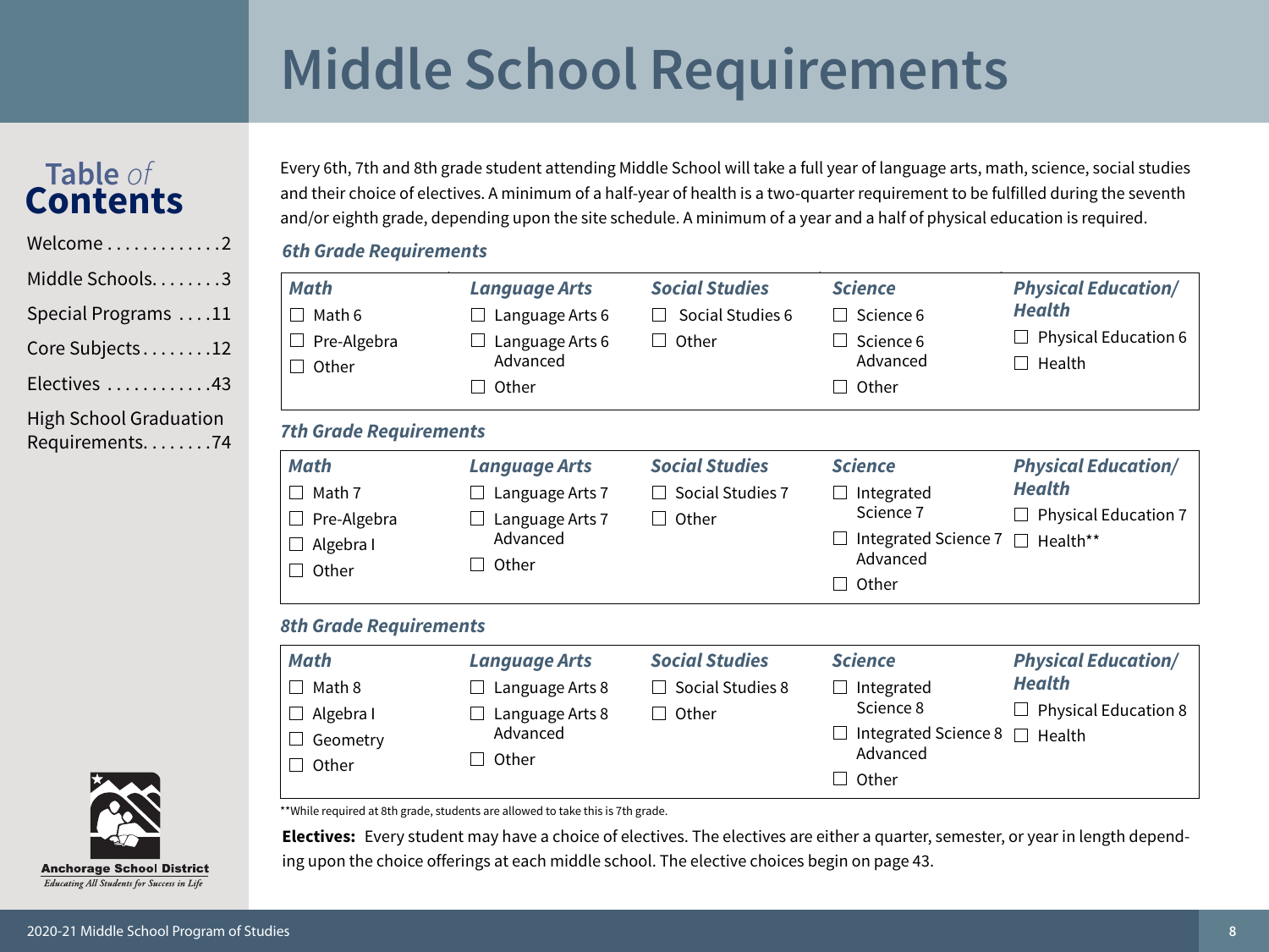# Middle School Requirements

**Table of Contents**

- Welcome . . . . . . . . . . . . .2
- Middle Schools. . . . . . . .3
- Special Programs . . . .11
- Core Subjects. . . . . . . .12
- Electives . . . . . . . . . . . .43
- High School Graduation Requirements. . . . . . . .74

Every 6th, 7th and 8th grade student attending Middle School will take a full year of language arts, math, science, social studies and their choice of electives. A minimum of a half-year of health is a two-quarter requirement to be fulfilled during the seventh and/or eighth grade, depending upon the site schedule. A minimum of a year and a half of physical education is required.

### *6th Grade Requirements*

| *Math* | *Language Arts* | *Social Studies* | *Science* | *Physical Education/ Health* |
|---|---|---|---|---|
| ☐ Math 6 | ☐ Language Arts 6 | ☐ Social Studies 6 | ☐ Science 6 | ☐ Physical Education 6 |
| ☐ Pre-Algebra | ☐ Language Arts 6 Advanced | ☐ Other | ☐ Science 6 Advanced | ☐ Health |
| ☐ Other | ☐ Other | | ☐ Other | |

### *7th Grade Requirements*

| *Math* | *Language Arts* | *Social Studies* | *Science* | *Physical Education/ Health* |
|---|---|---|---|---|
| ☐ Math 7 | ☐ Language Arts 7 | ☐ Social Studies 7 | ☐ Integrated Science 7 | ☐ Physical Education 7 |
| ☐ Pre-Algebra | ☐ Language Arts 7 Advanced | ☐ Other | ☐ Integrated Science 7 Advanced | ☐ Health** |
| ☐ Algebra I | ☐ Other | | ☐ Other | |
| ☐ Other | | | | |

### *8th Grade Requirements*

| *Math* | *Language Arts* | *Social Studies* | *Science* | *Physical Education/ Health* |
|---|---|---|---|---|
| ☐ Math 8 | ☐ Language Arts 8 | ☐ Social Studies 8 | ☐ Integrated Science 8 | ☐ Physical Education 8 |
| ☐ Algebra I | ☐ Language Arts 8 Advanced | ☐ Other | ☐ Integrated Science 8 Advanced | ☐ Health |
| ☐ Geometry | ☐ Other | | ☐ Other | |
| ☐ Other | | | | |

**While required at 8th grade, students are allowed to take this is 7th grade.

**Electives:** Every student may have a choice of electives. The electives are either a quarter, semester, or year in length depending upon the choice offerings at each middle school. The elective choices begin on page 43.

Anchorage School District
*Educating All Students for Success in Life*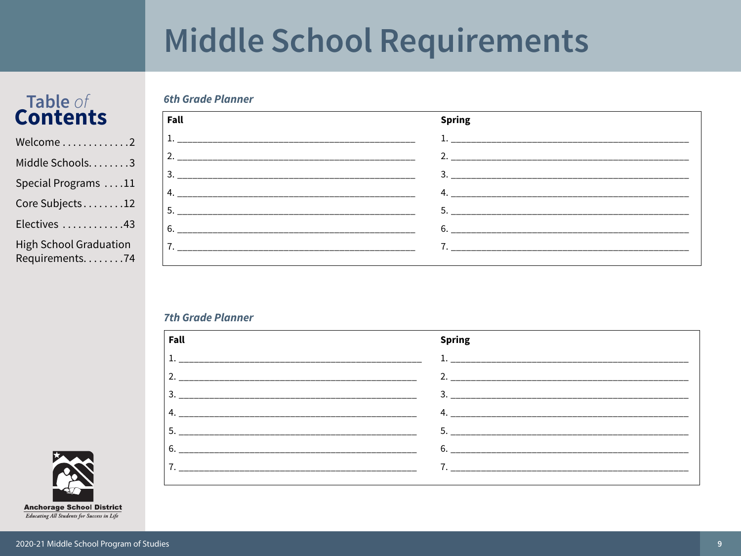# Middle School Requirements

## Table of Contents

Welcome . . . . . . . . . . . . .2
Middle Schools. . . . . . . .3
Special Programs . . . .11
Core Subjects . . . . . . . .12
Electives . . . . . . . . . . . .43
High School Graduation Requirements. . . . . . . .74

### *6th Grade Planner*

| Fall | Spring |
|---|---|
| 1. ______________________ | 1. ______________________ |
| 2. ______________________ | 2. ______________________ |
| 3. ______________________ | 3. ______________________ |
| 4. ______________________ | 4. ______________________ |
| 5. ______________________ | 5. ______________________ |
| 6. ______________________ | 6. ______________________ |
| 7. ______________________ | 7. ______________________ |

### *7th Grade Planner*

| Fall | Spring |
|---|---|
| 1. ______________________ | 1. ______________________ |
| 2. ______________________ | 2. ______________________ |
| 3. ______________________ | 3. ______________________ |
| 4. ______________________ | 4. ______________________ |
| 5. ______________________ | 5. ______________________ |
| 6. ______________________ | 6. ______________________ |
| 7. ______________________ | 7. ______________________ |

**Anchorage School District**
*Educating All Students for Success in Life*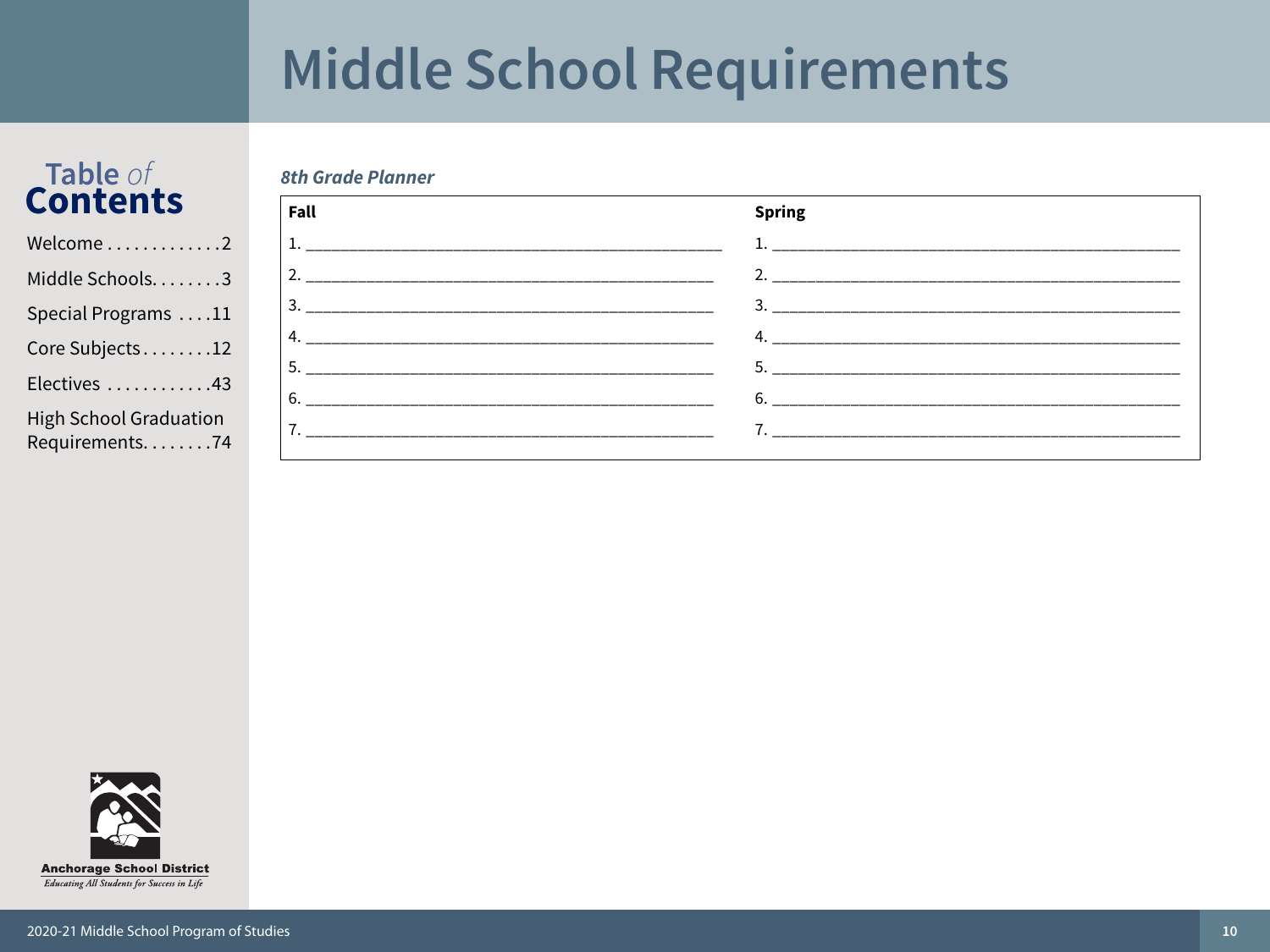# Middle School Requirements

## Table of Contents

- Welcome .............2
- Middle Schools........3
- Special Programs ....11
- Core Subjects........12
- Electives ............43
- High School Graduation Requirements........74

### *8th Grade Planner*

| Fall | Spring |
|---|---|
| 1. ______________________________ | 1. ______________________________ |
| 2. ______________________________ | 2. ______________________________ |
| 3. ______________________________ | 3. ______________________________ |
| 4. ______________________________ | 4. ______________________________ |
| 5. ______________________________ | 5. ______________________________ |
| 6. ______________________________ | 6. ______________________________ |
| 7. ______________________________ | 7. ______________________________ |

**Anchorage School District**
*Educating All Students for Success in Life*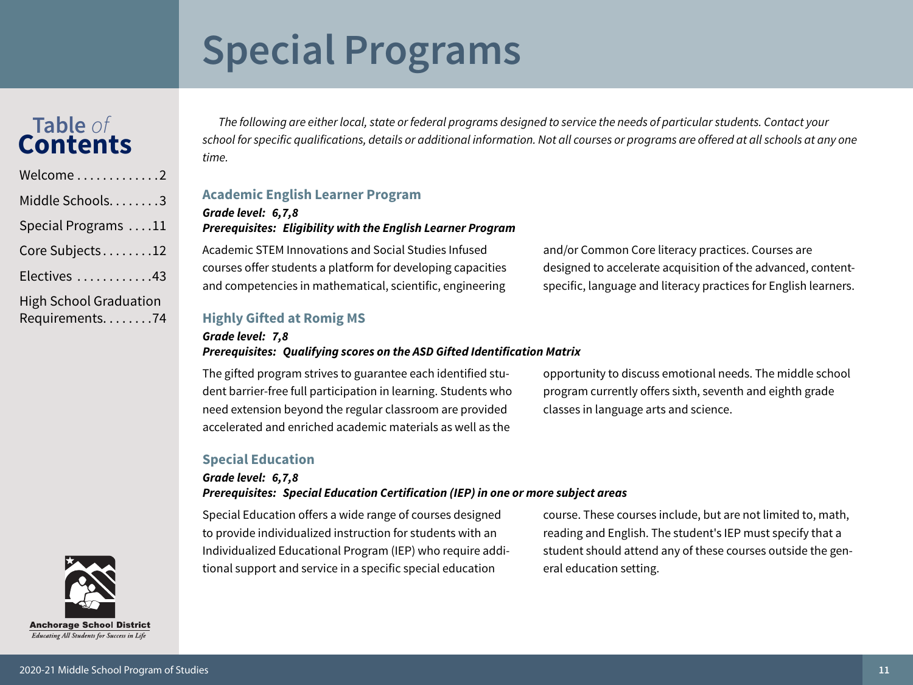# Special Programs

*The following are either local, state or federal programs designed to service the needs of particular students. Contact your school for specific qualifications, details or additional information. Not all courses or programs are offered at all schools at any one time.*

## Academic English Learner Program

***Grade level: 6,7,8***
***Prerequisites: Eligibility with the English Learner Program***

Academic STEM Innovations and Social Studies Infused courses offer students a platform for developing capacities and competencies in mathematical, scientific, engineering and/or Common Core literacy practices. Courses are designed to accelerate acquisition of the advanced, content-specific, language and literacy practices for English learners.

## Highly Gifted at Romig MS

***Grade level: 7,8***
***Prerequisites: Qualifying scores on the ASD Gifted Identification Matrix***

The gifted program strives to guarantee each identified student barrier-free full participation in learning. Students who need extension beyond the regular classroom are provided accelerated and enriched academic materials as well as the opportunity to discuss emotional needs. The middle school program currently offers sixth, seventh and eighth grade classes in language arts and science.

## Special Education

***Grade level: 6,7,8***
***Prerequisites: Special Education Certification (IEP) in one or more subject areas***

Special Education offers a wide range of courses designed to provide individualized instruction for students with an Individualized Educational Program (IEP) who require additional support and service in a specific special education course. These courses include, but are not limited to, math, reading and English. The student's IEP must specify that a student should attend any of these courses outside the general education setting.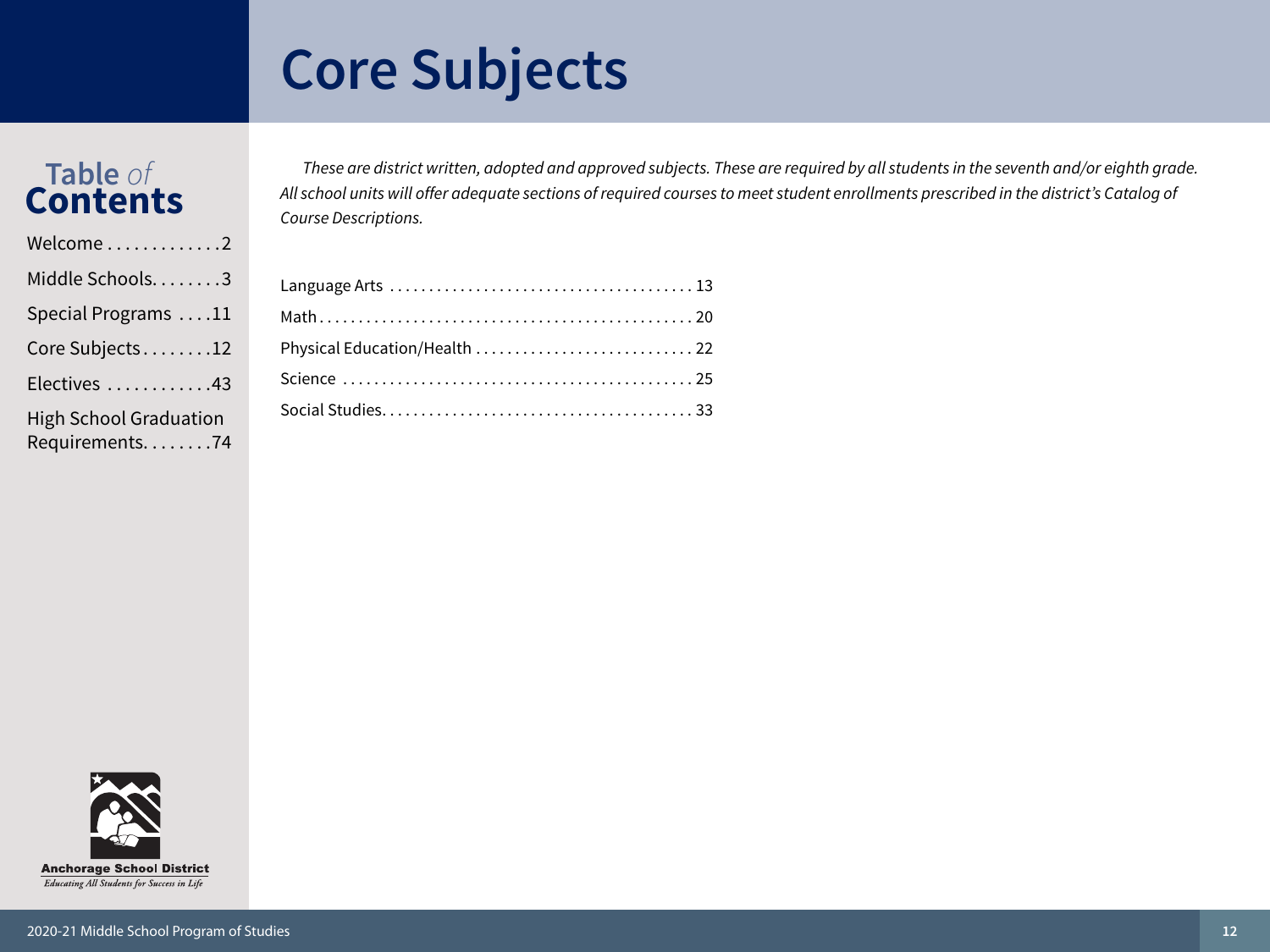# Core Subjects

## Table of Contents

- Welcome .............2
- Middle Schools........3
- Special Programs ....11
- Core Subjects........12
- Electives ............43
- High School Graduation Requirements........74

*These are district written, adopted and approved subjects. These are required by all students in the seventh and/or eighth grade. All school units will offer adequate sections of required courses to meet student enrollments prescribed in the district's Catalog of Course Descriptions.*

- Language Arts ...................................... 13
- Math............................................... 20
- Physical Education/Health ........................... 22
- Science ............................................ 25
- Social Studies....................................... 33

Anchorage School District

*Educating All Students for Success in Life*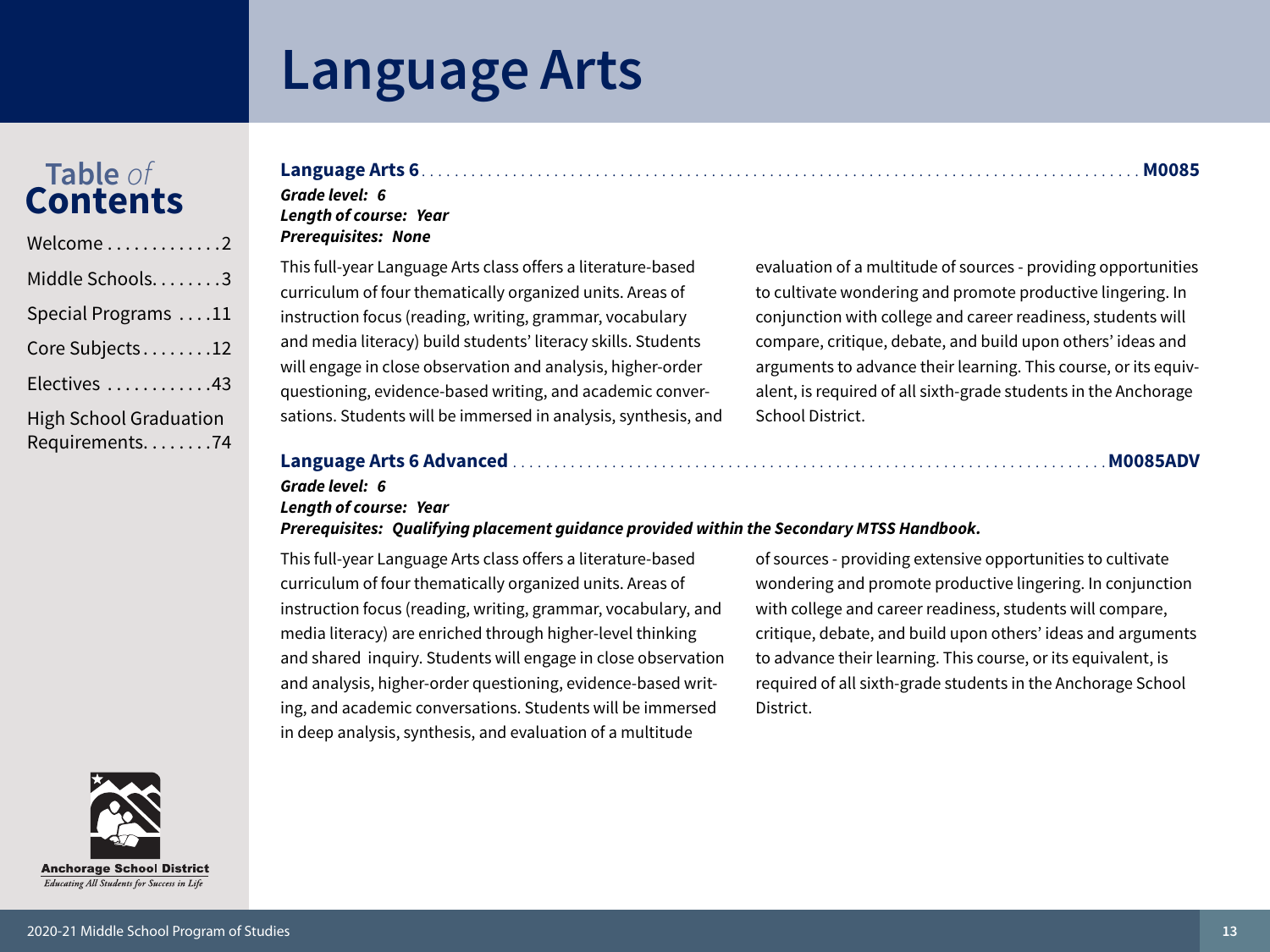# Language Arts

## Table *of* Contents

Welcome . . . . . . . . . . . . . 2

Middle Schools. . . . . . . . 3

Special Programs . . . . 11

Core Subjects . . . . . . . . 12

Electives . . . . . . . . . . . . 43

High School Graduation Requirements. . . . . . . . 74

### Language Arts 6 . . . . . . . . . . M0085

***Grade level: 6***
***Length of course: Year***
***Prerequisites: None***

This full-year Language Arts class offers a literature-based curriculum of four thematically organized units. Areas of instruction focus (reading, writing, grammar, vocabulary and media literacy) build students' literacy skills. Students will engage in close observation and analysis, higher-order questioning, evidence-based writing, and academic conversations. Students will be immersed in analysis, synthesis, and evaluation of a multitude of sources - providing opportunities to cultivate wondering and promote productive lingering. In conjunction with college and career readiness, students will compare, critique, debate, and build upon others' ideas and arguments to advance their learning. This course, or its equivalent, is required of all sixth-grade students in the Anchorage School District.

### Language Arts 6 Advanced . . . . . . . . . . M0085ADV

***Grade level: 6***
***Length of course: Year***
***Prerequisites: Qualifying placement guidance provided within the Secondary MTSS Handbook.***

This full-year Language Arts class offers a literature-based curriculum of four thematically organized units. Areas of instruction focus (reading, writing, grammar, vocabulary, and media literacy) are enriched through higher-level thinking and shared inquiry. Students will engage in close observation and analysis, higher-order questioning, evidence-based writing, and academic conversations. Students will be immersed in deep analysis, synthesis, and evaluation of a multitude of sources - providing extensive opportunities to cultivate wondering and promote productive lingering. In conjunction with college and career readiness, students will compare, critique, debate, and build upon others' ideas and arguments to advance their learning. This course, or its equivalent, is required of all sixth-grade students in the Anchorage School District.

**Anchorage School District**
*Educating All Students for Success in Life*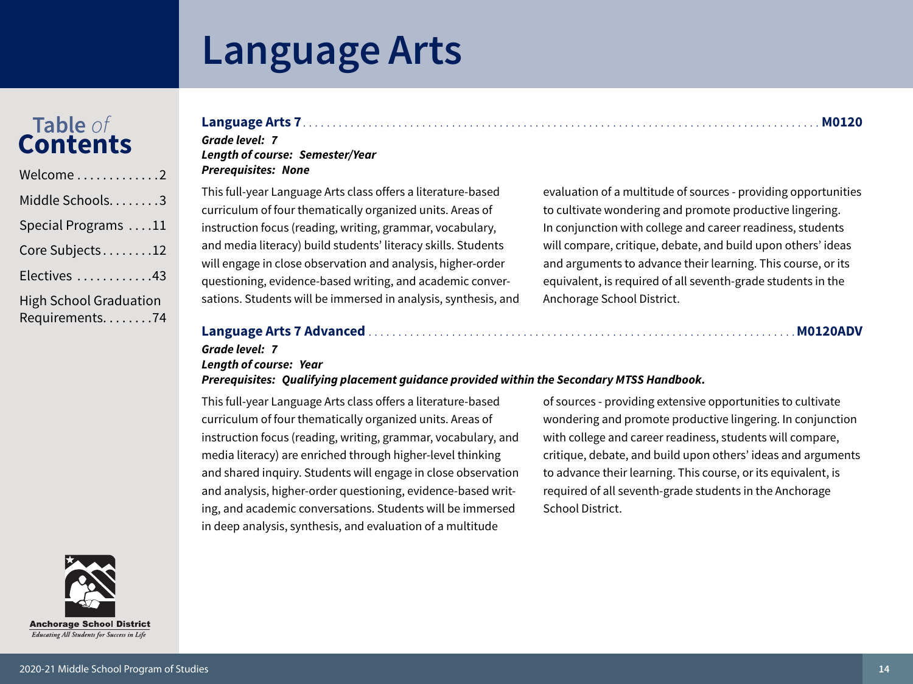# Language Arts

## Table *of* Contents

- Welcome . . . . . . . . . . . . .2
- Middle Schools. . . . . . . .3
- Special Programs . . . .11
- Core Subjects. . . . . . . .12
- Electives . . . . . . . . . . . .43
- High School Graduation Requirements. . . . . . . .74

### Language Arts 7 . . . . . . . . . . . . . . . . . . . . M0120

***Grade level: 7***
***Length of course: Semester/Year***
***Prerequisites: None***

This full-year Language Arts class offers a literature-based curriculum of four thematically organized units. Areas of instruction focus (reading, writing, grammar, vocabulary, and media literacy) build students' literacy skills. Students will engage in close observation and analysis, higher-order questioning, evidence-based writing, and academic conversations. Students will be immersed in analysis, synthesis, and evaluation of a multitude of sources - providing opportunities to cultivate wondering and promote productive lingering. In conjunction with college and career readiness, students will compare, critique, debate, and build upon others' ideas and arguments to advance their learning. This course, or its equivalent, is required of all seventh-grade students in the Anchorage School District.

### Language Arts 7 Advanced . . . . . . . . . . . . . . . . . . . . M0120ADV

***Grade level: 7***
***Length of course: Year***
***Prerequisites: Qualifying placement guidance provided within the Secondary MTSS Handbook.***

This full-year Language Arts class offers a literature-based curriculum of four thematically organized units. Areas of instruction focus (reading, writing, grammar, vocabulary, and media literacy) are enriched through higher-level thinking and shared inquiry. Students will engage in close observation and analysis, higher-order questioning, evidence-based writing, and academic conversations. Students will be immersed in deep analysis, synthesis, and evaluation of a multitude of sources - providing extensive opportunities to cultivate wondering and promote productive lingering. In conjunction with college and career readiness, students will compare, critique, debate, and build upon others' ideas and arguments to advance their learning. This course, or its equivalent, is required of all seventh-grade students in the Anchorage School District.

Anchorage School District
*Educating All Students for Success in Life*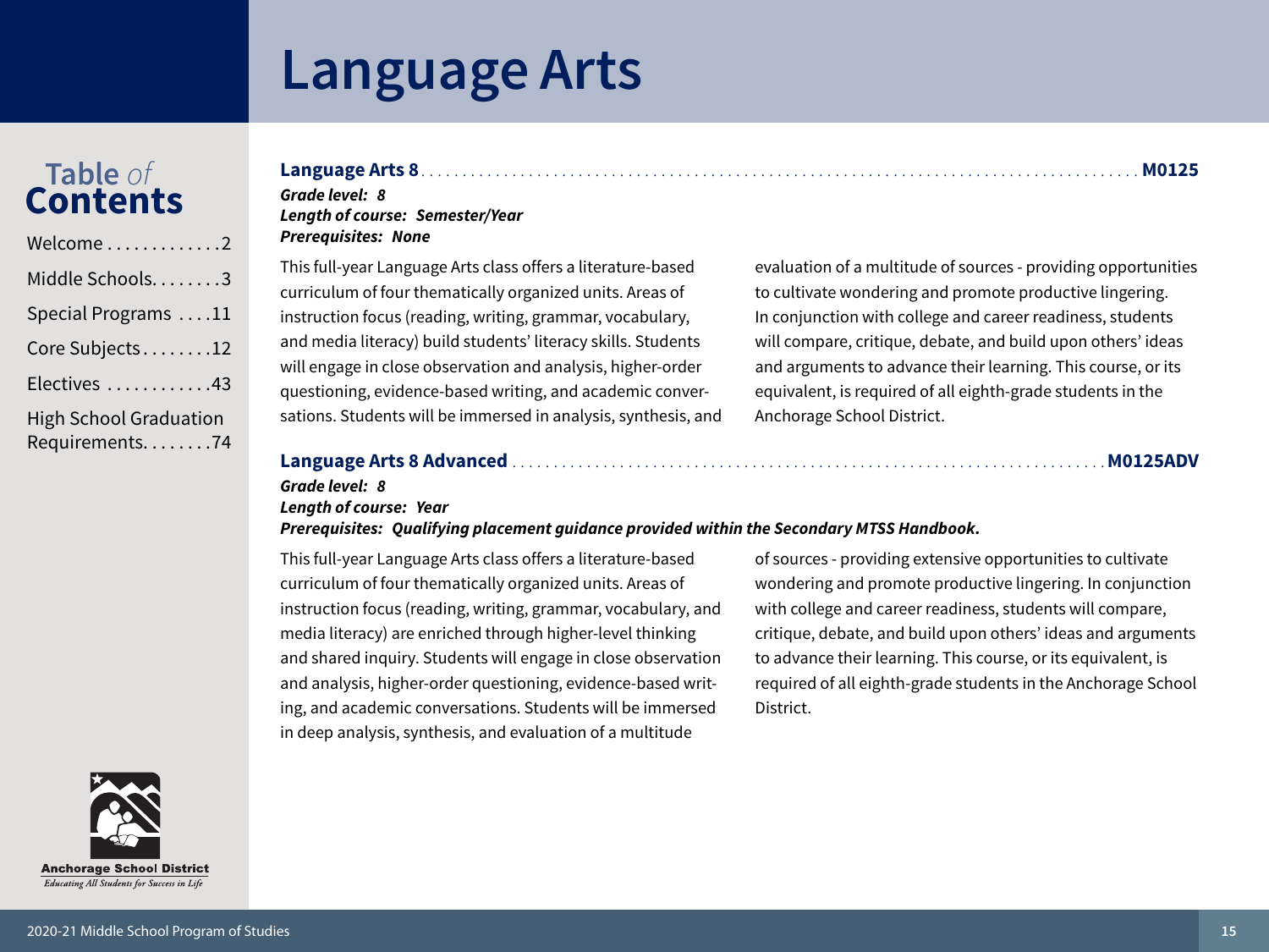# Language Arts

**Table of Contents**

- Welcome . . . . . . . . . . . . 2
- Middle Schools. . . . . . . . 3
- Special Programs . . . . 11
- Core Subjects . . . . . . . . 12
- Electives . . . . . . . . . . . 43
- High School Graduation Requirements. . . . . . . . 74

## Language Arts 8 . . . . . . . . . . M0125

***Grade level: 8***
***Length of course: Semester/Year***
***Prerequisites: None***

This full-year Language Arts class offers a literature-based curriculum of four thematically organized units. Areas of instruction focus (reading, writing, grammar, vocabulary, and media literacy) build students' literacy skills. Students will engage in close observation and analysis, higher-order questioning, evidence-based writing, and academic conversations. Students will be immersed in analysis, synthesis, and evaluation of a multitude of sources - providing opportunities to cultivate wondering and promote productive lingering. In conjunction with college and career readiness, students will compare, critique, debate, and build upon others' ideas and arguments to advance their learning. This course, or its equivalent, is required of all eighth-grade students in the Anchorage School District.

## Language Arts 8 Advanced . . . . . . . . . . M0125ADV

***Grade level: 8***
***Length of course: Year***
***Prerequisites: Qualifying placement guidance provided within the Secondary MTSS Handbook.***

This full-year Language Arts class offers a literature-based curriculum of four thematically organized units. Areas of instruction focus (reading, writing, grammar, vocabulary, and media literacy) are enriched through higher-level thinking and shared inquiry. Students will engage in close observation and analysis, higher-order questioning, evidence-based writing, and academic conversations. Students will be immersed in deep analysis, synthesis, and evaluation of a multitude of sources - providing extensive opportunities to cultivate wondering and promote productive lingering. In conjunction with college and career readiness, students will compare, critique, debate, and build upon others' ideas and arguments to advance their learning. This course, or its equivalent, is required of all eighth-grade students in the Anchorage School District.

Anchorage School District
*Educating All Students for Success in Life*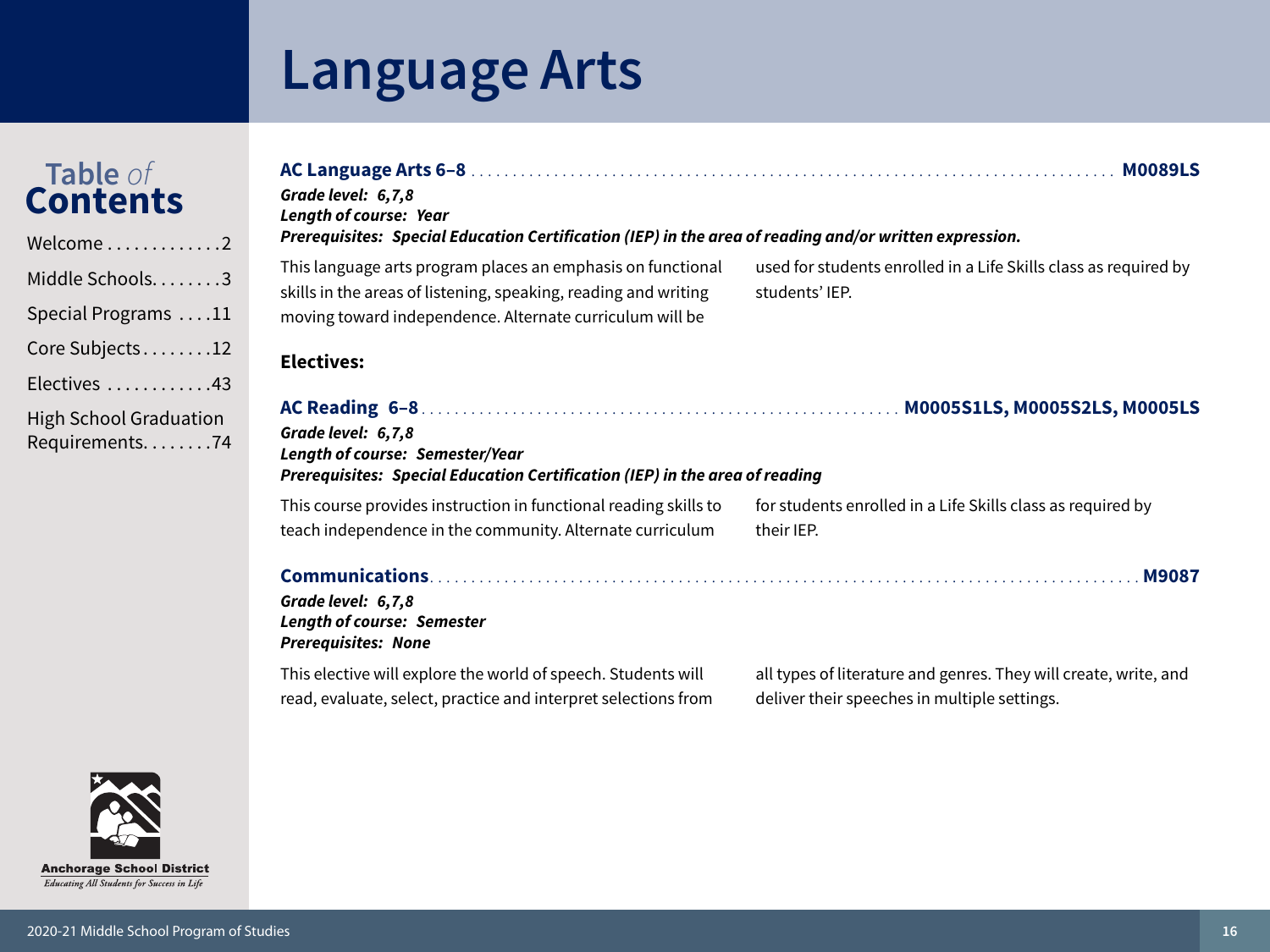# Language Arts

**AC Language Arts 6–8** . . . . . . . . . . **M0089LS**

***Grade level: 6,7,8***
***Length of course: Year***
***Prerequisites: Special Education Certification (IEP) in the area of reading and/or written expression.***

This language arts program places an emphasis on functional skills in the areas of listening, speaking, reading and writing moving toward independence. Alternate curriculum will be used for students enrolled in a Life Skills class as required by students' IEP.

## Electives:

**AC Reading 6–8** . . . . . . . . . . **M0005S1LS, M0005S2LS, M0005LS**

***Grade level: 6,7,8***
***Length of course: Semester/Year***
***Prerequisites: Special Education Certification (IEP) in the area of reading***

This course provides instruction in functional reading skills to teach independence in the community. Alternate curriculum for students enrolled in a Life Skills class as required by their IEP.

**Communications** . . . . . . . . . . **M9087**

***Grade level: 6,7,8***
***Length of course: Semester***
***Prerequisites: None***

This elective will explore the world of speech. Students will read, evaluate, select, practice and interpret selections from all types of literature and genres. They will create, write, and deliver their speeches in multiple settings.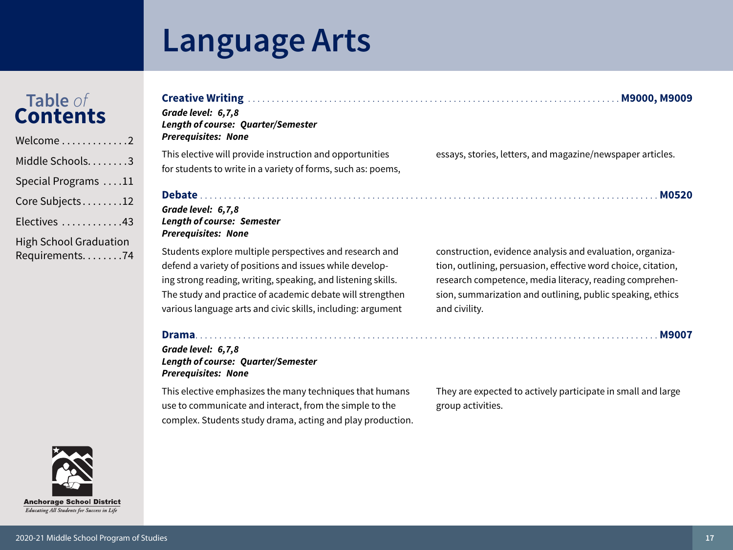# Language Arts

## Creative Writing ... M9000, M9009

***Grade level: 6,7,8***
***Length of course: Quarter/Semester***
***Prerequisites: None***

This elective will provide instruction and opportunities for students to write in a variety of forms, such as: poems, essays, stories, letters, and magazine/newspaper articles.

## Debate ... M0520

***Grade level: 6,7,8***
***Length of course: Semester***
***Prerequisites: None***

Students explore multiple perspectives and research and defend a variety of positions and issues while developing strong reading, writing, speaking, and listening skills. The study and practice of academic debate will strengthen various language arts and civic skills, including: argument construction, evidence analysis and evaluation, organization, outlining, persuasion, effective word choice, citation, research competence, media literacy, reading comprehension, summarization and outlining, public speaking, ethics and civility.

## Drama ... M9007

***Grade level: 6,7,8***
***Length of course: Quarter/Semester***
***Prerequisites: None***

This elective emphasizes the many techniques that humans use to communicate and interact, from the simple to the complex. Students study drama, acting and play production. They are expected to actively participate in small and large group activities.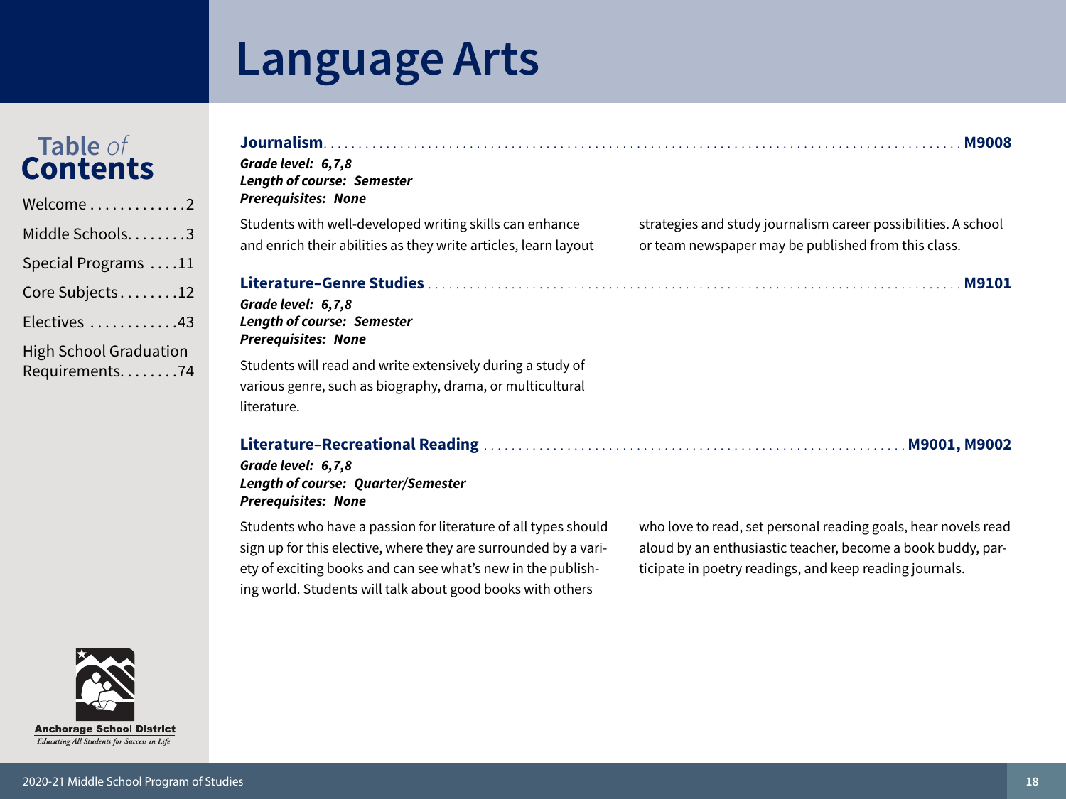# Language Arts

## Journalism — M9008

***Grade level: 6,7,8***
***Length of course: Semester***
***Prerequisites: None***

Students with well-developed writing skills can enhance and enrich their abilities as they write articles, learn layout strategies and study journalism career possibilities. A school or team newspaper may be published from this class.

## Literature–Genre Studies — M9101

***Grade level: 6,7,8***
***Length of course: Semester***
***Prerequisites: None***

Students will read and write extensively during a study of various genre, such as biography, drama, or multicultural literature.

## Literature–Recreational Reading — M9001, M9002

***Grade level: 6,7,8***
***Length of course: Quarter/Semester***
***Prerequisites: None***

Students who have a passion for literature of all types should sign up for this elective, where they are surrounded by a variety of exciting books and can see what's new in the publishing world. Students will talk about good books with others who love to read, set personal reading goals, hear novels read aloud by an enthusiastic teacher, become a book buddy, participate in poetry readings, and keep reading journals.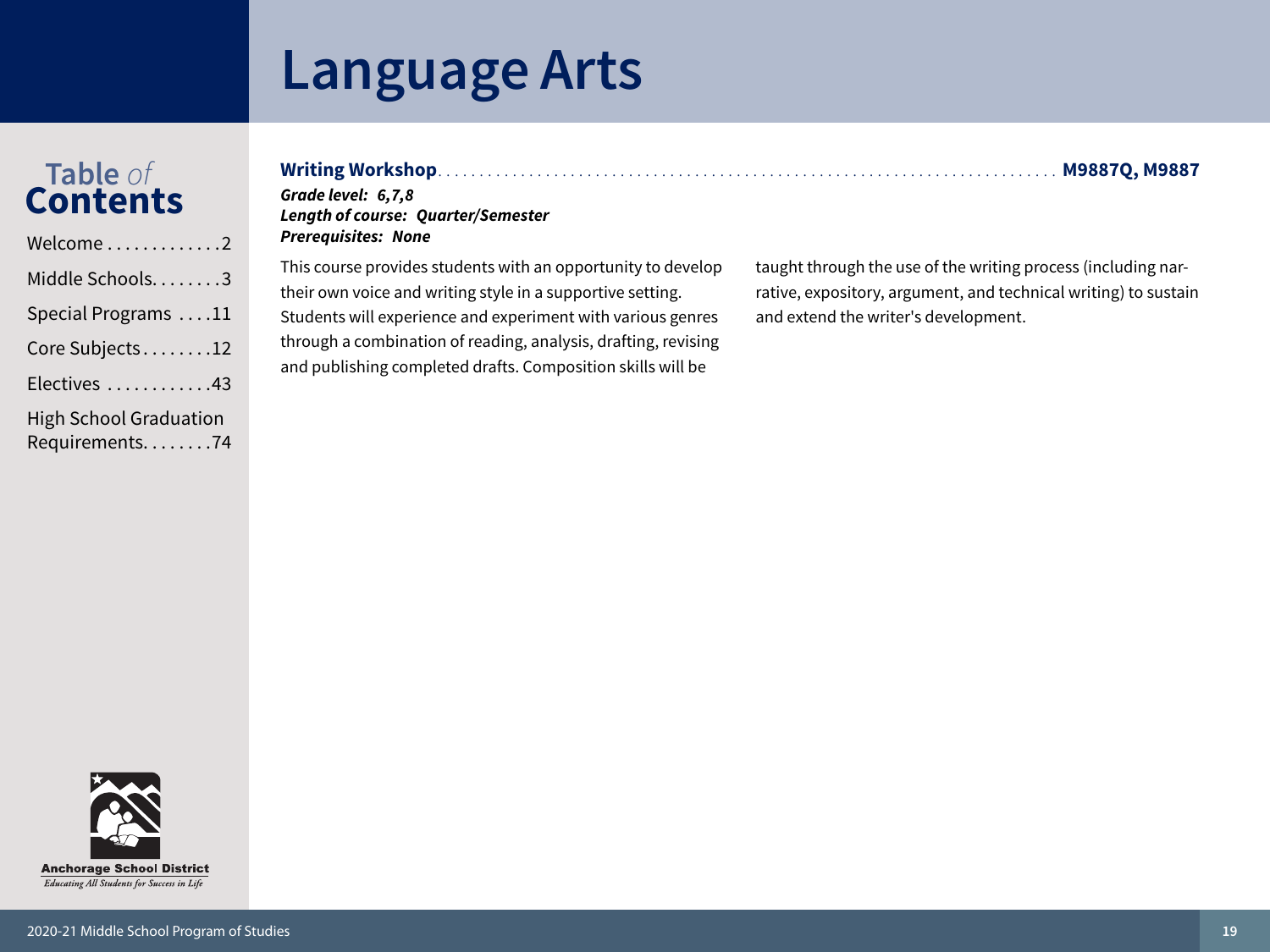# Language Arts

**Table of Contents**

- Welcome . . . . . . . . . . . . .2
- Middle Schools. . . . . . . .3
- Special Programs . . . .11
- Core Subjects. . . . . . . .12
- Electives . . . . . . . . . . . .43
- High School Graduation Requirements. . . . . . . .74

**Writing Workshop** . . . . . . . . . . . . . . . . . . . . . . . . . . . . **M9887Q, M9887**

***Grade level: 6,7,8***
***Length of course: Quarter/Semester***
***Prerequisites: None***

This course provides students with an opportunity to develop their own voice and writing style in a supportive setting. Students will experience and experiment with various genres through a combination of reading, analysis, drafting, revising and publishing completed drafts. Composition skills will be taught through the use of the writing process (including narrative, expository, argument, and technical writing) to sustain and extend the writer's development.

**Anchorage School District**
*Educating All Students for Success in Life*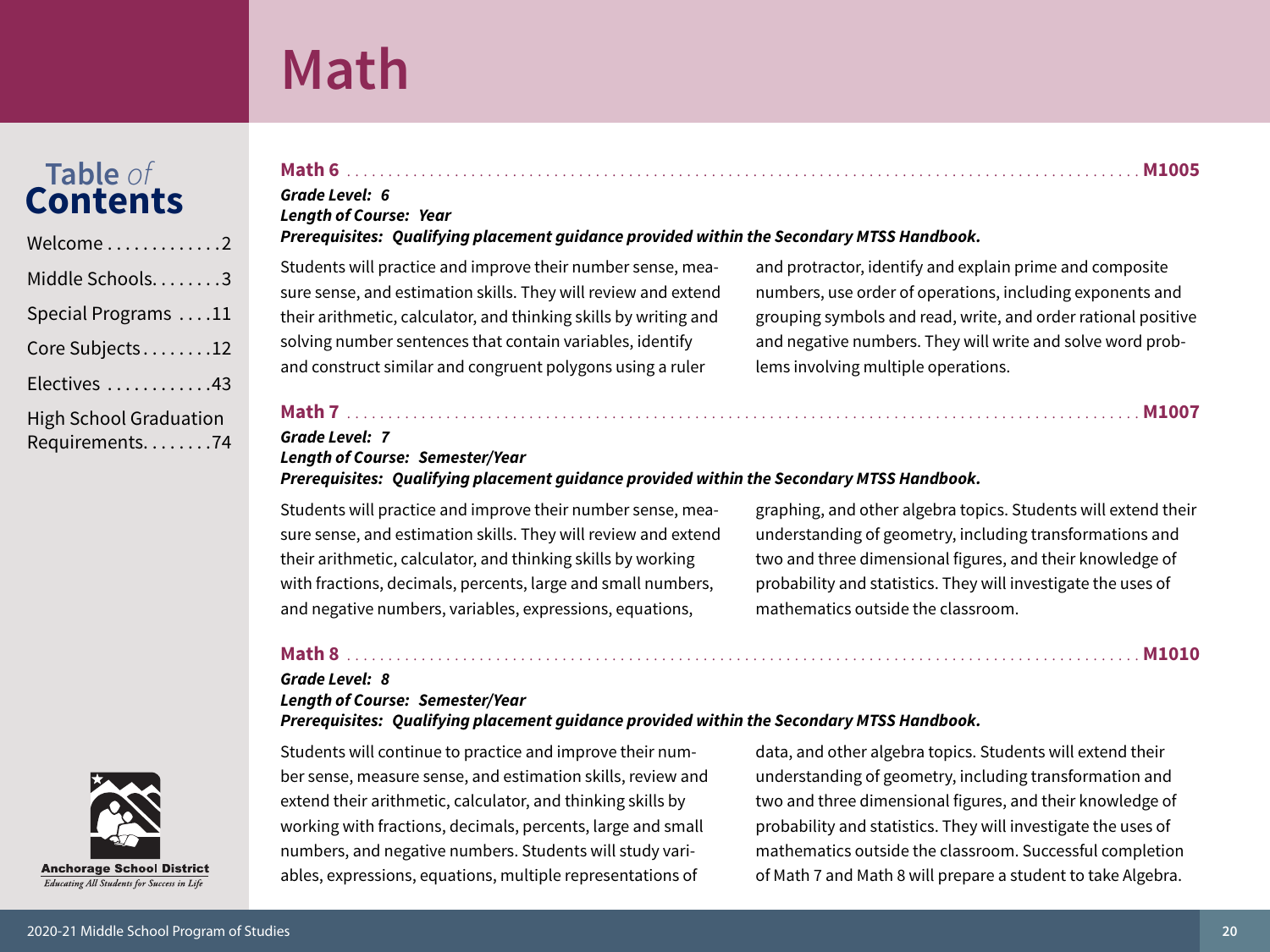# Math

## Math 6 ............ M1005

***Grade Level: 6***
***Length of Course: Year***
***Prerequisites: Qualifying placement guidance provided within the Secondary MTSS Handbook.***

Students will practice and improve their number sense, measure sense, and estimation skills. They will review and extend their arithmetic, calculator, and thinking skills by writing and solving number sentences that contain variables, identify and construct similar and congruent polygons using a ruler and protractor, identify and explain prime and composite numbers, use order of operations, including exponents and grouping symbols and read, write, and order rational positive and negative numbers. They will write and solve word problems involving multiple operations.

## Math 7 ............ M1007

***Grade Level: 7***
***Length of Course: Semester/Year***
***Prerequisites: Qualifying placement guidance provided within the Secondary MTSS Handbook.***

Students will practice and improve their number sense, measure sense, and estimation skills. They will review and extend their arithmetic, calculator, and thinking skills by working with fractions, decimals, percents, large and small numbers, and negative numbers, variables, expressions, equations, graphing, and other algebra topics. Students will extend their understanding of geometry, including transformations and two and three dimensional figures, and their knowledge of probability and statistics. They will investigate the uses of mathematics outside the classroom.

## Math 8 ............ M1010

***Grade Level: 8***
***Length of Course: Semester/Year***
***Prerequisites: Qualifying placement guidance provided within the Secondary MTSS Handbook.***

Students will continue to practice and improve their number sense, measure sense, and estimation skills, review and extend their arithmetic, calculator, and thinking skills by working with fractions, decimals, percents, large and small numbers, and negative numbers. Students will study variables, expressions, equations, multiple representations of data, and other algebra topics. Students will extend their understanding of geometry, including transformation and two and three dimensional figures, and their knowledge of probability and statistics. They will investigate the uses of mathematics outside the classroom. Successful completion of Math 7 and Math 8 will prepare a student to take Algebra.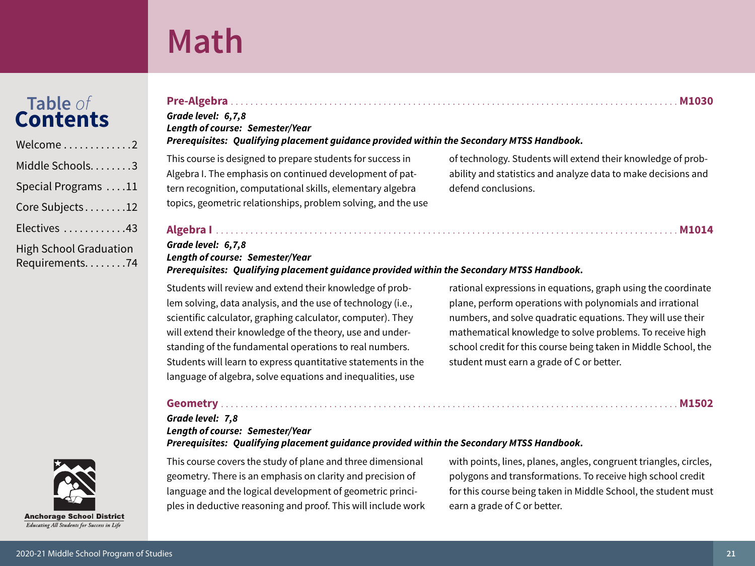# Math

## Pre-Algebra — M1030

***Grade level: 6,7,8***
***Length of course: Semester/Year***
***Prerequisites: Qualifying placement guidance provided within the Secondary MTSS Handbook.***

This course is designed to prepare students for success in Algebra I. The emphasis on continued development of pattern recognition, computational skills, elementary algebra topics, geometric relationships, problem solving, and the use of technology. Students will extend their knowledge of probability and statistics and analyze data to make decisions and defend conclusions.

## Algebra I — M1014

***Grade level: 6,7,8***
***Length of course: Semester/Year***
***Prerequisites: Qualifying placement guidance provided within the Secondary MTSS Handbook.***

Students will review and extend their knowledge of problem solving, data analysis, and the use of technology (i.e., scientific calculator, graphing calculator, computer). They will extend their knowledge of the theory, use and understanding of the fundamental operations to real numbers. Students will learn to express quantitative statements in the language of algebra, solve equations and inequalities, use rational expressions in equations, graph using the coordinate plane, perform operations with polynomials and irrational numbers, and solve quadratic equations. They will use their mathematical knowledge to solve problems. To receive high school credit for this course being taken in Middle School, the student must earn a grade of C or better.

## Geometry — M1502

***Grade level: 7,8***
***Length of course: Semester/Year***
***Prerequisites: Qualifying placement guidance provided within the Secondary MTSS Handbook.***

This course covers the study of plane and three dimensional geometry. There is an emphasis on clarity and precision of language and the logical development of geometric principles in deductive reasoning and proof. This will include work with points, lines, planes, angles, congruent triangles, circles, polygons and transformations. To receive high school credit for this course being taken in Middle School, the student must earn a grade of C or better.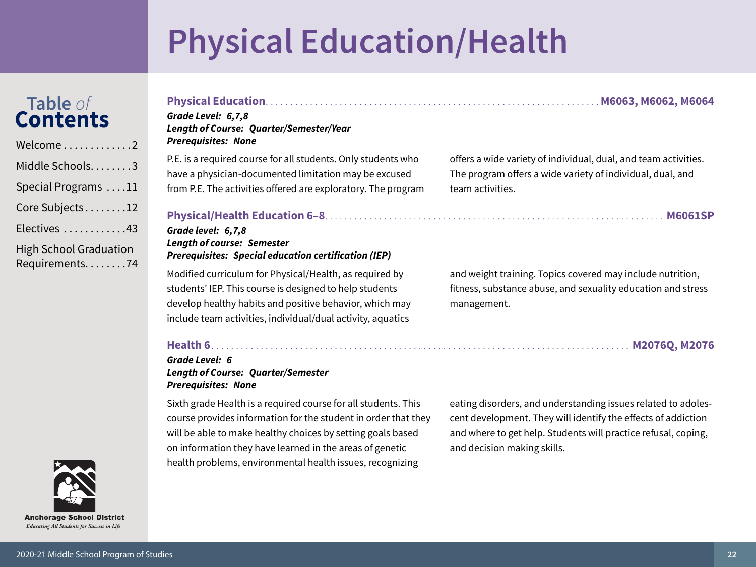# Physical Education/Health

## Physical Education ........ M6063, M6062, M6064

***Grade Level: 6,7,8***
***Length of Course: Quarter/Semester/Year***
***Prerequisites: None***

P.E. is a required course for all students. Only students who have a physician-documented limitation may be excused from P.E. The activities offered are exploratory. The program offers a wide variety of individual, dual, and team activities. The program offers a wide variety of individual, dual, and team activities.

## Physical/Health Education 6–8 ........ M6061SP

***Grade level: 6,7,8***
***Length of course: Semester***
***Prerequisites: Special education certification (IEP)***

Modified curriculum for Physical/Health, as required by students' IEP. This course is designed to help students develop healthy habits and positive behavior, which may include team activities, individual/dual activity, aquatics and weight training. Topics covered may include nutrition, fitness, substance abuse, and sexuality education and stress management.

## Health 6 ........ M2076Q, M2076

***Grade Level: 6***
***Length of Course: Quarter/Semester***
***Prerequisites: None***

Sixth grade Health is a required course for all students. This course provides information for the student in order that they will be able to make healthy choices by setting goals based on information they have learned in the areas of genetic health problems, environmental health issues, recognizing eating disorders, and understanding issues related to adolescent development. They will identify the effects of addiction and where to get help. Students will practice refusal, coping, and decision making skills.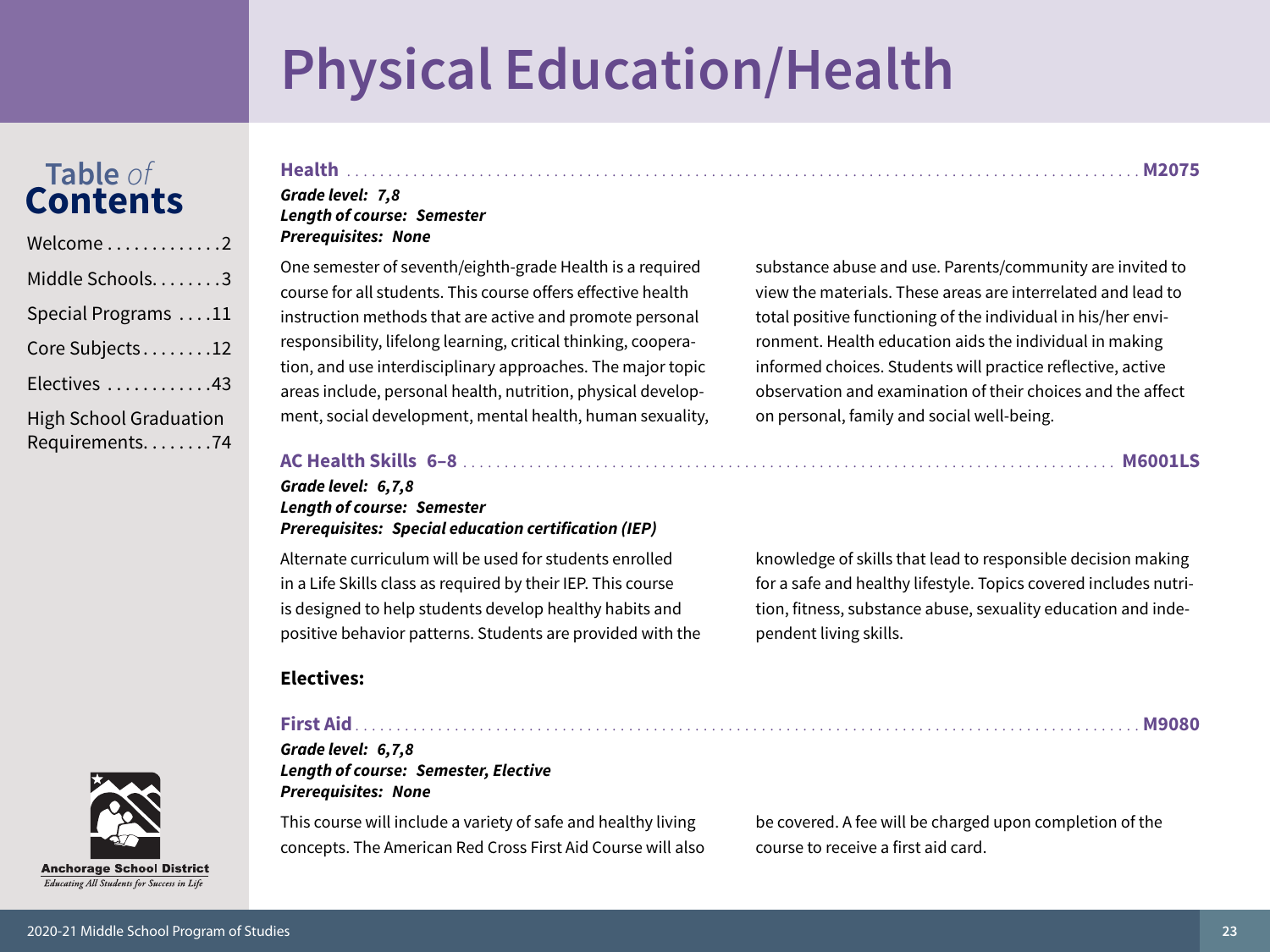# Physical Education/Health

## Health — M2075

***Grade level: 7,8***
***Length of course: Semester***
***Prerequisites: None***

One semester of seventh/eighth-grade Health is a required course for all students. This course offers effective health instruction methods that are active and promote personal responsibility, lifelong learning, critical thinking, cooperation, and use interdisciplinary approaches. The major topic areas include, personal health, nutrition, physical development, social development, mental health, human sexuality, substance abuse and use. Parents/community are invited to view the materials. These areas are interrelated and lead to total positive functioning of the individual in his/her environment. Health education aids the individual in making informed choices. Students will practice reflective, active observation and examination of their choices and the affect on personal, family and social well-being.

## AC Health Skills 6–8 — M6001LS

***Grade level: 6,7,8***
***Length of course: Semester***
***Prerequisites: Special education certification (IEP)***

Alternate curriculum will be used for students enrolled in a Life Skills class as required by their IEP. This course is designed to help students develop healthy habits and positive behavior patterns. Students are provided with the knowledge of skills that lead to responsible decision making for a safe and healthy lifestyle. Topics covered includes nutrition, fitness, substance abuse, sexuality education and independent living skills.

**Electives:**

## First Aid — M9080

***Grade level: 6,7,8***
***Length of course: Semester, Elective***
***Prerequisites: None***

This course will include a variety of safe and healthy living concepts. The American Red Cross First Aid Course will also be covered. A fee will be charged upon completion of the course to receive a first aid card.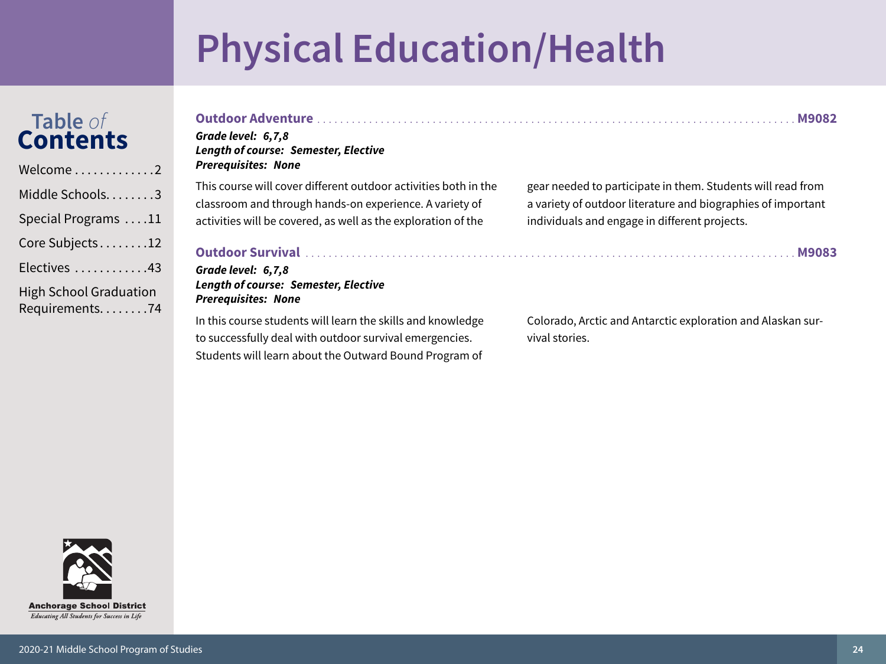# Physical Education/Health

## Outdoor Adventure ... M9082

***Grade level: 6,7,8***
***Length of course: Semester, Elective***
***Prerequisites: None***

This course will cover different outdoor activities both in the classroom and through hands-on experience. A variety of activities will be covered, as well as the exploration of the gear needed to participate in them. Students will read from a variety of outdoor literature and biographies of important individuals and engage in different projects.

## Outdoor Survival ... M9083

***Grade level: 6,7,8***
***Length of course: Semester, Elective***
***Prerequisites: None***

In this course students will learn the skills and knowledge to successfully deal with outdoor survival emergencies. Students will learn about the Outward Bound Program of Colorado, Arctic and Antarctic exploration and Alaskan survival stories.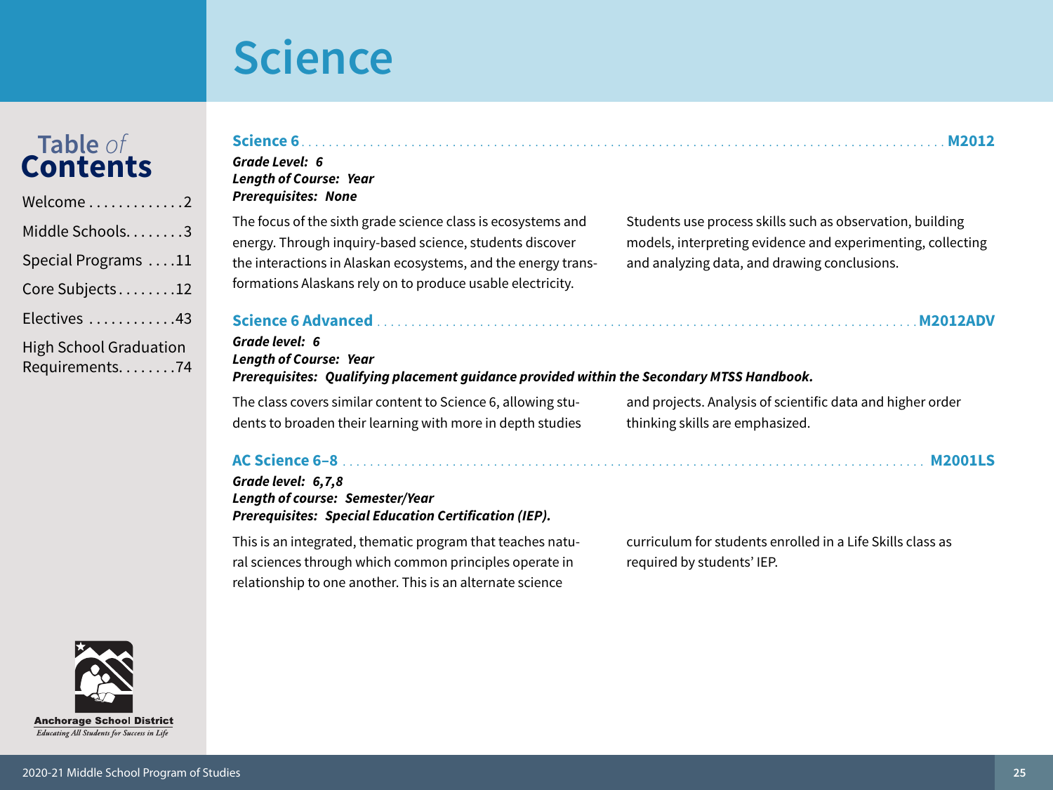# Science

## Science 6 . . . . . . . . . . M2012

***Grade Level: 6***
***Length of Course: Year***
***Prerequisites: None***

The focus of the sixth grade science class is ecosystems and energy. Through inquiry-based science, students discover the interactions in Alaskan ecosystems, and the energy transformations Alaskans rely on to produce usable electricity. Students use process skills such as observation, building models, interpreting evidence and experimenting, collecting and analyzing data, and drawing conclusions.

## Science 6 Advanced . . . . . . . . . . M2012ADV

***Grade level: 6***
***Length of Course: Year***
***Prerequisites: Qualifying placement guidance provided within the Secondary MTSS Handbook.***

The class covers similar content to Science 6, allowing students to broaden their learning with more in depth studies and projects. Analysis of scientific data and higher order thinking skills are emphasized.

## AC Science 6–8 . . . . . . . . . . M2001LS

***Grade level: 6,7,8***
***Length of course: Semester/Year***
***Prerequisites: Special Education Certification (IEP).***

This is an integrated, thematic program that teaches natural sciences through which common principles operate in relationship to one another. This is an alternate science curriculum for students enrolled in a Life Skills class as required by students' IEP.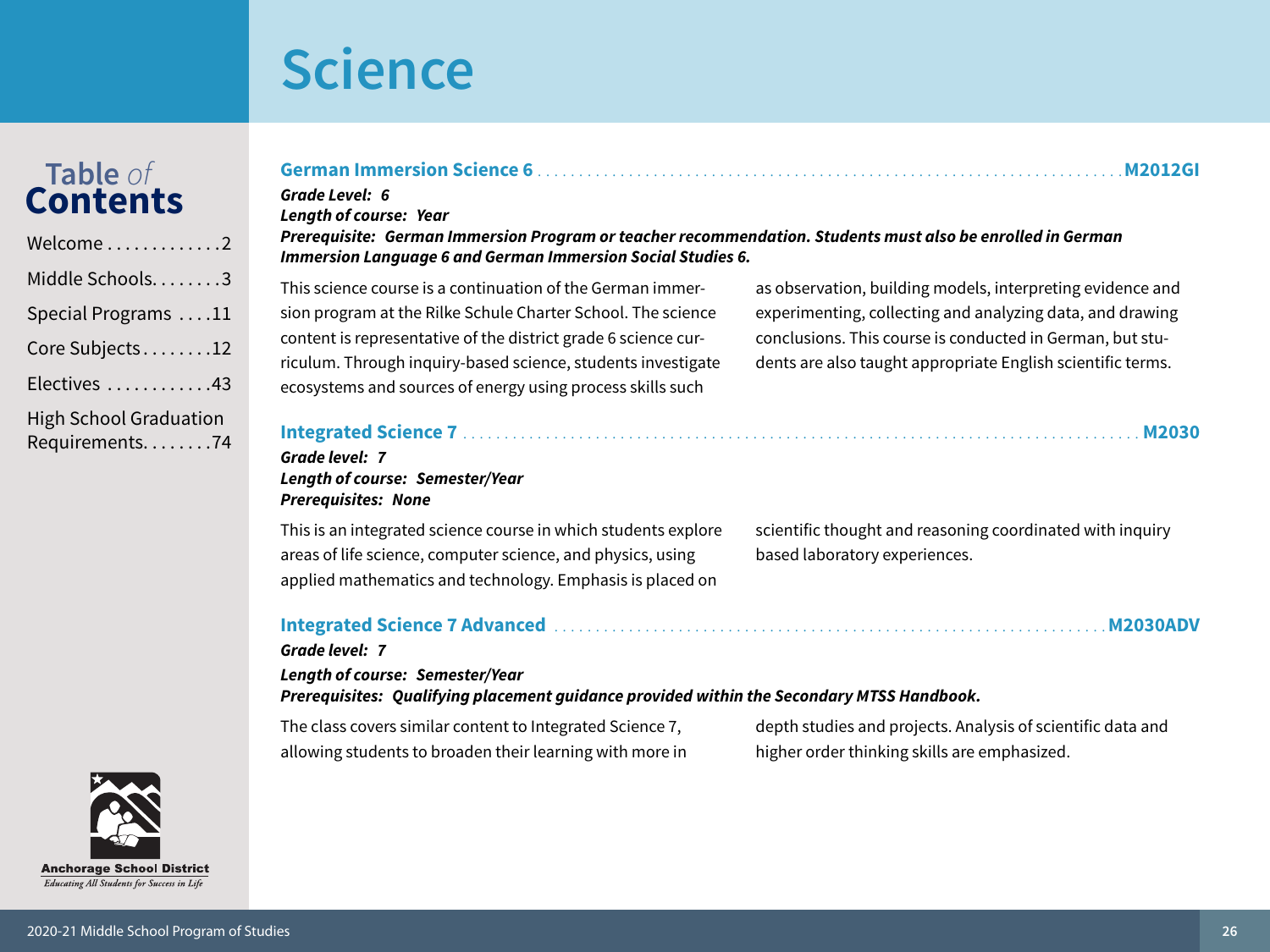# Science

## German Immersion Science 6 — M2012GI

***Grade Level: 6***
***Length of course: Year***
***Prerequisite: German Immersion Program or teacher recommendation. Students must also be enrolled in German Immersion Language 6 and German Immersion Social Studies 6.***

This science course is a continuation of the German immersion program at the Rilke Schule Charter School. The science content is representative of the district grade 6 science curriculum. Through inquiry-based science, students investigate ecosystems and sources of energy using process skills such as observation, building models, interpreting evidence and experimenting, collecting and analyzing data, and drawing conclusions. This course is conducted in German, but students are also taught appropriate English scientific terms.

## Integrated Science 7 — M2030

***Grade level: 7***
***Length of course: Semester/Year***
***Prerequisites: None***

This is an integrated science course in which students explore areas of life science, computer science, and physics, using applied mathematics and technology. Emphasis is placed on scientific thought and reasoning coordinated with inquiry based laboratory experiences.

## Integrated Science 7 Advanced — M2030ADV

***Grade level: 7***
***Length of course: Semester/Year***
***Prerequisites: Qualifying placement guidance provided within the Secondary MTSS Handbook.***

The class covers similar content to Integrated Science 7, allowing students to broaden their learning with more in depth studies and projects. Analysis of scientific data and higher order thinking skills are emphasized.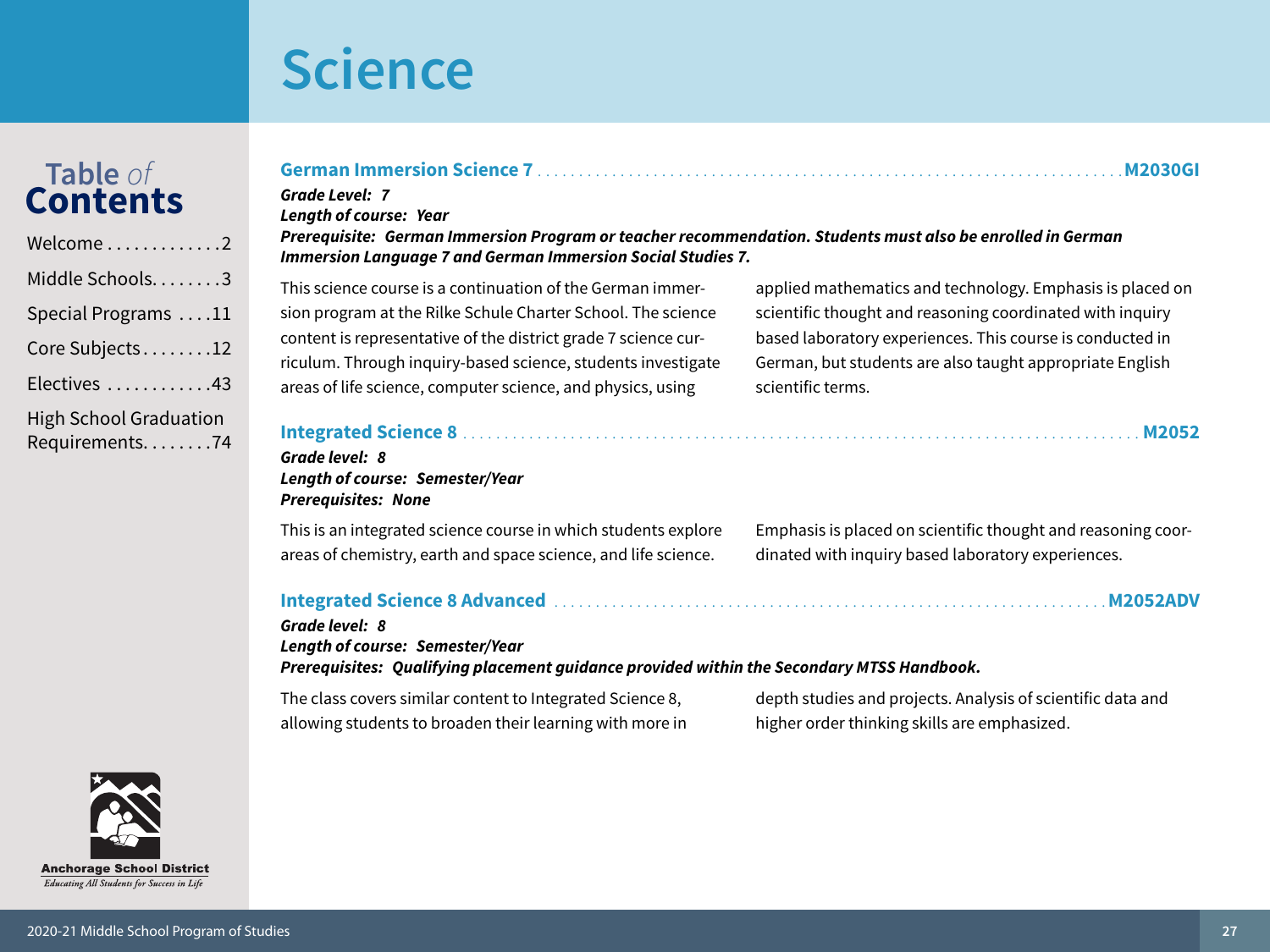# Science

## German Immersion Science 7 — M2030GI

***Grade Level: 7***
***Length of course: Year***
***Prerequisite: German Immersion Program or teacher recommendation. Students must also be enrolled in German Immersion Language 7 and German Immersion Social Studies 7.***

This science course is a continuation of the German immersion program at the Rilke Schule Charter School. The science content is representative of the district grade 7 science curriculum. Through inquiry-based science, students investigate areas of life science, computer science, and physics, using applied mathematics and technology. Emphasis is placed on scientific thought and reasoning coordinated with inquiry based laboratory experiences. This course is conducted in German, but students are also taught appropriate English scientific terms.

## Integrated Science 8 — M2052

***Grade level: 8***
***Length of course: Semester/Year***
***Prerequisites: None***

This is an integrated science course in which students explore areas of chemistry, earth and space science, and life science. Emphasis is placed on scientific thought and reasoning coordinated with inquiry based laboratory experiences.

## Integrated Science 8 Advanced — M2052ADV

***Grade level: 8***
***Length of course: Semester/Year***
***Prerequisites: Qualifying placement guidance provided within the Secondary MTSS Handbook.***

The class covers similar content to Integrated Science 8, allowing students to broaden their learning with more in depth studies and projects. Analysis of scientific data and higher order thinking skills are emphasized.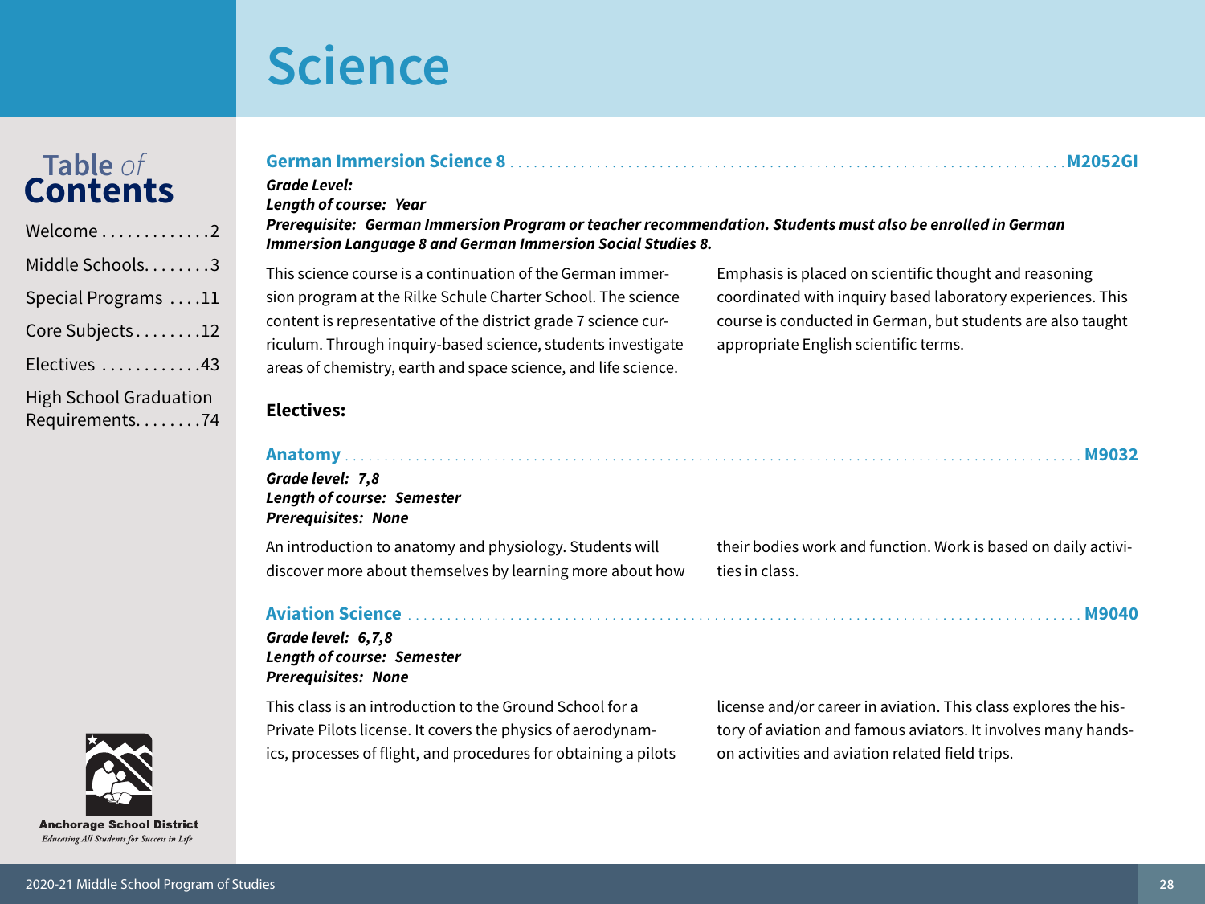# Science

### German Immersion Science 8 — M2052GI

***Grade Level:***
***Length of course:* *Year***
***Prerequisite:* *German Immersion Program or teacher recommendation. Students must also be enrolled in German Immersion Language 8 and German Immersion Social Studies 8.***

This science course is a continuation of the German immersion program at the Rilke Schule Charter School. The science content is representative of the district grade 7 science curriculum. Through inquiry-based science, students investigate areas of chemistry, earth and space science, and life science. Emphasis is placed on scientific thought and reasoning coordinated with inquiry based laboratory experiences. This course is conducted in German, but students are also taught appropriate English scientific terms.

## Electives:

### Anatomy — M9032

***Grade level:* *7,8***
***Length of course:* *Semester***
***Prerequisites:* *None***

An introduction to anatomy and physiology. Students will discover more about themselves by learning more about how their bodies work and function. Work is based on daily activities in class.

### Aviation Science — M9040

***Grade level:* *6,7,8***
***Length of course:* *Semester***
***Prerequisites:* *None***

This class is an introduction to the Ground School for a Private Pilots license. It covers the physics of aerodynamics, processes of flight, and procedures for obtaining a pilots license and/or career in aviation. This class explores the history of aviation and famous aviators. It involves many hands-on activities and aviation related field trips.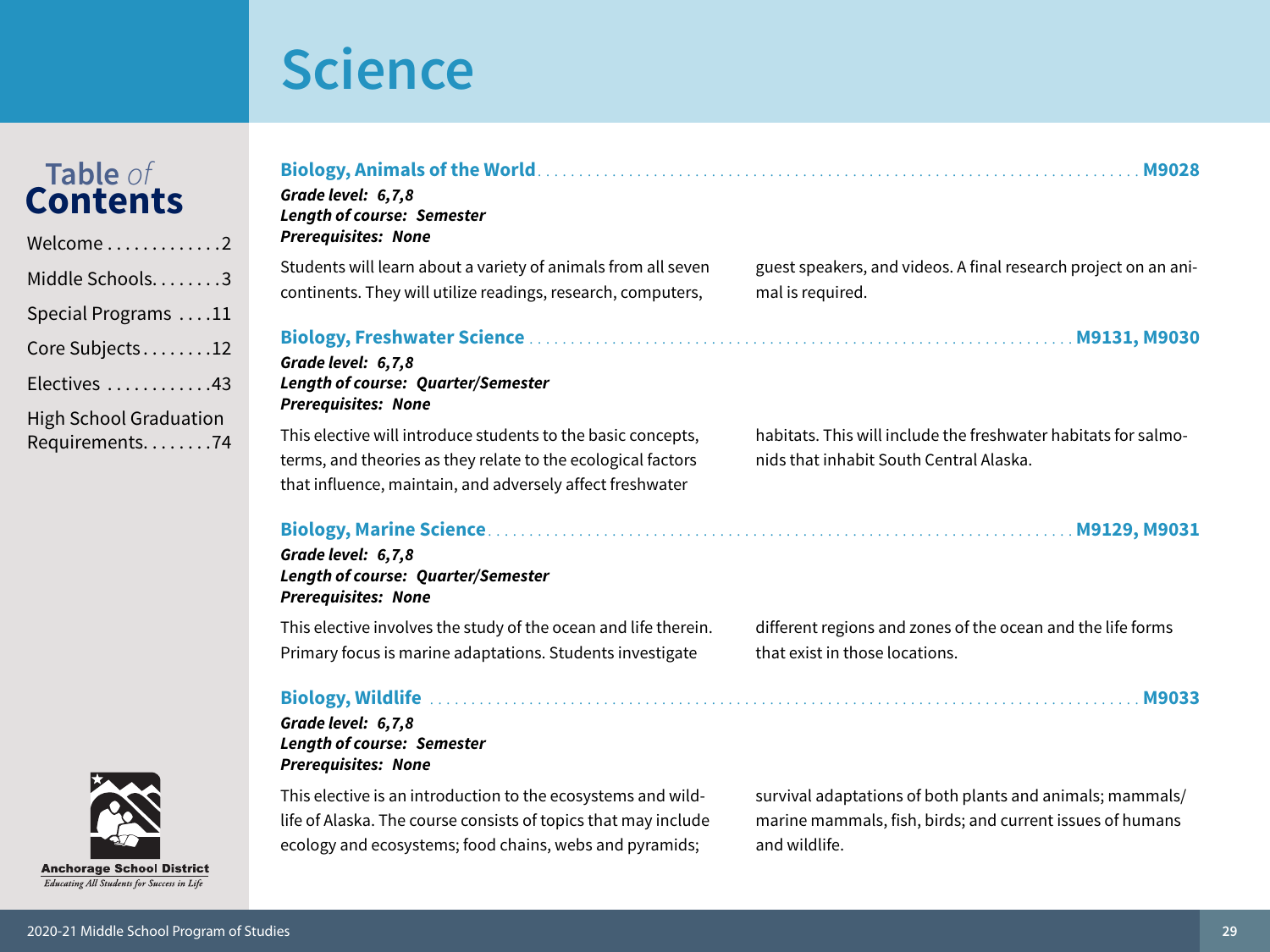# Science

## Biology, Animals of the World — M9028

***Grade level:* 6,7,8**
***Length of course:* Semester**
***Prerequisites:* None**

Students will learn about a variety of animals from all seven continents. They will utilize readings, research, computers, guest speakers, and videos. A final research project on an animal is required.

## Biology, Freshwater Science — M9131, M9030

***Grade level:* 6,7,8**
***Length of course:* Quarter/Semester**
***Prerequisites:* None**

This elective will introduce students to the basic concepts, terms, and theories as they relate to the ecological factors that influence, maintain, and adversely affect freshwater habitats. This will include the freshwater habitats for salmonids that inhabit South Central Alaska.

## Biology, Marine Science — M9129, M9031

***Grade level:* 6,7,8**
***Length of course:* Quarter/Semester**
***Prerequisites:* None**

This elective involves the study of the ocean and life therein. Primary focus is marine adaptations. Students investigate different regions and zones of the ocean and the life forms that exist in those locations.

## Biology, Wildlife — M9033

***Grade level:* 6,7,8**
***Length of course:* Semester**
***Prerequisites:* None**

This elective is an introduction to the ecosystems and wildlife of Alaska. The course consists of topics that may include ecology and ecosystems; food chains, webs and pyramids; survival adaptations of both plants and animals; mammals/marine mammals, fish, birds; and current issues of humans and wildlife.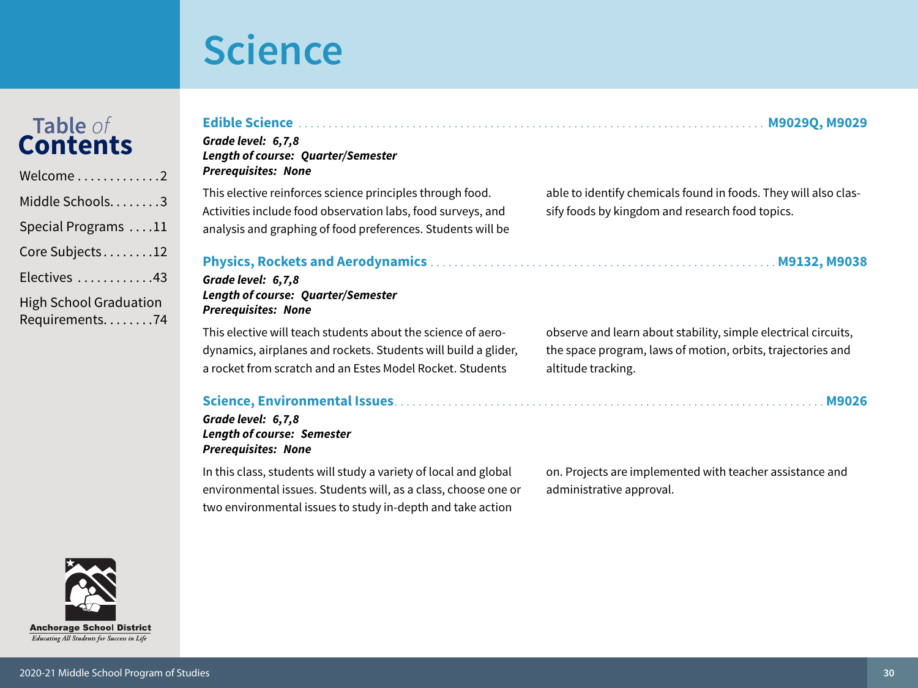# Science

## Edible Science — M9029Q, M9029

***Grade level:* 6,7,8**
***Length of course:* Quarter/Semester**
***Prerequisites:* None**

This elective reinforces science principles through food. Activities include food observation labs, food surveys, and analysis and graphing of food preferences. Students will be able to identify chemicals found in foods. They will also classify foods by kingdom and research food topics.

## Physics, Rockets and Aerodynamics — M9132, M9038

***Grade level:* 6,7,8**
***Length of course:* Quarter/Semester**
***Prerequisites:* None**

This elective will teach students about the science of aerodynamics, airplanes and rockets. Students will build a glider, a rocket from scratch and an Estes Model Rocket. Students observe and learn about stability, simple electrical circuits, the space program, laws of motion, orbits, trajectories and altitude tracking.

## Science, Environmental Issues — M9026

***Grade level:* 6,7,8**
***Length of course:* Semester**
***Prerequisites:* None**

In this class, students will study a variety of local and global environmental issues. Students will, as a class, choose one or two environmental issues to study in-depth and take action on. Projects are implemented with teacher assistance and administrative approval.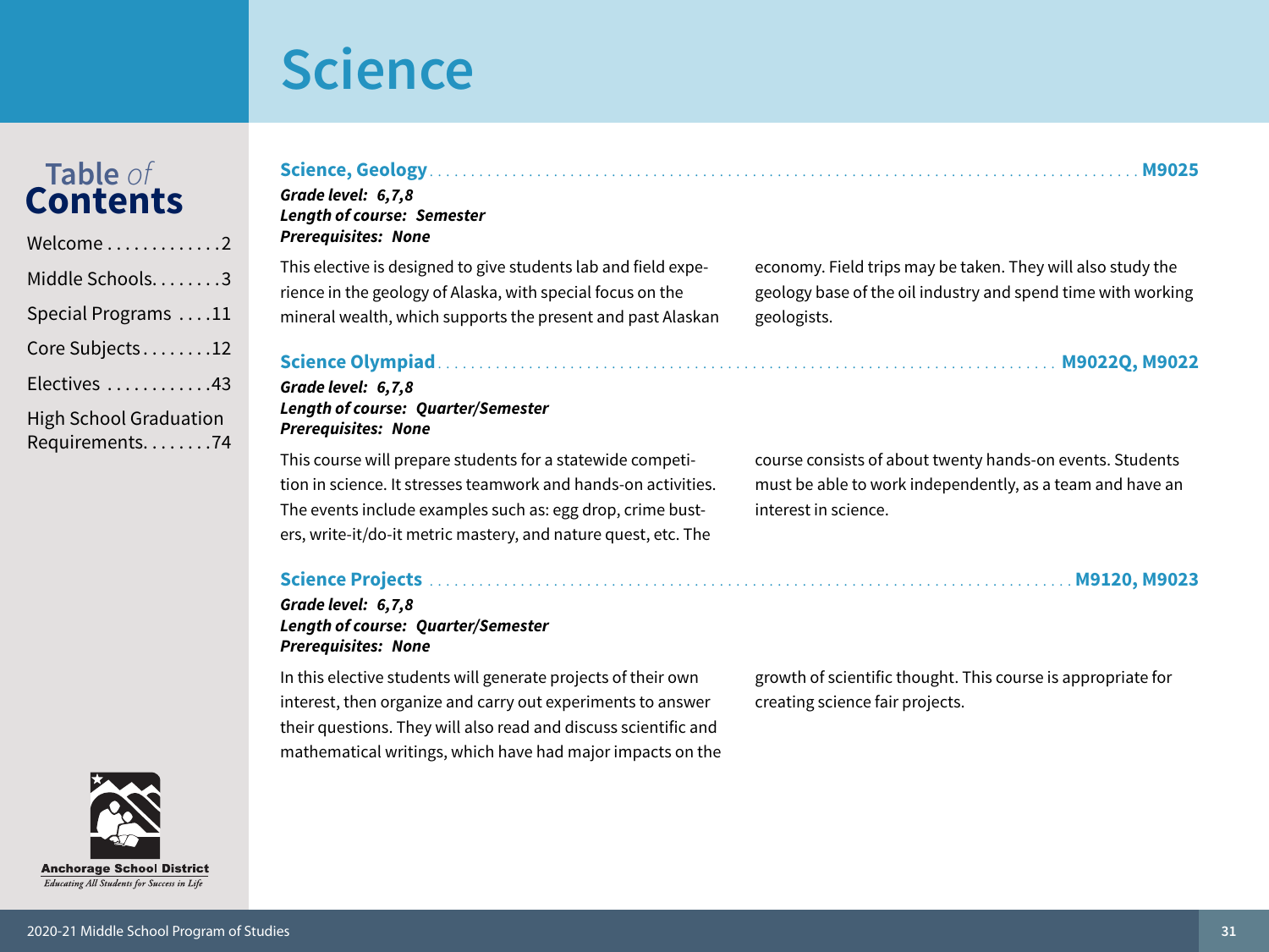# Science

## Science, Geology — M9025

***Grade level:* 6,7,8**
***Length of course:* Semester**
***Prerequisites:* None**

This elective is designed to give students lab and field experience in the geology of Alaska, with special focus on the mineral wealth, which supports the present and past Alaskan economy. Field trips may be taken. They will also study the geology base of the oil industry and spend time with working geologists.

## Science Olympiad — M9022Q, M9022

***Grade level:* 6,7,8**
***Length of course:* Quarter/Semester**
***Prerequisites:* None**

This course will prepare students for a statewide competition in science. It stresses teamwork and hands-on activities. The events include examples such as: egg drop, crime busters, write-it/do-it metric mastery, and nature quest, etc. The course consists of about twenty hands-on events. Students must be able to work independently, as a team and have an interest in science.

## Science Projects — M9120, M9023

***Grade level:* 6,7,8**
***Length of course:* Quarter/Semester**
***Prerequisites:* None**

In this elective students will generate projects of their own interest, then organize and carry out experiments to answer their questions. They will also read and discuss scientific and mathematical writings, which have had major impacts on the growth of scientific thought. This course is appropriate for creating science fair projects.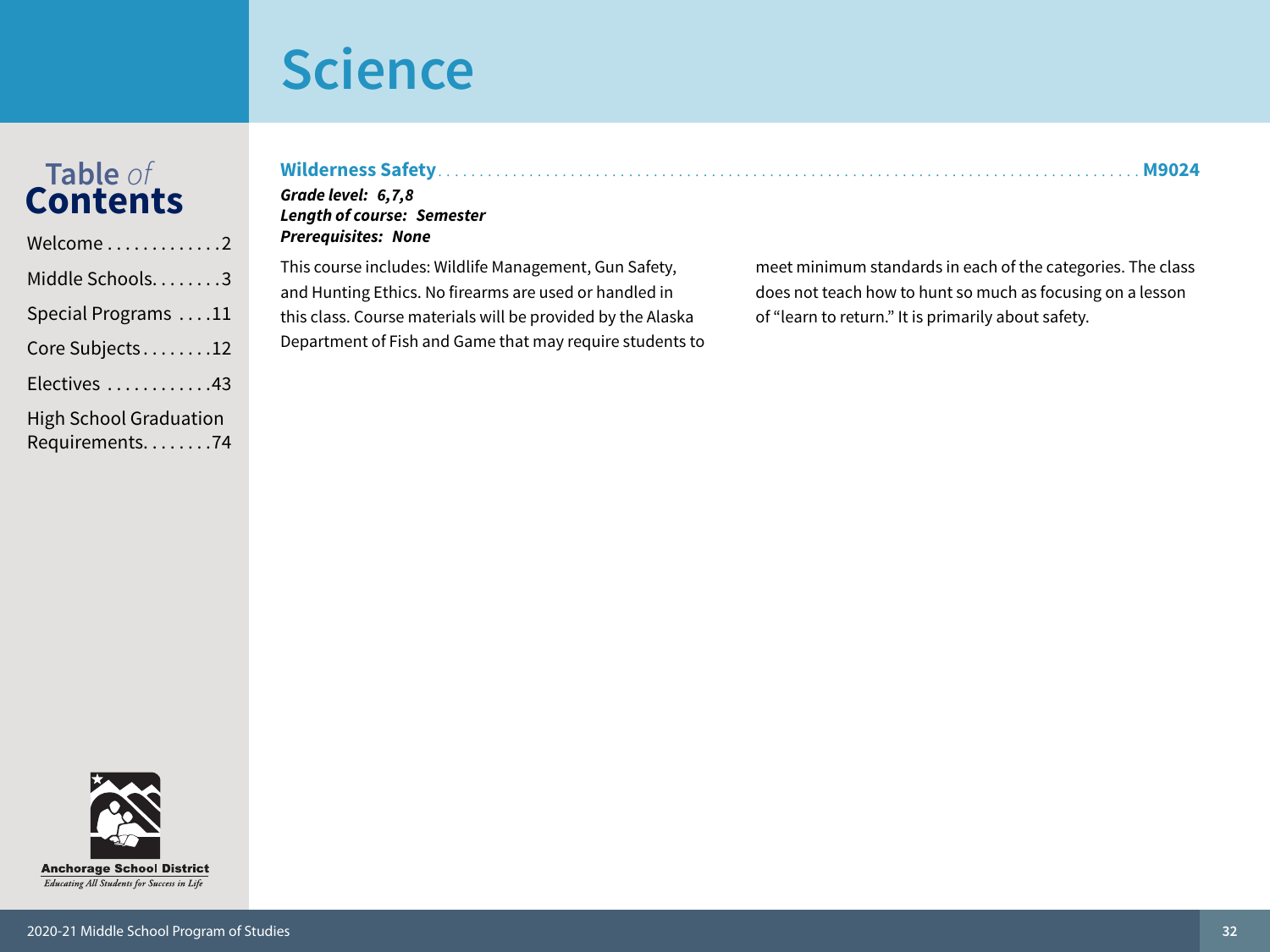# Science

## Wilderness Safety ..... M9024

***Grade level: 6,7,8***
***Length of course: Semester***
***Prerequisites: None***

This course includes: Wildlife Management, Gun Safety, and Hunting Ethics. No firearms are used or handled in this class. Course materials will be provided by the Alaska Department of Fish and Game that may require students to meet minimum standards in each of the categories. The class does not teach how to hunt so much as focusing on a lesson of "learn to return." It is primarily about safety.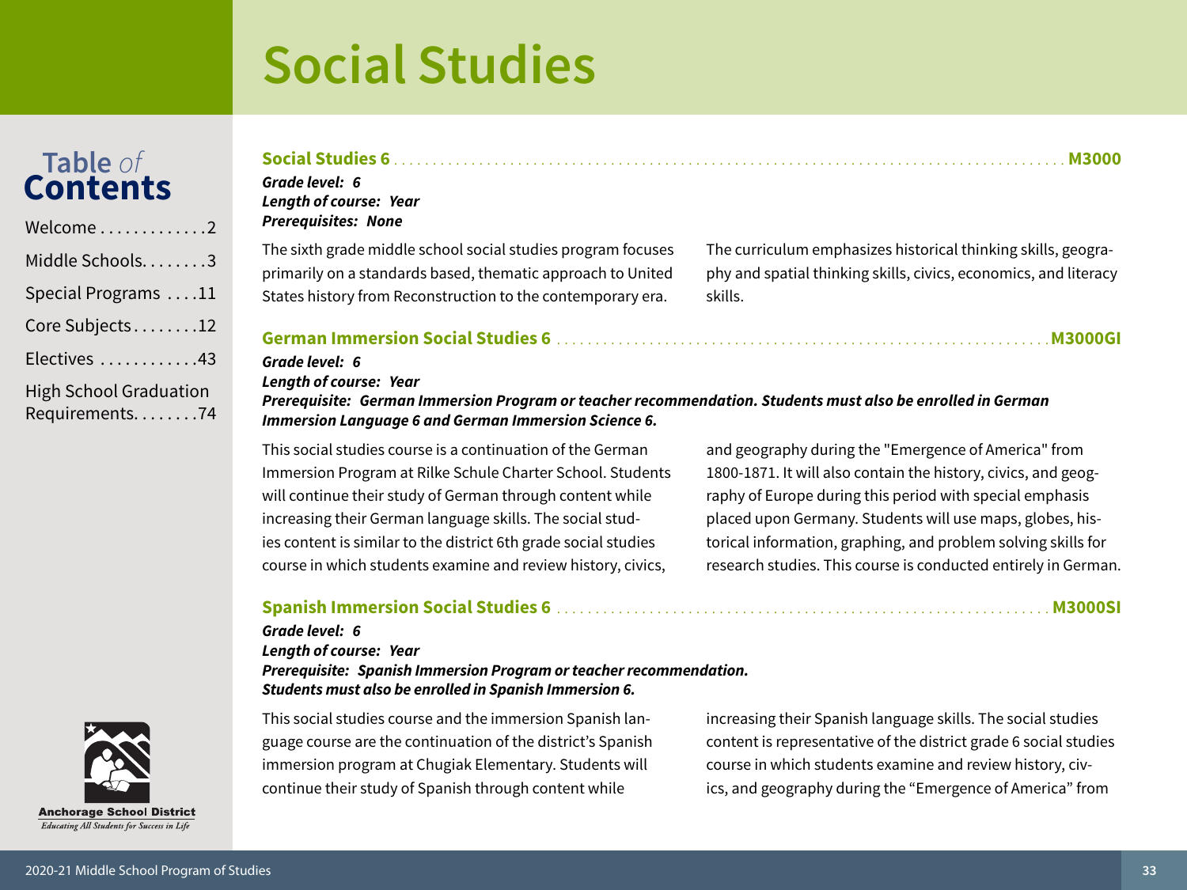# Social Studies

## Social Studies 6 — M3000

***Grade level: 6***
***Length of course: Year***
***Prerequisites: None***

The sixth grade middle school social studies program focuses primarily on a standards based, thematic approach to United States history from Reconstruction to the contemporary era. The curriculum emphasizes historical thinking skills, geography and spatial thinking skills, civics, economics, and literacy skills.

## German Immersion Social Studies 6 — M3000GI

***Grade level: 6***
***Length of course: Year***
***Prerequisite: German Immersion Program or teacher recommendation. Students must also be enrolled in German Immersion Language 6 and German Immersion Science 6.***

This social studies course is a continuation of the German Immersion Program at Rilke Schule Charter School. Students will continue their study of German through content while increasing their German language skills. The social studies content is similar to the district 6th grade social studies course in which students examine and review history, civics, and geography during the "Emergence of America" from 1800-1871. It will also contain the history, civics, and geography of Europe during this period with special emphasis placed upon Germany. Students will use maps, globes, historical information, graphing, and problem solving skills for research studies. This course is conducted entirely in German.

## Spanish Immersion Social Studies 6 — M3000SI

***Grade level: 6***
***Length of course: Year***
***Prerequisite: Spanish Immersion Program or teacher recommendation. Students must also be enrolled in Spanish Immersion 6.***

This social studies course and the immersion Spanish language course are the continuation of the district's Spanish immersion program at Chugiak Elementary. Students will continue their study of Spanish through content while increasing their Spanish language skills. The social studies content is representative of the district grade 6 social studies course in which students examine and review history, civics, and geography during the "Emergence of America" from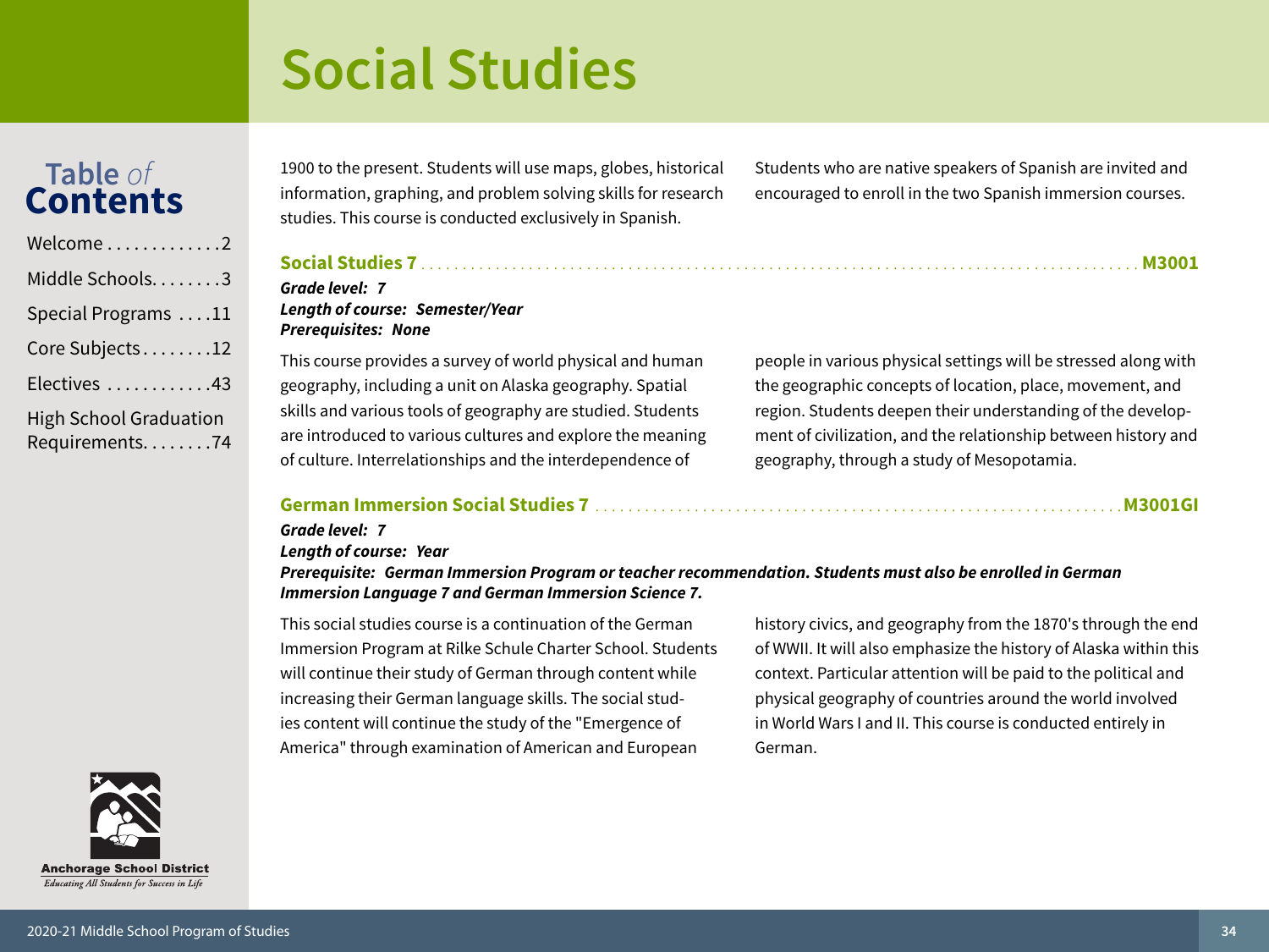# Social Studies

1900 to the present. Students will use maps, globes, historical information, graphing, and problem solving skills for research studies. This course is conducted exclusively in Spanish.

Students who are native speakers of Spanish are invited and encouraged to enroll in the two Spanish immersion courses.

## Social Studies 7 ........ M3001

***Grade level: 7***
***Length of course: Semester/Year***
***Prerequisites: None***

This course provides a survey of world physical and human geography, including a unit on Alaska geography. Spatial skills and various tools of geography are studied. Students are introduced to various cultures and explore the meaning of culture. Interrelationships and the interdependence of people in various physical settings will be stressed along with the geographic concepts of location, place, movement, and region. Students deepen their understanding of the development of civilization, and the relationship between history and geography, through a study of Mesopotamia.

## German Immersion Social Studies 7 ........ M3001GI

***Grade level: 7***
***Length of course: Year***
***Prerequisite: German Immersion Program or teacher recommendation. Students must also be enrolled in German Immersion Language 7 and German Immersion Science 7.***

This social studies course is a continuation of the German Immersion Program at Rilke Schule Charter School. Students will continue their study of German through content while increasing their German language skills. The social studies content will continue the study of the "Emergence of America" through examination of American and European history civics, and geography from the 1870's through the end of WWII. It will also emphasize the history of Alaska within this context. Particular attention will be paid to the political and physical geography of countries around the world involved in World Wars I and II. This course is conducted entirely in German.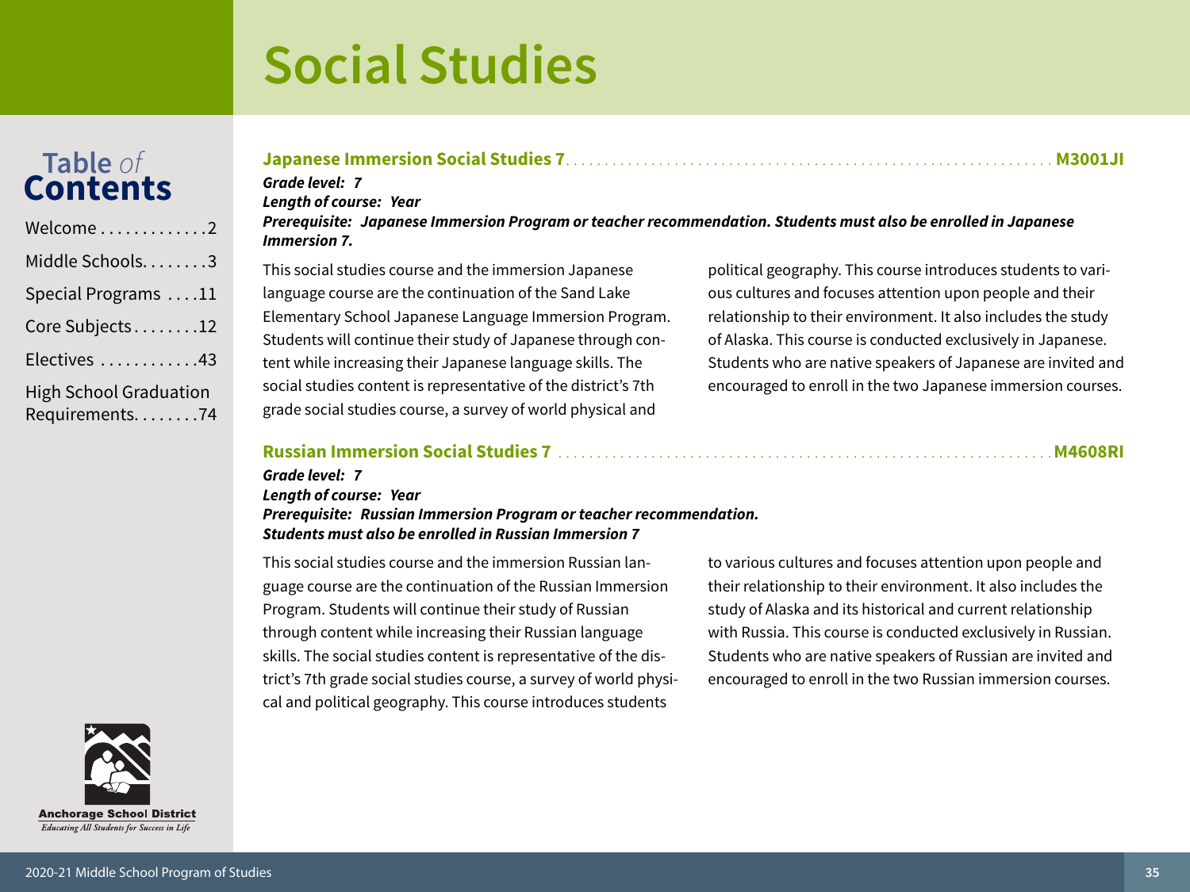# Social Studies

### Japanese Immersion Social Studies 7 .......... M3001JI

***Grade level:  7***
***Length of course:  Year***
***Prerequisite:  Japanese Immersion Program or teacher recommendation. Students must also be enrolled in Japanese Immersion 7.***

This social studies course and the immersion Japanese language course are the continuation of the Sand Lake Elementary School Japanese Language Immersion Program. Students will continue their study of Japanese through content while increasing their Japanese language skills. The social studies content is representative of the district's 7th grade social studies course, a survey of world physical and political geography. This course introduces students to various cultures and focuses attention upon people and their relationship to their environment. It also includes the study of Alaska. This course is conducted exclusively in Japanese. Students who are native speakers of Japanese are invited and encouraged to enroll in the two Japanese immersion courses.

### Russian Immersion Social Studies 7 .......... M4608RI

***Grade level:  7***
***Length of course:  Year***
***Prerequisite:  Russian Immersion Program or teacher recommendation.***
***Students must also be enrolled in Russian Immersion 7***

This social studies course and the immersion Russian language course are the continuation of the Russian Immersion Program. Students will continue their study of Russian through content while increasing their Russian language skills. The social studies content is representative of the district's 7th grade social studies course, a survey of world physical and political geography. This course introduces students to various cultures and focuses attention upon people and their relationship to their environment. It also includes the study of Alaska and its historical and current relationship with Russia. This course is conducted exclusively in Russian. Students who are native speakers of Russian are invited and encouraged to enroll in the two Russian immersion courses.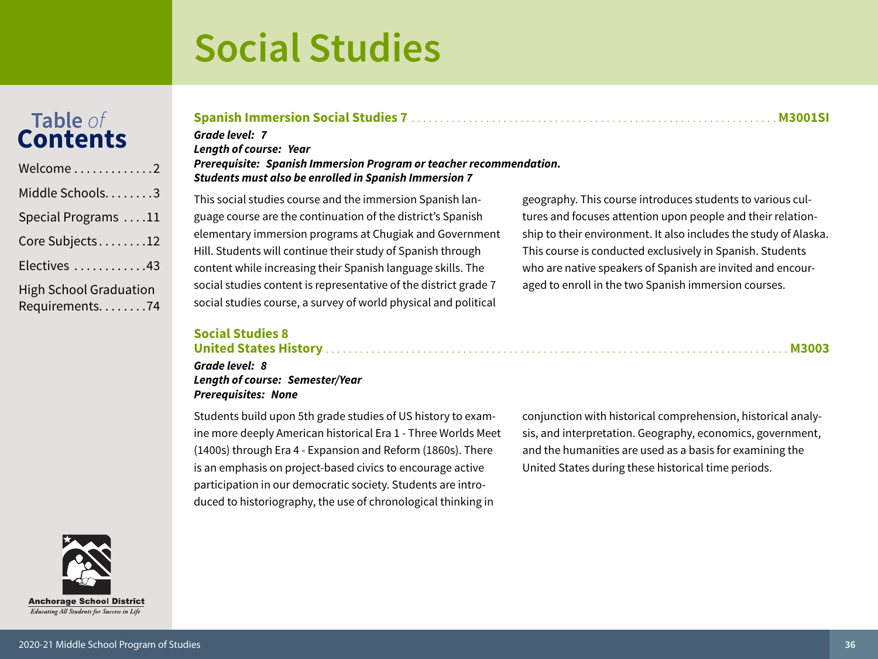# Social Studies

## Spanish Immersion Social Studies 7 .......... M3001SI

***Grade level: 7***
***Length of course: Year***
***Prerequisite: Spanish Immersion Program or teacher recommendation. Students must also be enrolled in Spanish Immersion 7***

This social studies course and the immersion Spanish language course are the continuation of the district's Spanish elementary immersion programs at Chugiak and Government Hill. Students will continue their study of Spanish through content while increasing their Spanish language skills. The social studies content is representative of the district grade 7 social studies course, a survey of world physical and political geography. This course introduces students to various cultures and focuses attention upon people and their relationship to their environment. It also includes the study of Alaska. This course is conducted exclusively in Spanish. Students who are native speakers of Spanish are invited and encouraged to enroll in the two Spanish immersion courses.

## Social Studies 8 United States History .......... M3003

***Grade level: 8***
***Length of course: Semester/Year***
***Prerequisites: None***

Students build upon 5th grade studies of US history to examine more deeply American historical Era 1 - Three Worlds Meet (1400s) through Era 4 - Expansion and Reform (1860s). There is an emphasis on project-based civics to encourage active participation in our democratic society. Students are introduced to historiography, the use of chronological thinking in conjunction with historical comprehension, historical analysis, and interpretation. Geography, economics, government, and the humanities are used as a basis for examining the United States during these historical time periods.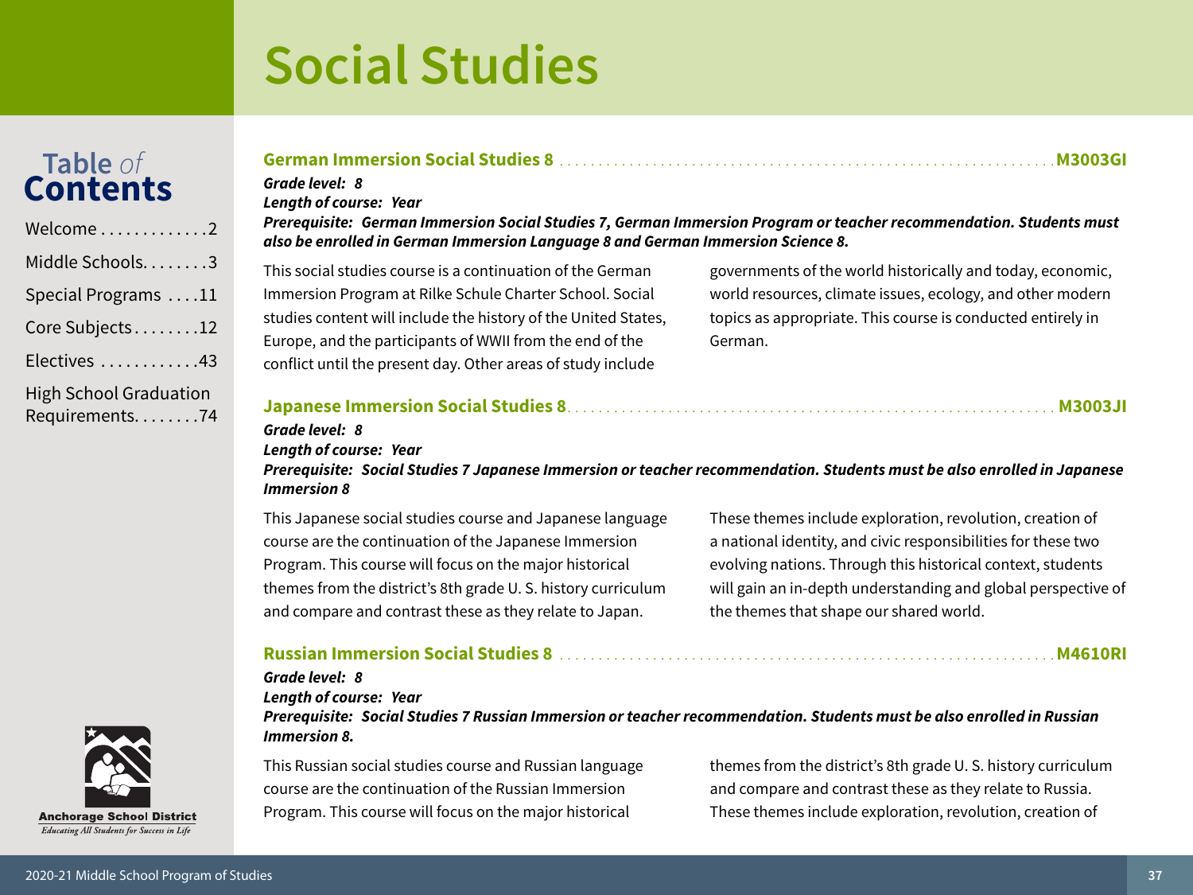# Social Studies

### German Immersion Social Studies 8 .......... M3003GI

***Grade level: 8***
***Length of course: Year***
***Prerequisite: German Immersion Social Studies 7, German Immersion Program or teacher recommendation. Students must also be enrolled in German Immersion Language 8 and German Immersion Science 8.***

This social studies course is a continuation of the German Immersion Program at Rilke Schule Charter School. Social studies content will include the history of the United States, Europe, and the participants of WWII from the end of the conflict until the present day. Other areas of study include governments of the world historically and today, economic, world resources, climate issues, ecology, and other modern topics as appropriate. This course is conducted entirely in German.

### Japanese Immersion Social Studies 8 .......... M3003JI

***Grade level: 8***
***Length of course: Year***
***Prerequisite: Social Studies 7 Japanese Immersion or teacher recommendation. Students must be also enrolled in Japanese Immersion 8***

This Japanese social studies course and Japanese language course are the continuation of the Japanese Immersion Program. This course will focus on the major historical themes from the district's 8th grade U. S. history curriculum and compare and contrast these as they relate to Japan. These themes include exploration, revolution, creation of a national identity, and civic responsibilities for these two evolving nations. Through this historical context, students will gain an in-depth understanding and global perspective of the themes that shape our shared world.

### Russian Immersion Social Studies 8 .......... M4610RI

***Grade level: 8***
***Length of course: Year***
***Prerequisite: Social Studies 7 Russian Immersion or teacher recommendation. Students must be also enrolled in Russian Immersion 8.***

This Russian social studies course and Russian language course are the continuation of the Russian Immersion Program. This course will focus on the major historical themes from the district's 8th grade U. S. history curriculum and compare and contrast these as they relate to Russia. These themes include exploration, revolution, creation of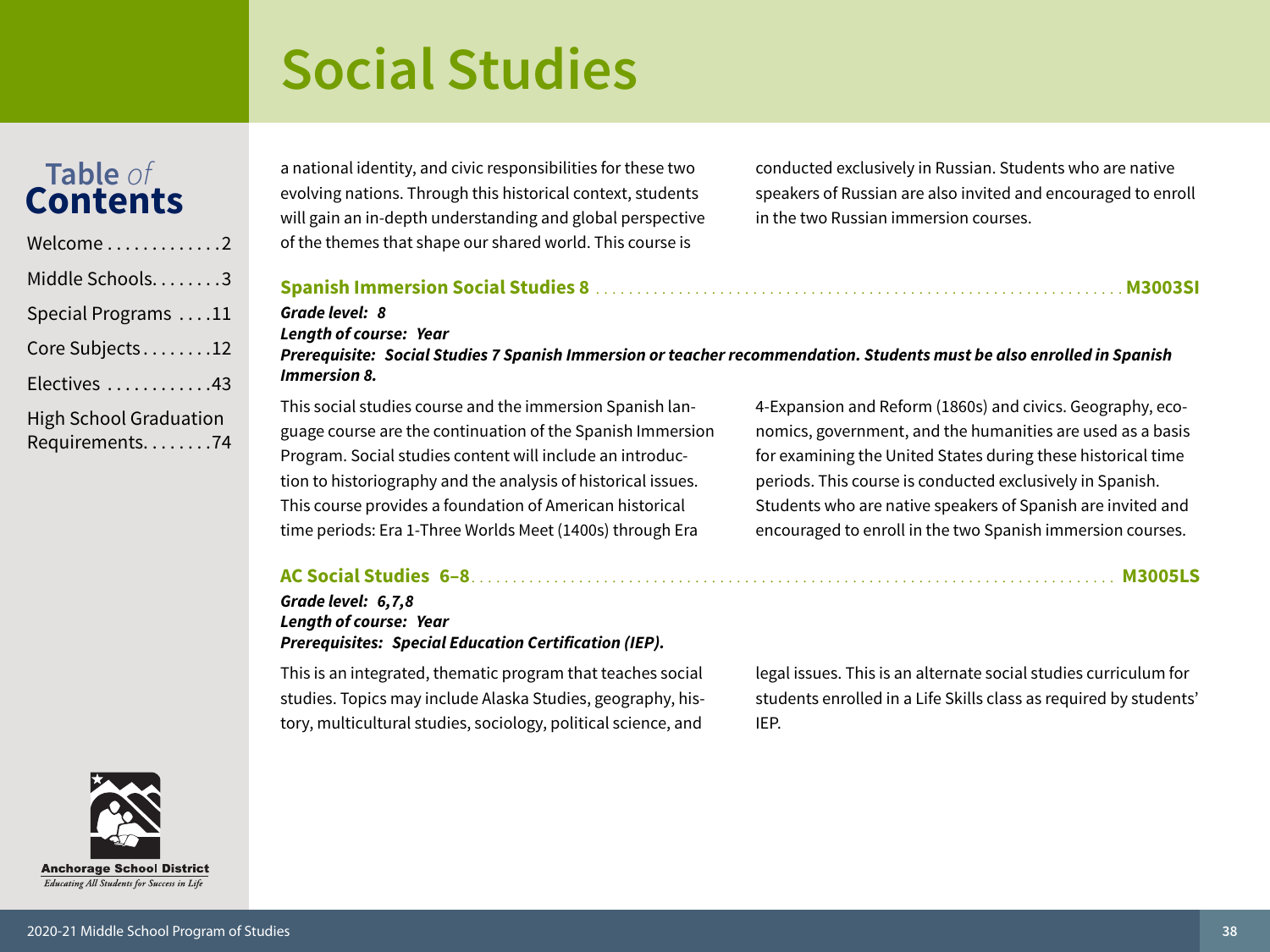a national identity, and civic responsibilities for these two evolving nations. Through this historical context, students will gain an in-depth understanding and global perspective of the themes that shape our shared world. This course is conducted exclusively in Russian. Students who are native speakers of Russian are also invited and encouraged to enroll in the two Russian immersion courses.

### Spanish Immersion Social Studies 8 ........ M3003SI

***Grade level:*** ***8***
***Length of course:*** ***Year***
***Prerequisite:*** ***Social Studies 7 Spanish Immersion or teacher recommendation. Students must be also enrolled in Spanish Immersion 8.***

This social studies course and the immersion Spanish language course are the continuation of the Spanish Immersion Program. Social studies content will include an introduction to historiography and the analysis of historical issues. This course provides a foundation of American historical time periods: Era 1-Three Worlds Meet (1400s) through Era 4-Expansion and Reform (1860s) and civics. Geography, economics, government, and the humanities are used as a basis for examining the United States during these historical time periods. This course is conducted exclusively in Spanish. Students who are native speakers of Spanish are invited and encouraged to enroll in the two Spanish immersion courses.

### AC Social Studies 6–8 ........ M3005LS

***Grade level:*** ***6,7,8***
***Length of course:*** ***Year***
***Prerequisites:*** ***Special Education Certification (IEP).***

This is an integrated, thematic program that teaches social studies. Topics may include Alaska Studies, geography, history, multicultural studies, sociology, political science, and legal issues. This is an alternate social studies curriculum for students enrolled in a Life Skills class as required by students' IEP.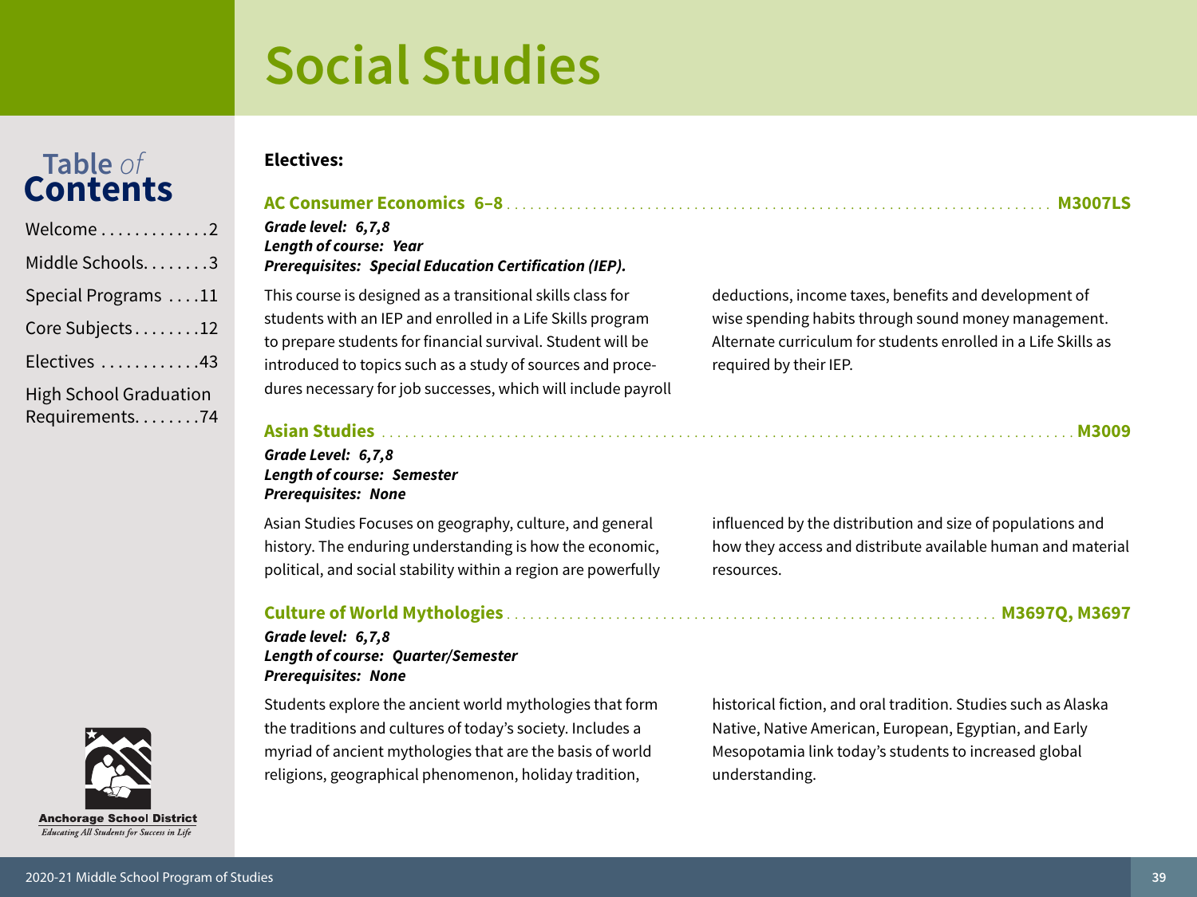# Social Studies

**Electives:**

### AC Consumer Economics 6–8 .......... M3007LS

***Grade level: 6,7,8***
***Length of course: Year***
***Prerequisites: Special Education Certification (IEP).***

This course is designed as a transitional skills class for students with an IEP and enrolled in a Life Skills program to prepare students for financial survival. Student will be introduced to topics such as a study of sources and procedures necessary for job successes, which will include payroll deductions, income taxes, benefits and development of wise spending habits through sound money management. Alternate curriculum for students enrolled in a Life Skills as required by their IEP.

### Asian Studies .......... M3009

***Grade Level: 6,7,8***
***Length of course: Semester***
***Prerequisites: None***

Asian Studies Focuses on geography, culture, and general history. The enduring understanding is how the economic, political, and social stability within a region are powerfully influenced by the distribution and size of populations and how they access and distribute available human and material resources.

### Culture of World Mythologies .......... M3697Q, M3697

***Grade level: 6,7,8***
***Length of course: Quarter/Semester***
***Prerequisites: None***

Students explore the ancient world mythologies that form the traditions and cultures of today's society. Includes a myriad of ancient mythologies that are the basis of world religions, geographical phenomenon, holiday tradition, historical fiction, and oral tradition. Studies such as Alaska Native, Native American, European, Egyptian, and Early Mesopotamia link today's students to increased global understanding.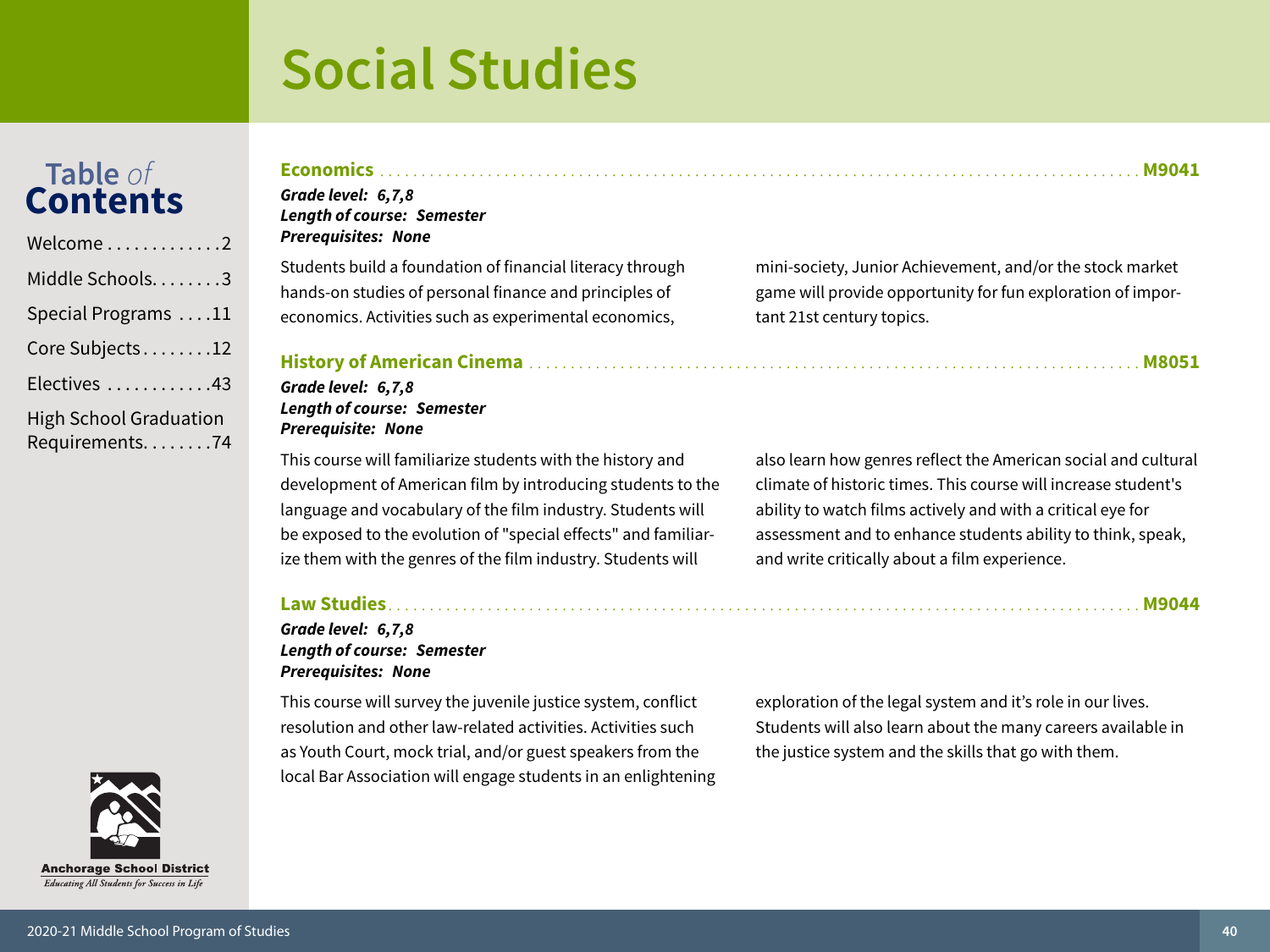# Social Studies

## Economics ..... M9041

***Grade level: 6,7,8***
***Length of course: Semester***
***Prerequisites: None***

Students build a foundation of financial literacy through hands-on studies of personal finance and principles of economics. Activities such as experimental economics, mini-society, Junior Achievement, and/or the stock market game will provide opportunity for fun exploration of important 21st century topics.

## History of American Cinema ..... M8051

***Grade level: 6,7,8***
***Length of course: Semester***
***Prerequisite: None***

This course will familiarize students with the history and development of American film by introducing students to the language and vocabulary of the film industry. Students will be exposed to the evolution of "special effects" and familiarize them with the genres of the film industry. Students will also learn how genres reflect the American social and cultural climate of historic times. This course will increase student's ability to watch films actively and with a critical eye for assessment and to enhance students ability to think, speak, and write critically about a film experience.

## Law Studies ..... M9044

***Grade level: 6,7,8***
***Length of course: Semester***
***Prerequisites: None***

This course will survey the juvenile justice system, conflict resolution and other law-related activities. Activities such as Youth Court, mock trial, and/or guest speakers from the local Bar Association will engage students in an enlightening exploration of the legal system and it's role in our lives. Students will also learn about the many careers available in the justice system and the skills that go with them.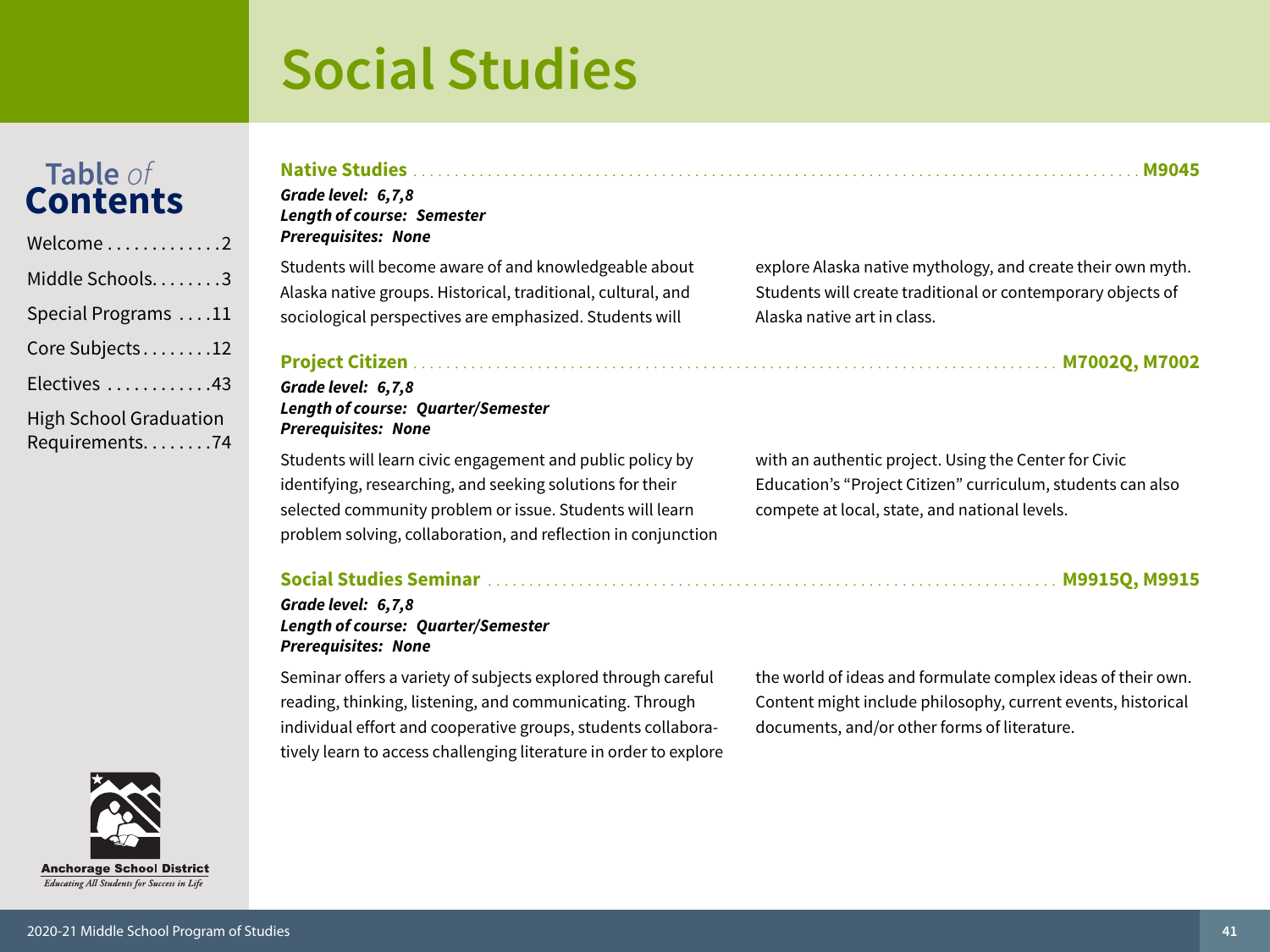# Social Studies

## Native Studies ........ M9045

***Grade level: 6,7,8***
***Length of course: Semester***
***Prerequisites: None***

Students will become aware of and knowledgeable about Alaska native groups. Historical, traditional, cultural, and sociological perspectives are emphasized. Students will explore Alaska native mythology, and create their own myth. Students will create traditional or contemporary objects of Alaska native art in class.

## Project Citizen ........ M7002Q, M7002

***Grade level: 6,7,8***
***Length of course: Quarter/Semester***
***Prerequisites: None***

Students will learn civic engagement and public policy by identifying, researching, and seeking solutions for their selected community problem or issue. Students will learn problem solving, collaboration, and reflection in conjunction with an authentic project. Using the Center for Civic Education's "Project Citizen" curriculum, students can also compete at local, state, and national levels.

## Social Studies Seminar ........ M9915Q, M9915

***Grade level: 6,7,8***
***Length of course: Quarter/Semester***
***Prerequisites: None***

Seminar offers a variety of subjects explored through careful reading, thinking, listening, and communicating. Through individual effort and cooperative groups, students collaboratively learn to access challenging literature in order to explore the world of ideas and formulate complex ideas of their own. Content might include philosophy, current events, historical documents, and/or other forms of literature.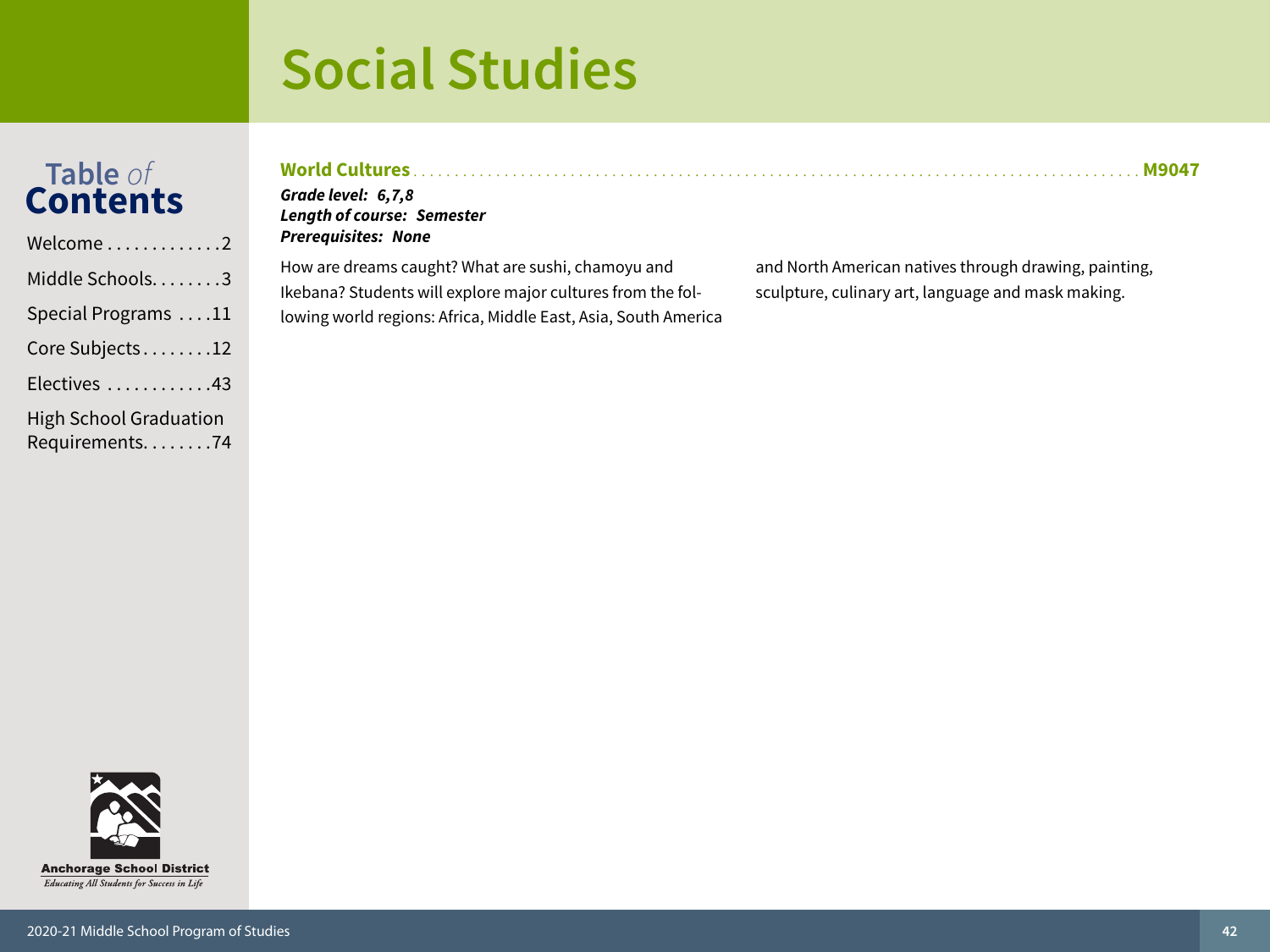# Social Studies

## World Cultures ........ M9047

***Grade level: 6,7,8***
***Length of course: Semester***
***Prerequisites: None***

How are dreams caught? What are sushi, chamoyu and Ikebana? Students will explore major cultures from the following world regions: Africa, Middle East, Asia, South America and North American natives through drawing, painting, sculpture, culinary art, language and mask making.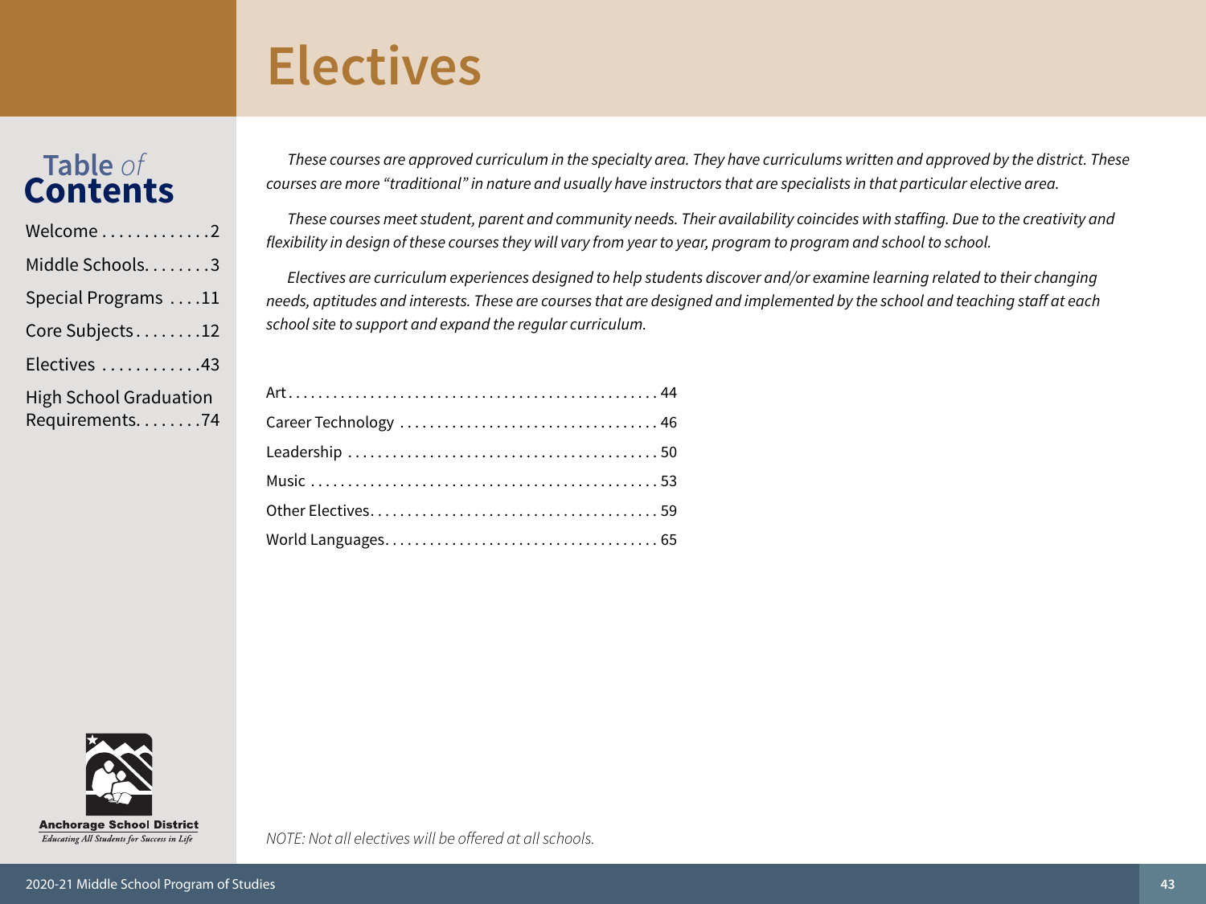# Electives

*These courses are approved curriculum in the specialty area. They have curriculums written and approved by the district. These courses are more "traditional" in nature and usually have instructors that are specialists in that particular elective area.*

*These courses meet student, parent and community needs. Their availability coincides with staffing. Due to the creativity and flexibility in design of these courses they will vary from year to year, program to program and school to school.*

*Electives are curriculum experiences designed to help students discover and/or examine learning related to their changing needs, aptitudes and interests. These are courses that are designed and implemented by the school and teaching staff at each school site to support and expand the regular curriculum.*

- Art . . . . . 44
- Career Technology . . . . . 46
- Leadership . . . . . 50
- Music . . . . . 53
- Other Electives . . . . . 59
- World Languages . . . . . 65

*NOTE: Not all electives will be offered at all schools.*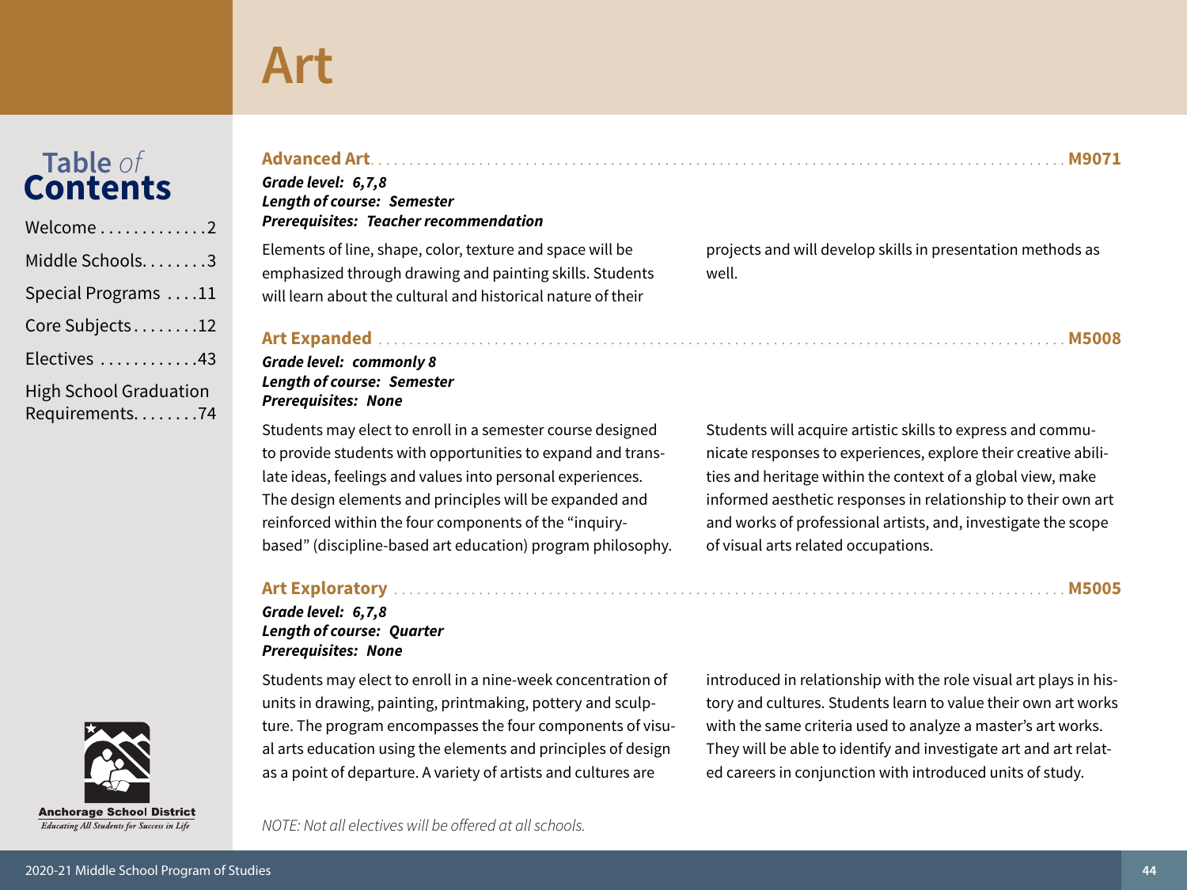# Art

## Advanced Art — M9071

***Grade level: 6,7,8***
***Length of course: Semester***
***Prerequisites: Teacher recommendation***

Elements of line, shape, color, texture and space will be emphasized through drawing and painting skills. Students will learn about the cultural and historical nature of their projects and will develop skills in presentation methods as well.

## Art Expanded — M5008

***Grade level: commonly 8***
***Length of course: Semester***
***Prerequisites: None***

Students may elect to enroll in a semester course designed to provide students with opportunities to expand and translate ideas, feelings and values into personal experiences. The design elements and principles will be expanded and reinforced within the four components of the "inquiry-based" (discipline-based art education) program philosophy. Students will acquire artistic skills to express and communicate responses to experiences, explore their creative abilities and heritage within the context of a global view, make informed aesthetic responses in relationship to their own art and works of professional artists, and, investigate the scope of visual arts related occupations.

## Art Exploratory — M5005

***Grade level: 6,7,8***
***Length of course: Quarter***
***Prerequisites: None***

Students may elect to enroll in a nine-week concentration of units in drawing, painting, printmaking, pottery and sculpture. The program encompasses the four components of visual arts education using the elements and principles of design as a point of departure. A variety of artists and cultures are introduced in relationship with the role visual art plays in history and cultures. Students learn to value their own art works with the same criteria used to analyze a master's art works. They will be able to identify and investigate art and art related careers in conjunction with introduced units of study.

*NOTE: Not all electives will be offered at all schools.*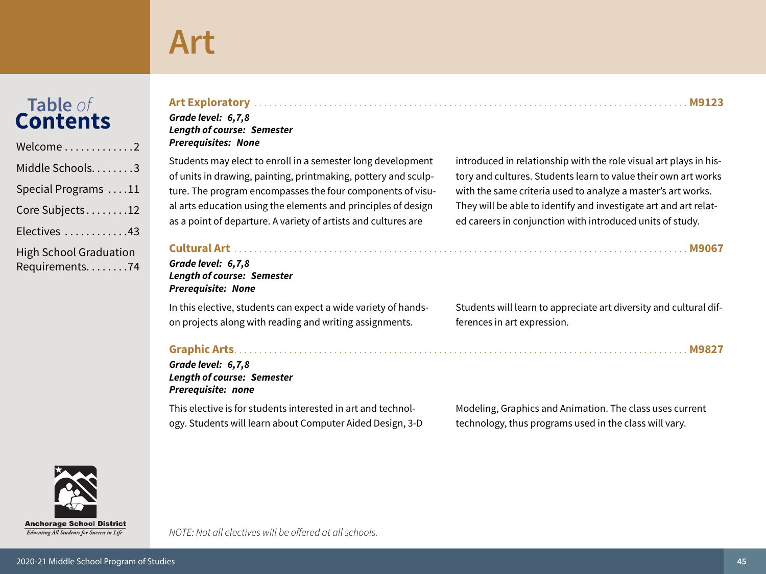# Art

## Art Exploratory ... M9123

***Grade level:** 6,7,8*
***Length of course:** Semester*
***Prerequisites:** None*

Students may elect to enroll in a semester long development of units in drawing, painting, printmaking, pottery and sculpture. The program encompasses the four components of visual arts education using the elements and principles of design as a point of departure. A variety of artists and cultures are introduced in relationship with the role visual art plays in history and cultures. Students learn to value their own art works with the same criteria used to analyze a master's art works. They will be able to identify and investigate art and art related careers in conjunction with introduced units of study.

## Cultural Art ... M9067

***Grade level:** 6,7,8*
***Length of course:** Semester*
***Prerequisite:** None*

In this elective, students can expect a wide variety of hands-on projects along with reading and writing assignments. Students will learn to appreciate art diversity and cultural differences in art expression.

## Graphic Arts ... M9827

***Grade level:** 6,7,8*
***Length of course:** Semester*
***Prerequisite:** none*

This elective is for students interested in art and technology. Students will learn about Computer Aided Design, 3-D Modeling, Graphics and Animation. The class uses current technology, thus programs used in the class will vary.

*NOTE: Not all electives will be offered at all schools.*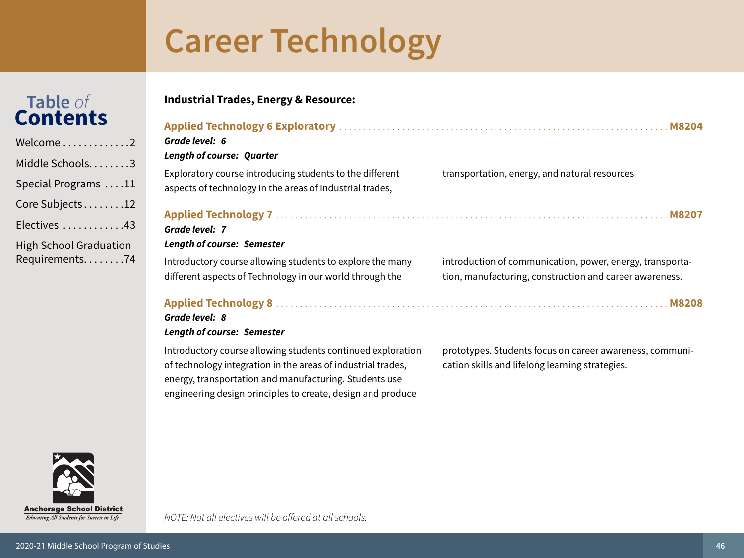# Career Technology

**Industrial Trades, Energy & Resource:**

### Applied Technology 6 Exploratory ........ M8204

***Grade level: 6***

***Length of course: Quarter***

Exploratory course introducing students to the different aspects of technology in the areas of industrial trades, transportation, energy, and natural resources

### Applied Technology 7 ........ M8207

***Grade level: 7***

***Length of course: Semester***

Introductory course allowing students to explore the many different aspects of Technology in our world through the introduction of communication, power, energy, transportation, manufacturing, construction and career awareness.

### Applied Technology 8 ........ M8208

***Grade level: 8***

***Length of course: Semester***

Introductory course allowing students continued exploration of technology integration in the areas of industrial trades, energy, transportation and manufacturing. Students use engineering design principles to create, design and produce prototypes. Students focus on career awareness, communication skills and lifelong learning strategies.

*NOTE: Not all electives will be offered at all schools.*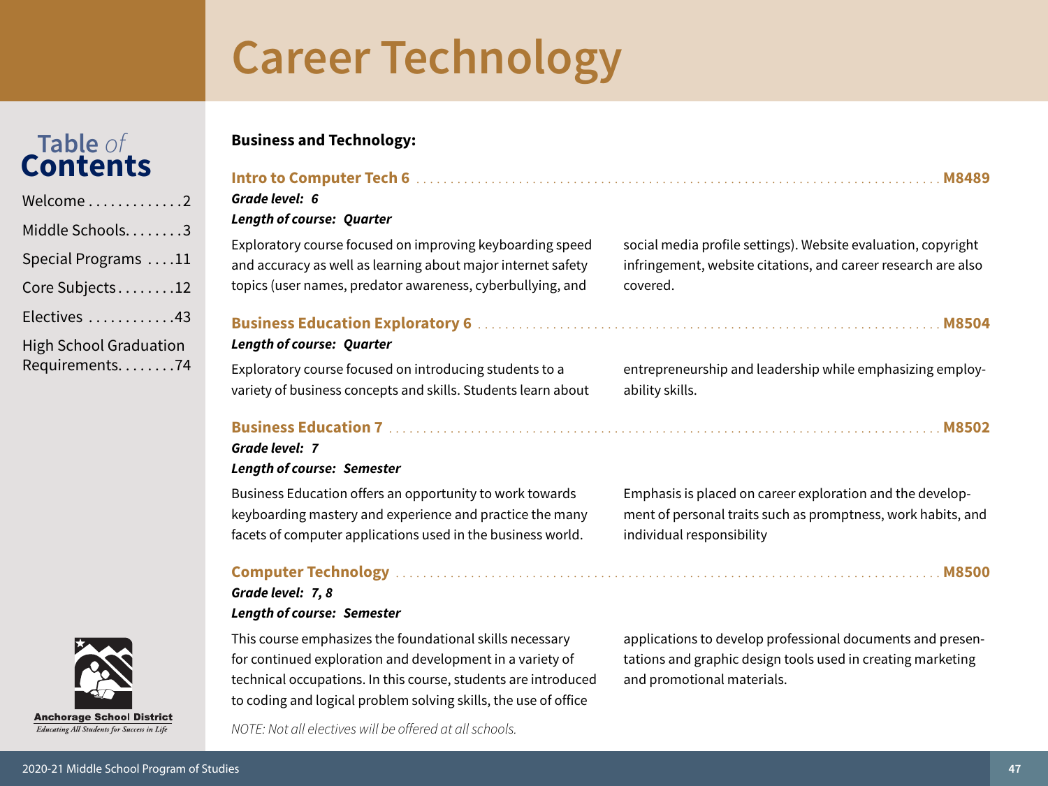# Career Technology

## Business and Technology:

### Intro to Computer Tech 6 — M8489

***Grade level:* 6**

***Length of course:* Quarter**

Exploratory course focused on improving keyboarding speed and accuracy as well as learning about major internet safety topics (user names, predator awareness, cyberbullying, and social media profile settings). Website evaluation, copyright infringement, website citations, and career research are also covered.

### Business Education Exploratory 6 — M8504

***Length of course:* Quarter**

Exploratory course focused on introducing students to a variety of business concepts and skills. Students learn about entrepreneurship and leadership while emphasizing employability skills.

### Business Education 7 — M8502

***Grade level:* 7**

***Length of course:* Semester**

Business Education offers an opportunity to work towards keyboarding mastery and experience and practice the many facets of computer applications used in the business world. Emphasis is placed on career exploration and the development of personal traits such as promptness, work habits, and individual responsibility

### Computer Technology — M8500

***Grade level:* 7, 8**

***Length of course:* Semester**

This course emphasizes the foundational skills necessary for continued exploration and development in a variety of technical occupations. In this course, students are introduced to coding and logical problem solving skills, the use of office applications to develop professional documents and presentations and graphic design tools used in creating marketing and promotional materials.

*NOTE: Not all electives will be offered at all schools.*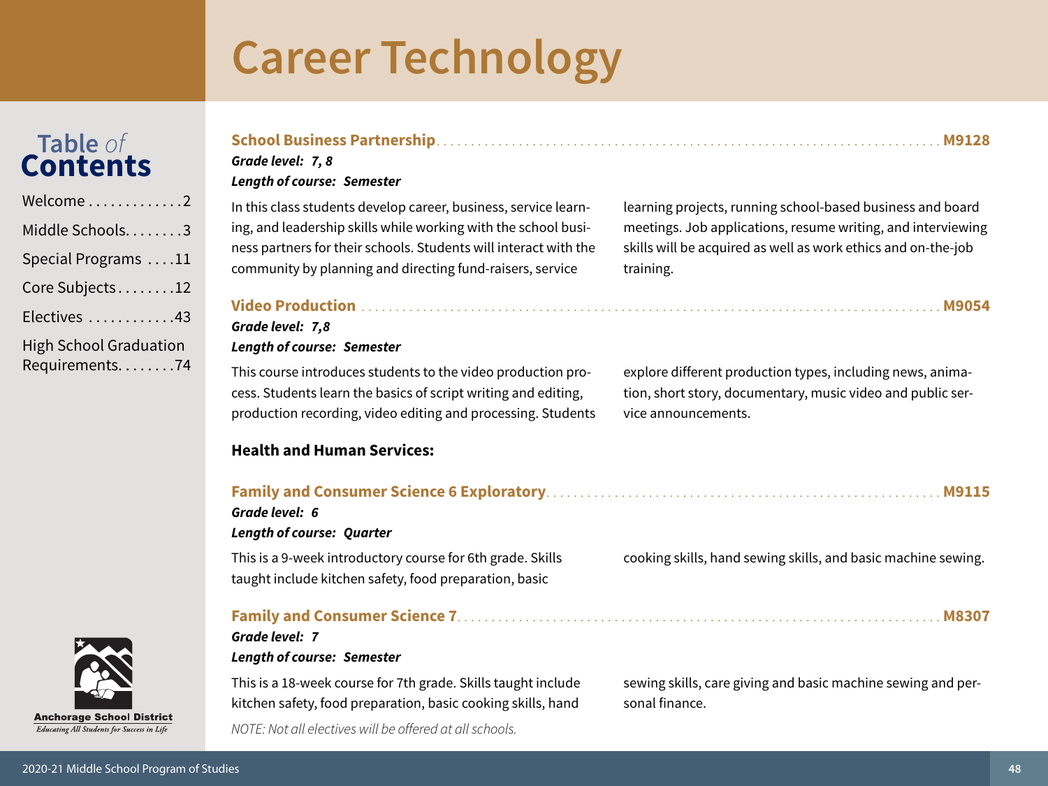# Career Technology

### School Business Partnership — M9128

***Grade level:  7, 8***

***Length of course:  Semester***

In this class students develop career, business, service learning, and leadership skills while working with the school business partners for their schools. Students will interact with the community by planning and directing fund-raisers, service learning projects, running school-based business and board meetings. Job applications, resume writing, and interviewing skills will be acquired as well as work ethics and on-the-job training.

### Video Production — M9054

***Grade level:  7,8***

***Length of course:  Semester***

This course introduces students to the video production process. Students learn the basics of script writing and editing, production recording, video editing and processing. Students explore different production types, including news, animation, short story, documentary, music video and public service announcements.

## Health and Human Services:

### Family and Consumer Science 6 Exploratory — M9115

***Grade level:  6***

***Length of course:  Quarter***

This is a 9-week introductory course for 6th grade. Skills taught include kitchen safety, food preparation, basic cooking skills, hand sewing skills, and basic machine sewing.

### Family and Consumer Science 7 — M8307

***Grade level:  7***

***Length of course:  Semester***

This is a 18-week course for 7th grade. Skills taught include kitchen safety, food preparation, basic cooking skills, hand sewing skills, care giving and basic machine sewing and personal finance.

*NOTE: Not all electives will be offered at all schools.*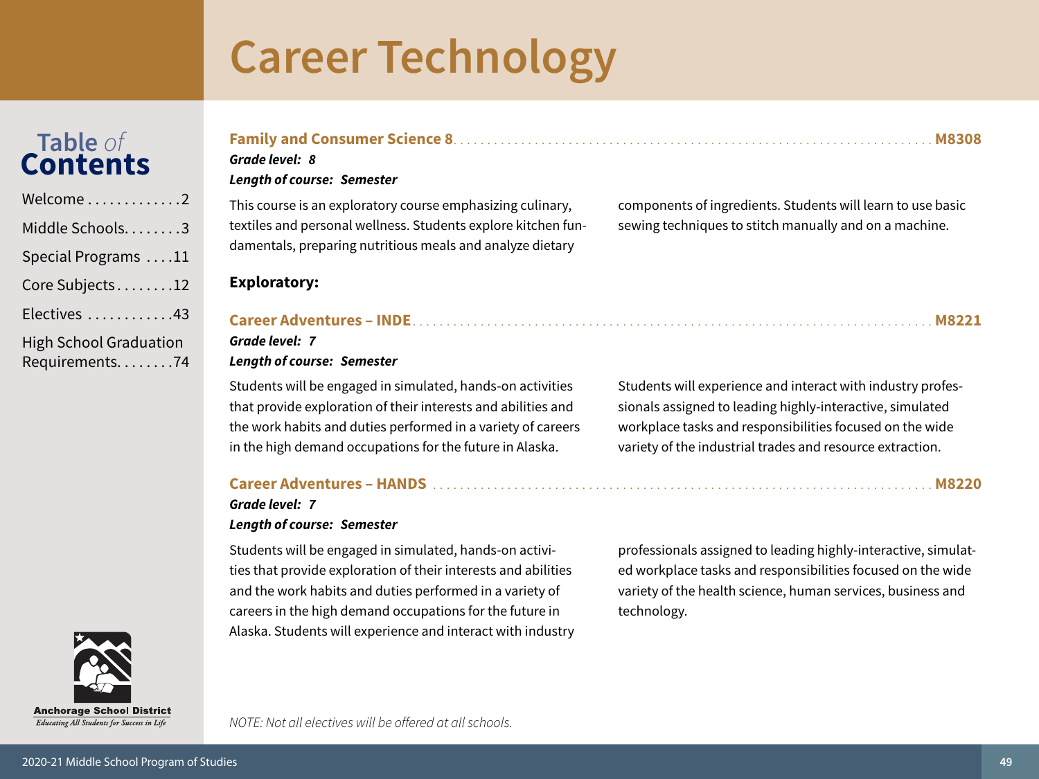# Career Technology

**Family and Consumer Science 8** . . . . . . . . **M8308**

***Grade level: 8***

***Length of course: Semester***

This course is an exploratory course emphasizing culinary, textiles and personal wellness. Students explore kitchen fundamentals, preparing nutritious meals and analyze dietary components of ingredients. Students will learn to use basic sewing techniques to stitch manually and on a machine.

**Exploratory:**

**Career Adventures – INDE** . . . . . . . . **M8221**

***Grade level: 7***

***Length of course: Semester***

Students will be engaged in simulated, hands-on activities that provide exploration of their interests and abilities and the work habits and duties performed in a variety of careers in the high demand occupations for the future in Alaska. Students will experience and interact with industry professionals assigned to leading highly-interactive, simulated workplace tasks and responsibilities focused on the wide variety of the industrial trades and resource extraction.

**Career Adventures – HANDS** . . . . . . . . **M8220**

***Grade level: 7***

***Length of course: Semester***

Students will be engaged in simulated, hands-on activities that provide exploration of their interests and abilities and the work habits and duties performed in a variety of careers in the high demand occupations for the future in Alaska. Students will experience and interact with industry professionals assigned to leading highly-interactive, simulated workplace tasks and responsibilities focused on the wide variety of the health science, human services, business and technology.

*NOTE: Not all electives will be offered at all schools.*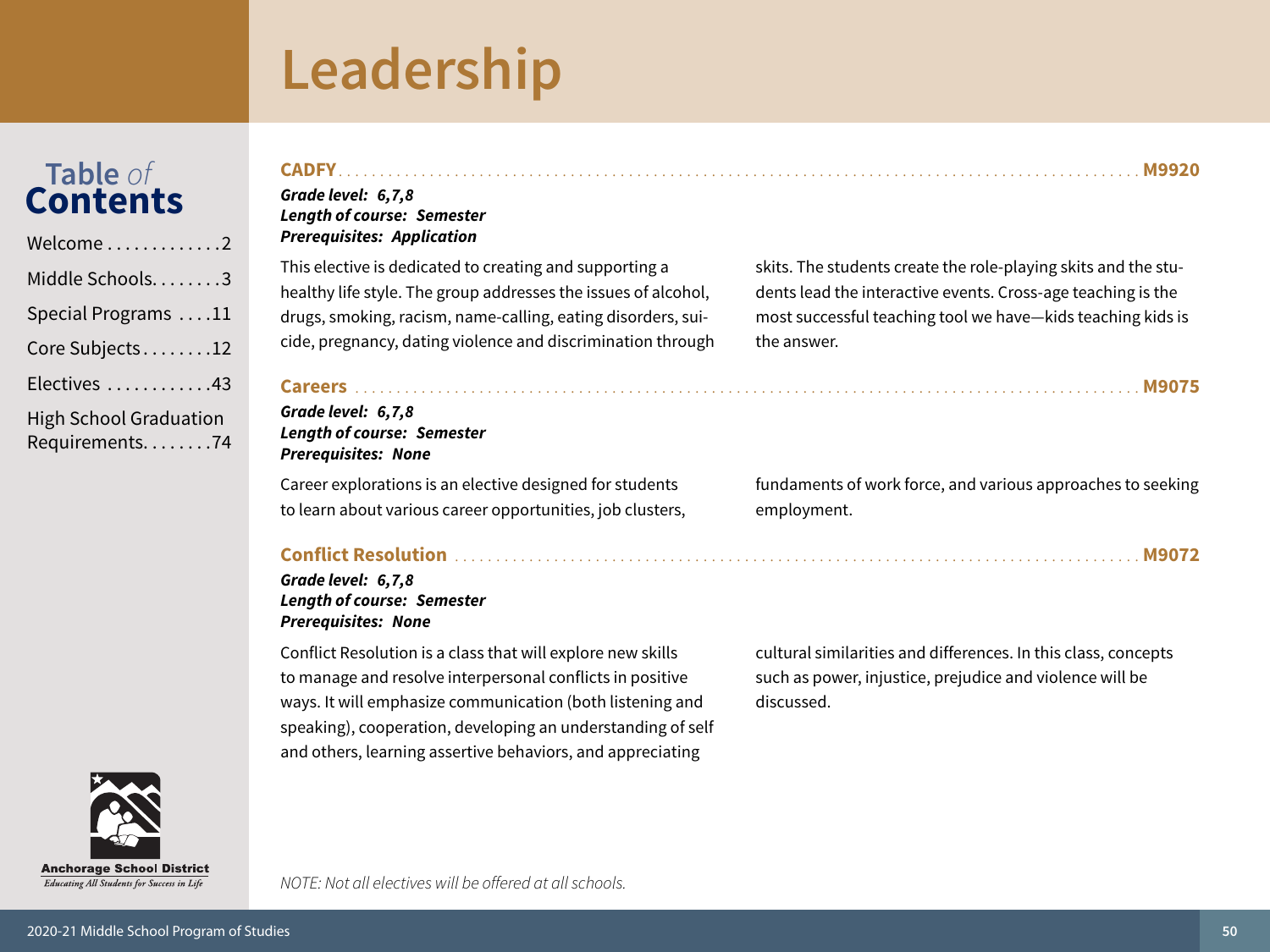# Leadership

## CADFY — M9920

***Grade level:** 6,7,8*
***Length of course:** Semester*
***Prerequisites:** Application*

This elective is dedicated to creating and supporting a healthy life style. The group addresses the issues of alcohol, drugs, smoking, racism, name-calling, eating disorders, suicide, pregnancy, dating violence and discrimination through skits. The students create the role-playing skits and the students lead the interactive events. Cross-age teaching is the most successful teaching tool we have—kids teaching kids is the answer.

## Careers — M9075

***Grade level:** 6,7,8*
***Length of course:** Semester*
***Prerequisites:** None*

Career explorations is an elective designed for students to learn about various career opportunities, job clusters, fundaments of work force, and various approaches to seeking employment.

## Conflict Resolution — M9072

***Grade level:** 6,7,8*
***Length of course:** Semester*
***Prerequisites:** None*

Conflict Resolution is a class that will explore new skills to manage and resolve interpersonal conflicts in positive ways. It will emphasize communication (both listening and speaking), cooperation, developing an understanding of self and others, learning assertive behaviors, and appreciating cultural similarities and differences. In this class, concepts such as power, injustice, prejudice and violence will be discussed.

*NOTE: Not all electives will be offered at all schools.*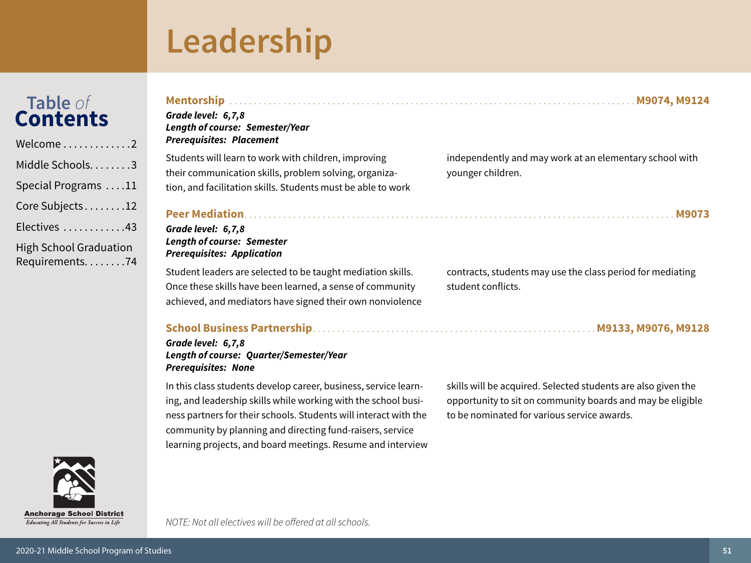# Leadership

## Mentorship — M9074, M9124

***Grade level:* 6,7,8**
***Length of course:* Semester/Year**
***Prerequisites:* Placement**

Students will learn to work with children, improving their communication skills, problem solving, organization, and facilitation skills. Students must be able to work independently and may work at an elementary school with younger children.

## Peer Mediation — M9073

***Grade level:* 6,7,8**
***Length of course:* Semester**
***Prerequisites:* Application**

Student leaders are selected to be taught mediation skills. Once these skills have been learned, a sense of community achieved, and mediators have signed their own nonviolence contracts, students may use the class period for mediating student conflicts.

## School Business Partnership — M9133, M9076, M9128

***Grade level:* 6,7,8**
***Length of course:* Quarter/Semester/Year**
***Prerequisites:* None**

In this class students develop career, business, service learning, and leadership skills while working with the school business partners for their schools. Students will interact with the community by planning and directing fund-raisers, service learning projects, and board meetings. Resume and interview skills will be acquired. Selected students are also given the opportunity to sit on community boards and may be eligible to be nominated for various service awards.

*NOTE: Not all electives will be offered at all schools.*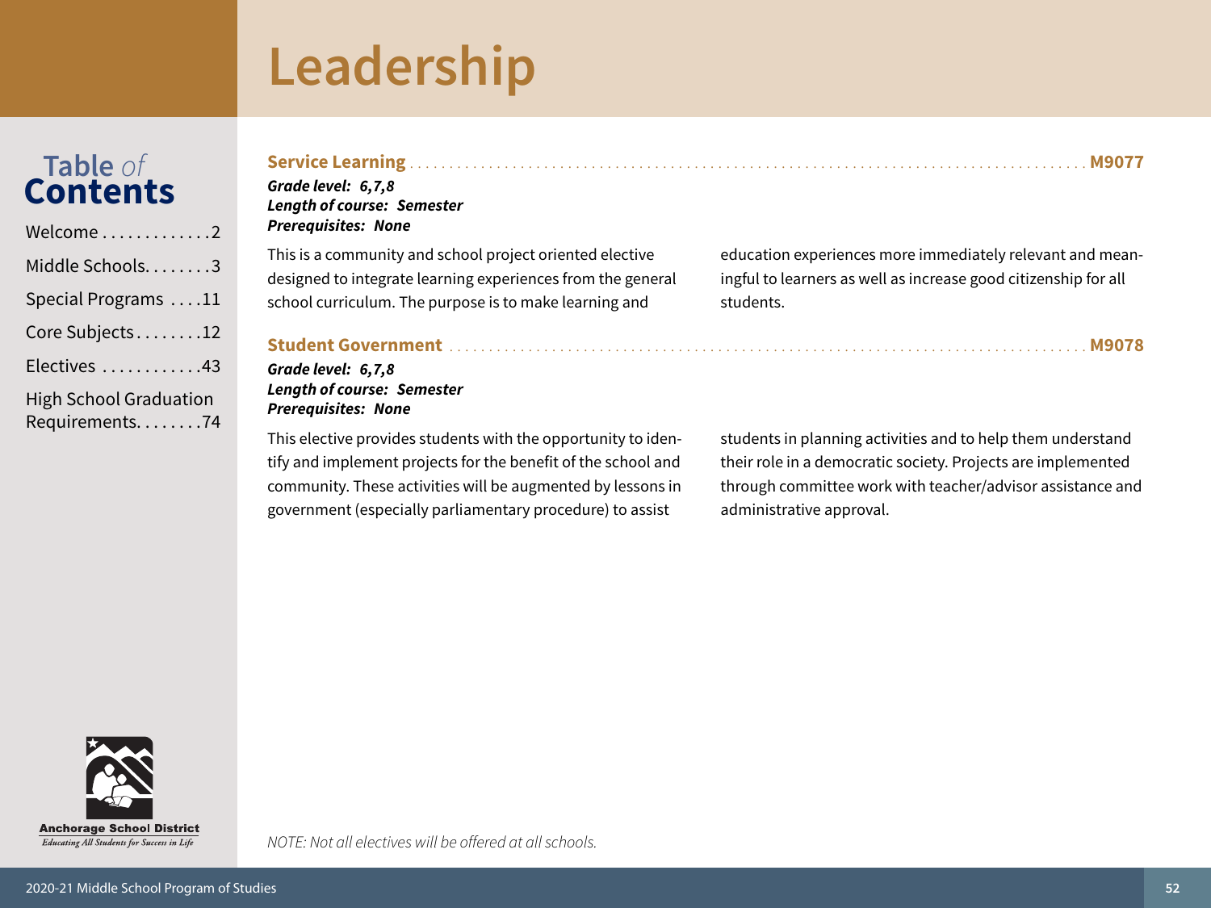# Leadership

## Service Learning ........ M9077

***Grade level: 6,7,8***
***Length of course: Semester***
***Prerequisites: None***

This is a community and school project oriented elective designed to integrate learning experiences from the general school curriculum. The purpose is to make learning and education experiences more immediately relevant and meaningful to learners as well as increase good citizenship for all students.

## Student Government ........ M9078

***Grade level: 6,7,8***
***Length of course: Semester***
***Prerequisites: None***

This elective provides students with the opportunity to identify and implement projects for the benefit of the school and community. These activities will be augmented by lessons in government (especially parliamentary procedure) to assist students in planning activities and to help them understand their role in a democratic society. Projects are implemented through committee work with teacher/advisor assistance and administrative approval.

*NOTE: Not all electives will be offered at all schools.*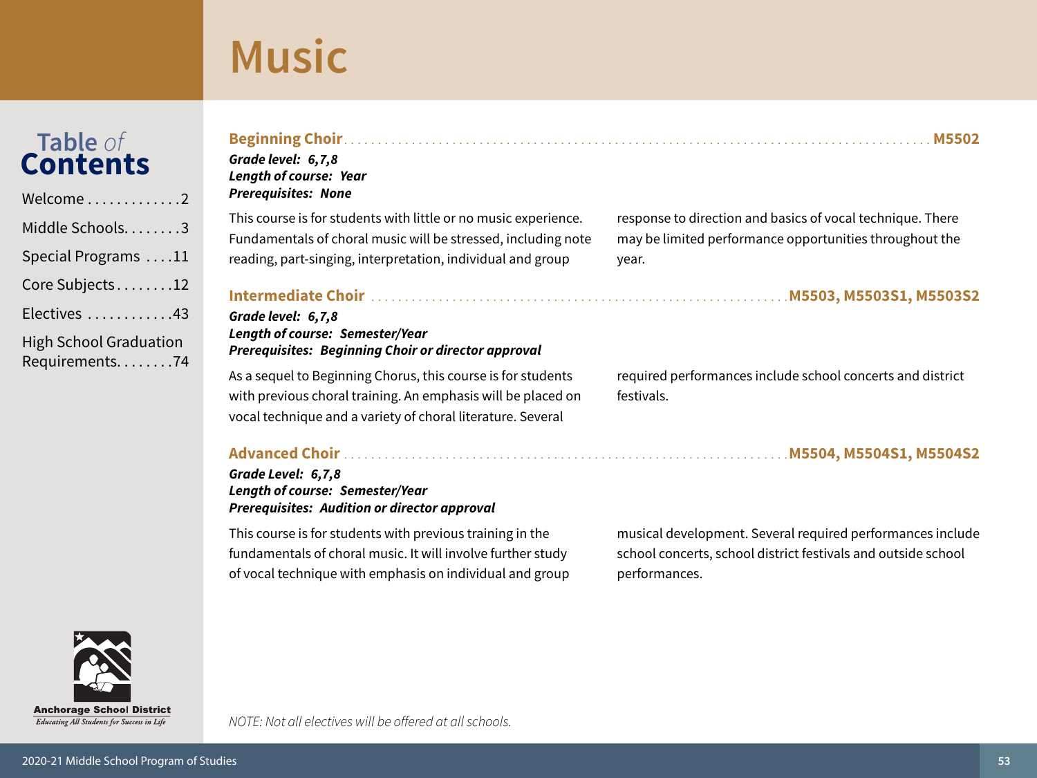# Music

## Beginning Choir ... M5502

***Grade level:* 6,7,8**
***Length of course:* Year**
***Prerequisites:* None**

This course is for students with little or no music experience. Fundamentals of choral music will be stressed, including note reading, part-singing, interpretation, individual and group response to direction and basics of vocal technique. There may be limited performance opportunities throughout the year.

## Intermediate Choir ... M5503, M5503S1, M5503S2

***Grade level:* 6,7,8**
***Length of course:* Semester/Year**
***Prerequisites:* Beginning Choir or director approval**

As a sequel to Beginning Chorus, this course is for students with previous choral training. An emphasis will be placed on vocal technique and a variety of choral literature. Several required performances include school concerts and district festivals.

## Advanced Choir ... M5504, M5504S1, M5504S2

***Grade Level:* 6,7,8**
***Length of course:* Semester/Year**
***Prerequisites:* Audition or director approval**

This course is for students with previous training in the fundamentals of choral music. It will involve further study of vocal technique with emphasis on individual and group musical development. Several required performances include school concerts, school district festivals and outside school performances.

*NOTE: Not all electives will be offered at all schools.*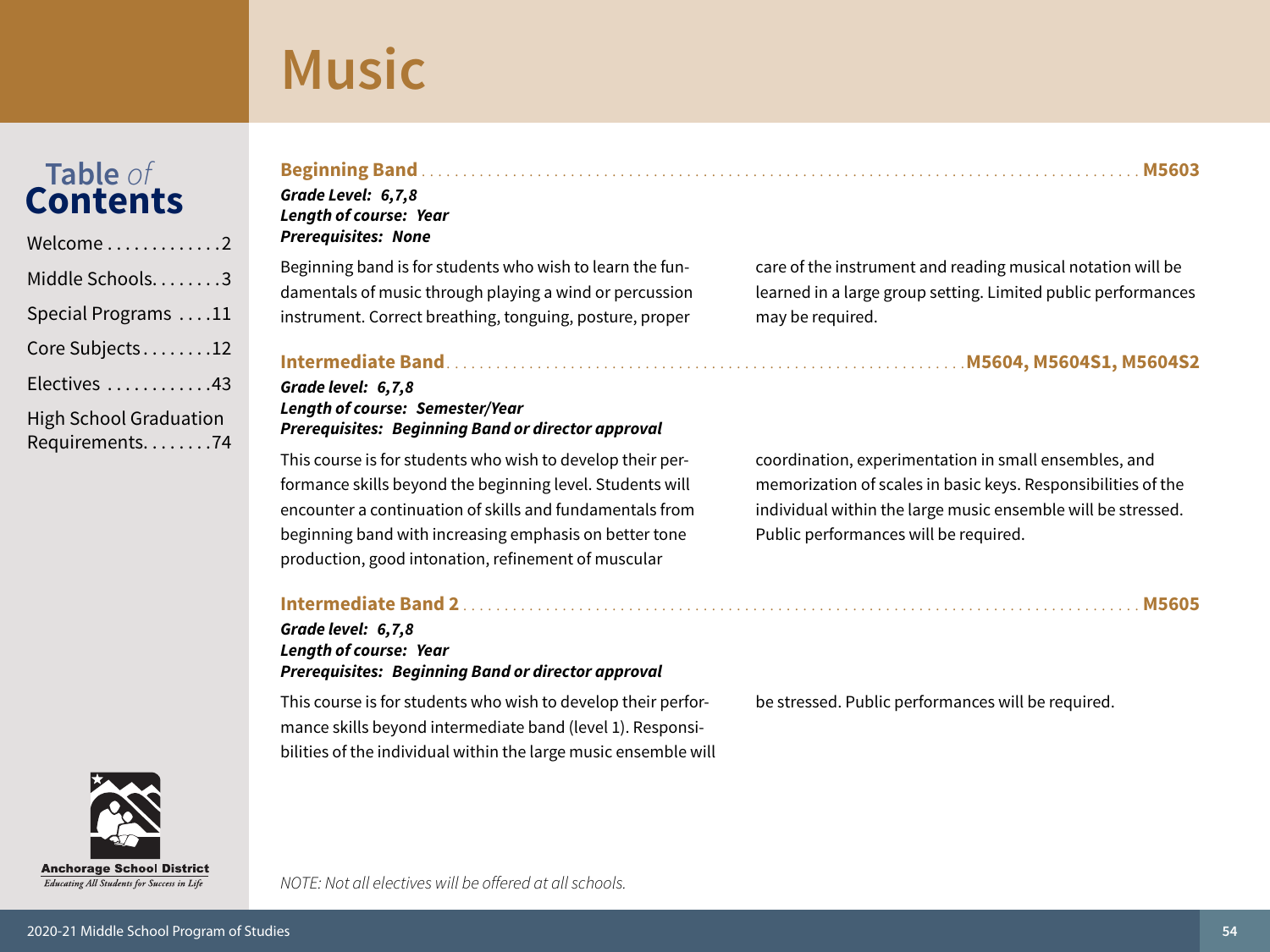# Music

## Beginning Band — M5603

***Grade Level: 6,7,8***
***Length of course: Year***
***Prerequisites: None***

Beginning band is for students who wish to learn the fundamentals of music through playing a wind or percussion instrument. Correct breathing, tonguing, posture, proper care of the instrument and reading musical notation will be learned in a large group setting. Limited public performances may be required.

## Intermediate Band — M5604, M5604S1, M5604S2

***Grade level: 6,7,8***
***Length of course: Semester/Year***
***Prerequisites: Beginning Band or director approval***

This course is for students who wish to develop their performance skills beyond the beginning level. Students will encounter a continuation of skills and fundamentals from beginning band with increasing emphasis on better tone production, good intonation, refinement of muscular coordination, experimentation in small ensembles, and memorization of scales in basic keys. Responsibilities of the individual within the large music ensemble will be stressed. Public performances will be required.

## Intermediate Band 2 — M5605

***Grade level: 6,7,8***
***Length of course: Year***
***Prerequisites: Beginning Band or director approval***

This course is for students who wish to develop their performance skills beyond intermediate band (level 1). Responsibilities of the individual within the large music ensemble will be stressed. Public performances will be required.

*NOTE: Not all electives will be offered at all schools.*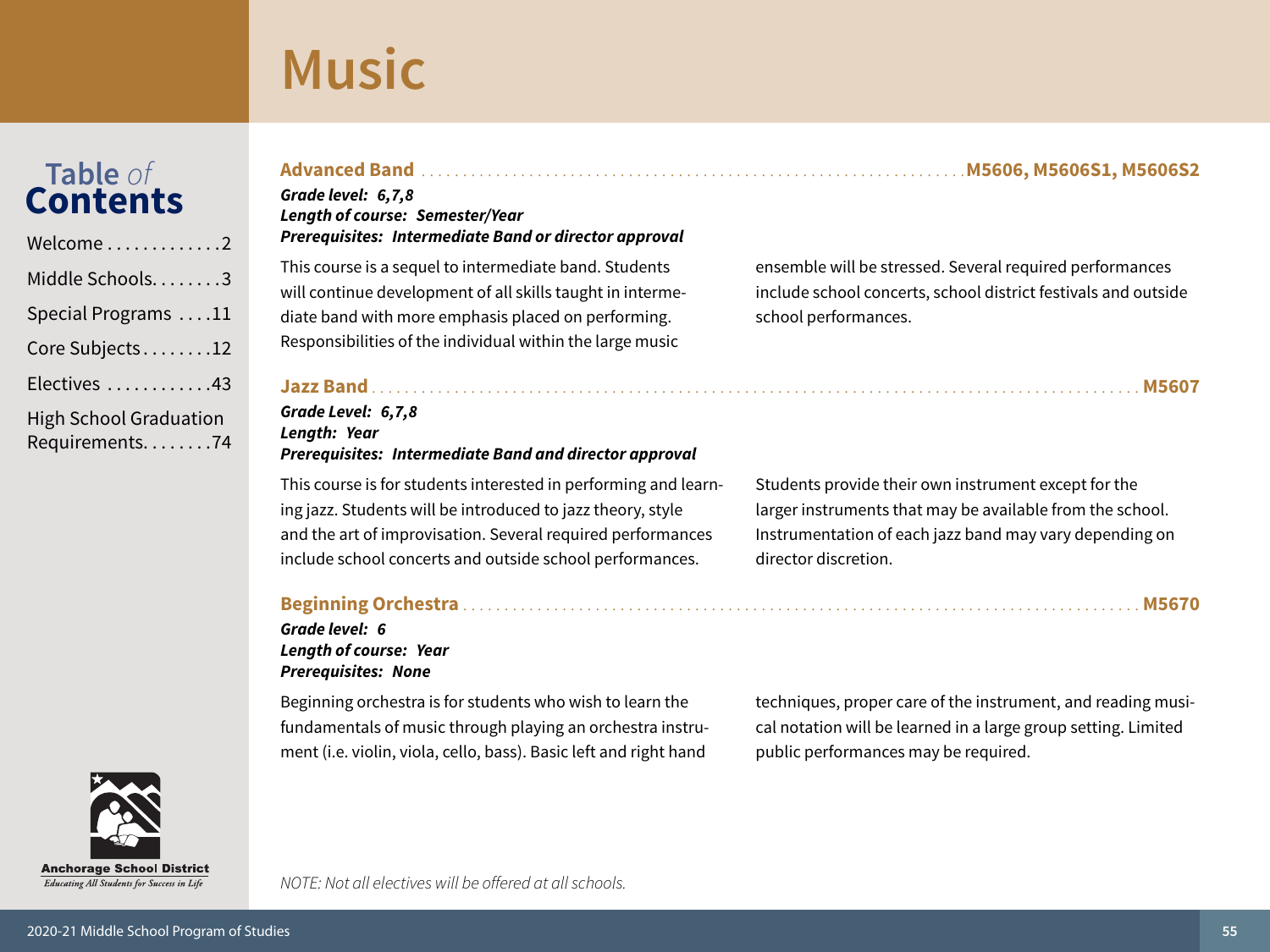# Music

## Advanced Band — M5606, M5606S1, M5606S2

***Grade level: 6,7,8***
***Length of course: Semester/Year***
***Prerequisites: Intermediate Band or director approval***

This course is a sequel to intermediate band. Students will continue development of all skills taught in intermediate band with more emphasis placed on performing. Responsibilities of the individual within the large music ensemble will be stressed. Several required performances include school concerts, school district festivals and outside school performances.

## Jazz Band — M5607

***Grade Level: 6,7,8***
***Length: Year***
***Prerequisites: Intermediate Band and director approval***

This course is for students interested in performing and learning jazz. Students will be introduced to jazz theory, style and the art of improvisation. Several required performances include school concerts and outside school performances. Students provide their own instrument except for the larger instruments that may be available from the school. Instrumentation of each jazz band may vary depending on director discretion.

## Beginning Orchestra — M5670

***Grade level: 6***
***Length of course: Year***
***Prerequisites: None***

Beginning orchestra is for students who wish to learn the fundamentals of music through playing an orchestra instrument (i.e. violin, viola, cello, bass). Basic left and right hand techniques, proper care of the instrument, and reading musical notation will be learned in a large group setting. Limited public performances may be required.

*NOTE: Not all electives will be offered at all schools.*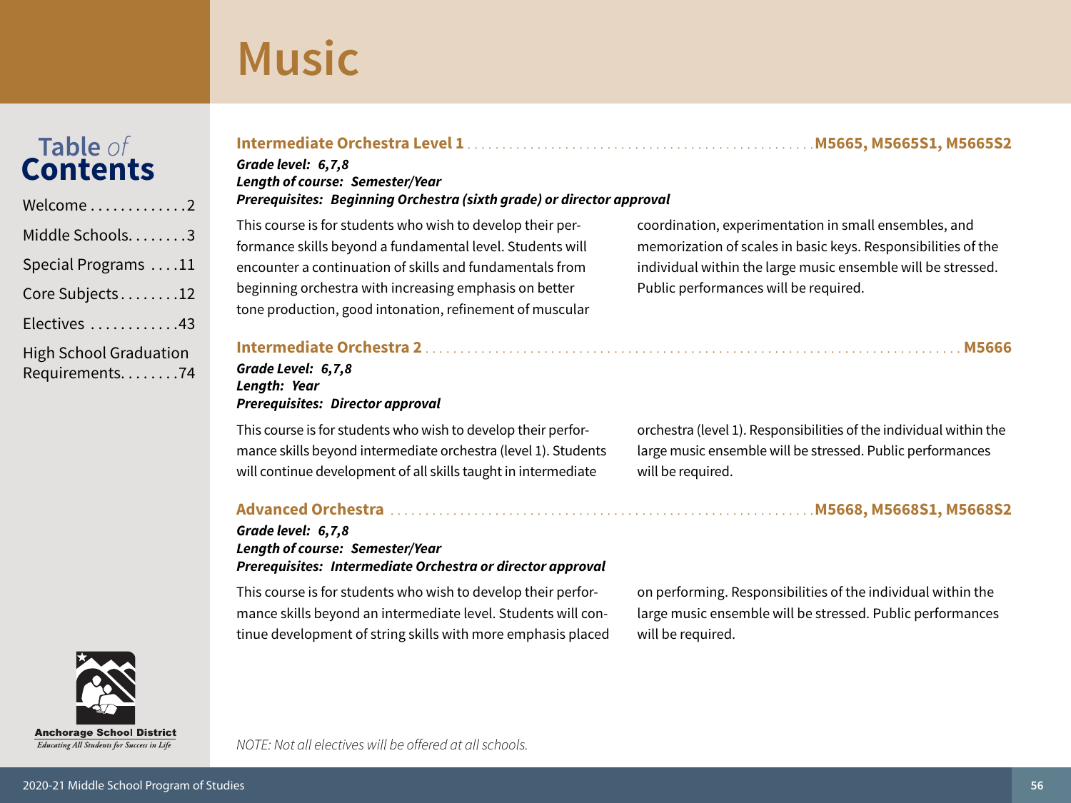# Music

## Intermediate Orchestra Level 1 .................................................M5665, M5665S1, M5665S2

***Grade level: 6,7,8***
***Length of course: Semester/Year***
***Prerequisites: Beginning Orchestra (sixth grade) or director approval***

This course is for students who wish to develop their performance skills beyond a fundamental level. Students will encounter a continuation of skills and fundamentals from beginning orchestra with increasing emphasis on better tone production, good intonation, refinement of muscular coordination, experimentation in small ensembles, and memorization of scales in basic keys. Responsibilities of the individual within the large music ensemble will be stressed. Public performances will be required.

## Intermediate Orchestra 2 ..........................................................................M5666

***Grade Level: 6,7,8***
***Length: Year***
***Prerequisites: Director approval***

This course is for students who wish to develop their performance skills beyond intermediate orchestra (level 1). Students will continue development of all skills taught in intermediate orchestra (level 1). Responsibilities of the individual within the large music ensemble will be stressed. Public performances will be required.

## Advanced Orchestra ...........................................................M5668, M5668S1, M5668S2

***Grade level: 6,7,8***
***Length of course: Semester/Year***
***Prerequisites: Intermediate Orchestra or director approval***

This course is for students who wish to develop their performance skills beyond an intermediate level. Students will continue development of string skills with more emphasis placed on performing. Responsibilities of the individual within the large music ensemble will be stressed. Public performances will be required.

*NOTE: Not all electives will be offered at all schools.*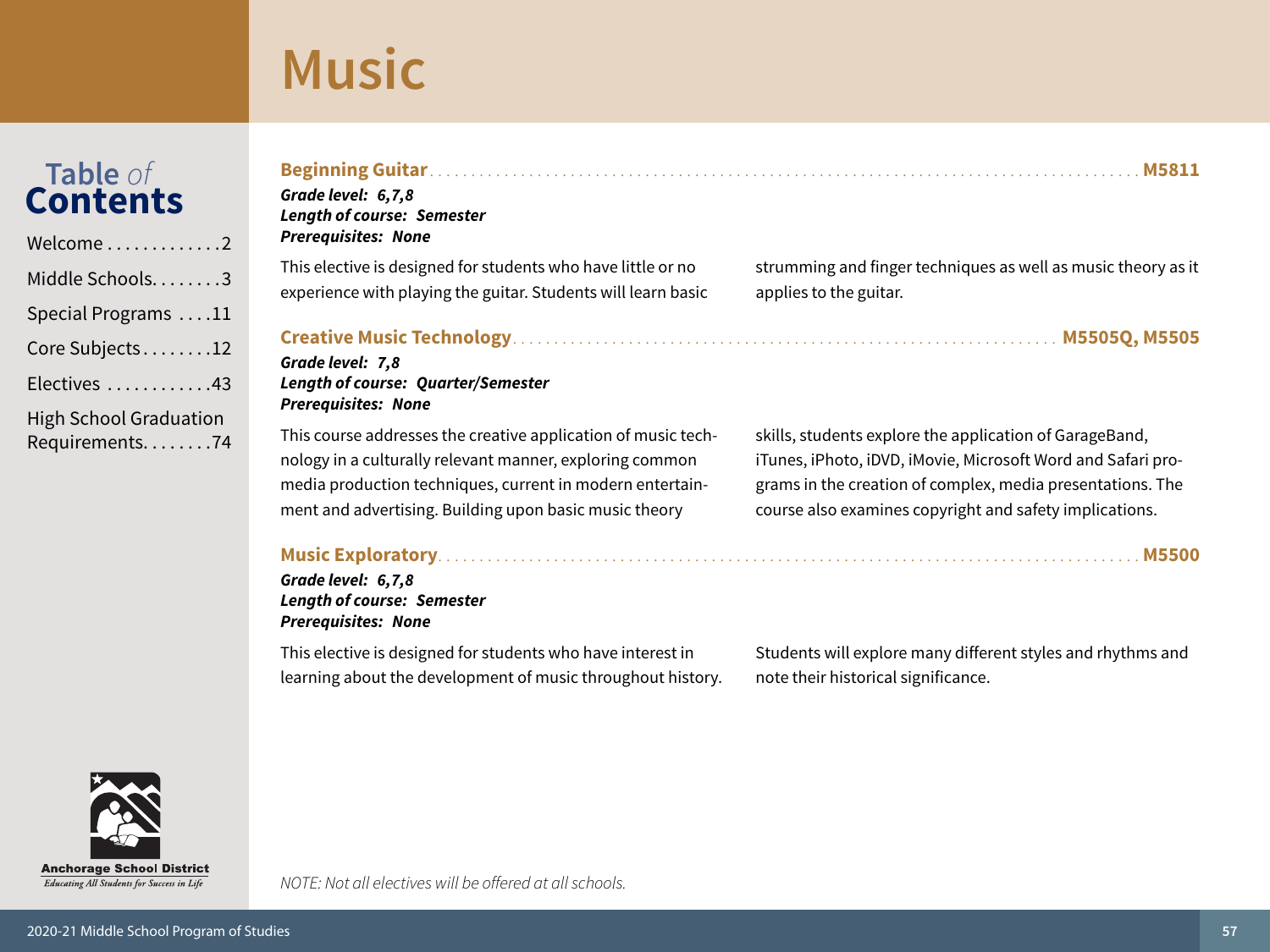# Music

## Beginning Guitar — M5811

***Grade level: 6,7,8***
***Length of course: Semester***
***Prerequisites: None***

This elective is designed for students who have little or no experience with playing the guitar. Students will learn basic strumming and finger techniques as well as music theory as it applies to the guitar.

## Creative Music Technology — M5505Q, M5505

***Grade level: 7,8***
***Length of course: Quarter/Semester***
***Prerequisites: None***

This course addresses the creative application of music technology in a culturally relevant manner, exploring common media production techniques, current in modern entertainment and advertising. Building upon basic music theory skills, students explore the application of GarageBand, iTunes, iPhoto, iDVD, iMovie, Microsoft Word and Safari programs in the creation of complex, media presentations. The course also examines copyright and safety implications.

## Music Exploratory — M5500

***Grade level: 6,7,8***
***Length of course: Semester***
***Prerequisites: None***

This elective is designed for students who have interest in learning about the development of music throughout history. Students will explore many different styles and rhythms and note their historical significance.

*NOTE: Not all electives will be offered at all schools.*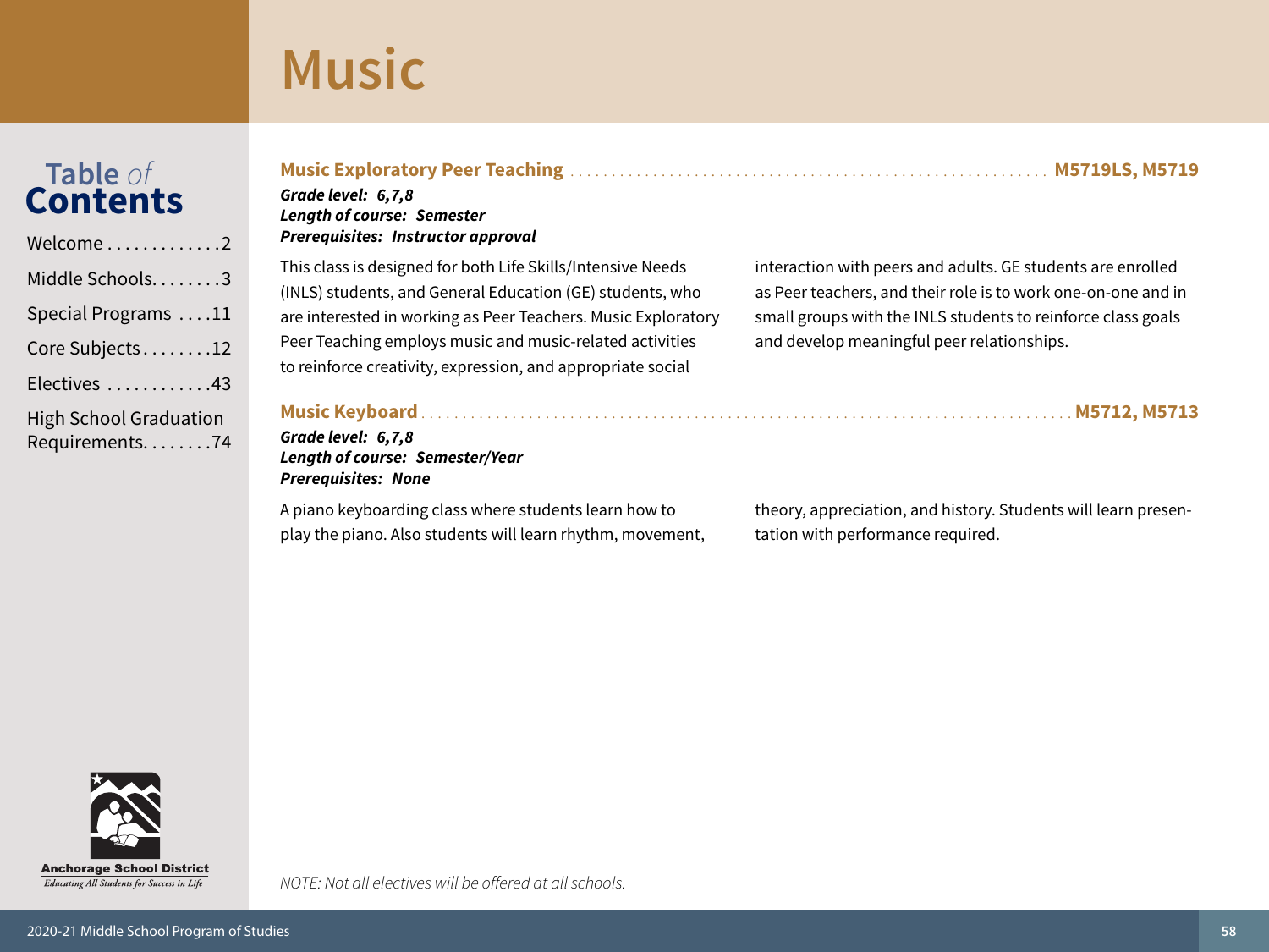# Music

## Music Exploratory Peer Teaching ... M5719LS, M5719

***Grade level: 6,7,8***
***Length of course: Semester***
***Prerequisites: Instructor approval***

This class is designed for both Life Skills/Intensive Needs (INLS) students, and General Education (GE) students, who are interested in working as Peer Teachers. Music Exploratory Peer Teaching employs music and music-related activities to reinforce creativity, expression, and appropriate social interaction with peers and adults. GE students are enrolled as Peer teachers, and their role is to work one-on-one and in small groups with the INLS students to reinforce class goals and develop meaningful peer relationships.

## Music Keyboard ... M5712, M5713

***Grade level: 6,7,8***
***Length of course: Semester/Year***
***Prerequisites: None***

A piano keyboarding class where students learn how to play the piano. Also students will learn rhythm, movement, theory, appreciation, and history. Students will learn presentation with performance required.

*NOTE: Not all electives will be offered at all schools.*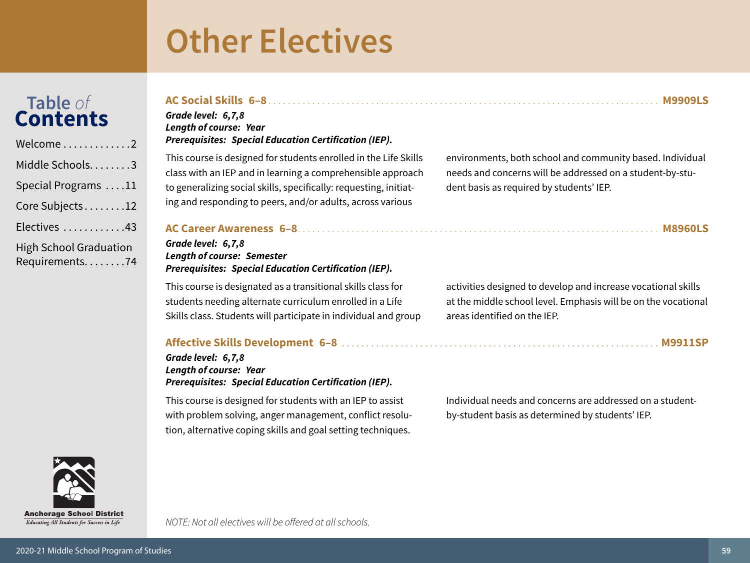# Other Electives

### AC Social Skills 6–8 ........ M9909LS

***Grade level: 6,7,8***
***Length of course: Year***
***Prerequisites: Special Education Certification (IEP).***

This course is designed for students enrolled in the Life Skills class with an IEP and in learning a comprehensible approach to generalizing social skills, specifically: requesting, initiating and responding to peers, and/or adults, across various environments, both school and community based. Individual needs and concerns will be addressed on a student-by-student basis as required by students' IEP.

### AC Career Awareness 6–8 ........ M8960LS

***Grade level: 6,7,8***
***Length of course: Semester***
***Prerequisites: Special Education Certification (IEP).***

This course is designated as a transitional skills class for students needing alternate curriculum enrolled in a Life Skills class. Students will participate in individual and group activities designed to develop and increase vocational skills at the middle school level. Emphasis will be on the vocational areas identified on the IEP.

### Affective Skills Development 6–8 ........ M9911SP

***Grade level: 6,7,8***
***Length of course: Year***
***Prerequisites: Special Education Certification (IEP).***

This course is designed for students with an IEP to assist with problem solving, anger management, conflict resolution, alternative coping skills and goal setting techniques. Individual needs and concerns are addressed on a student-by-student basis as determined by students' IEP.

*NOTE: Not all electives will be offered at all schools.*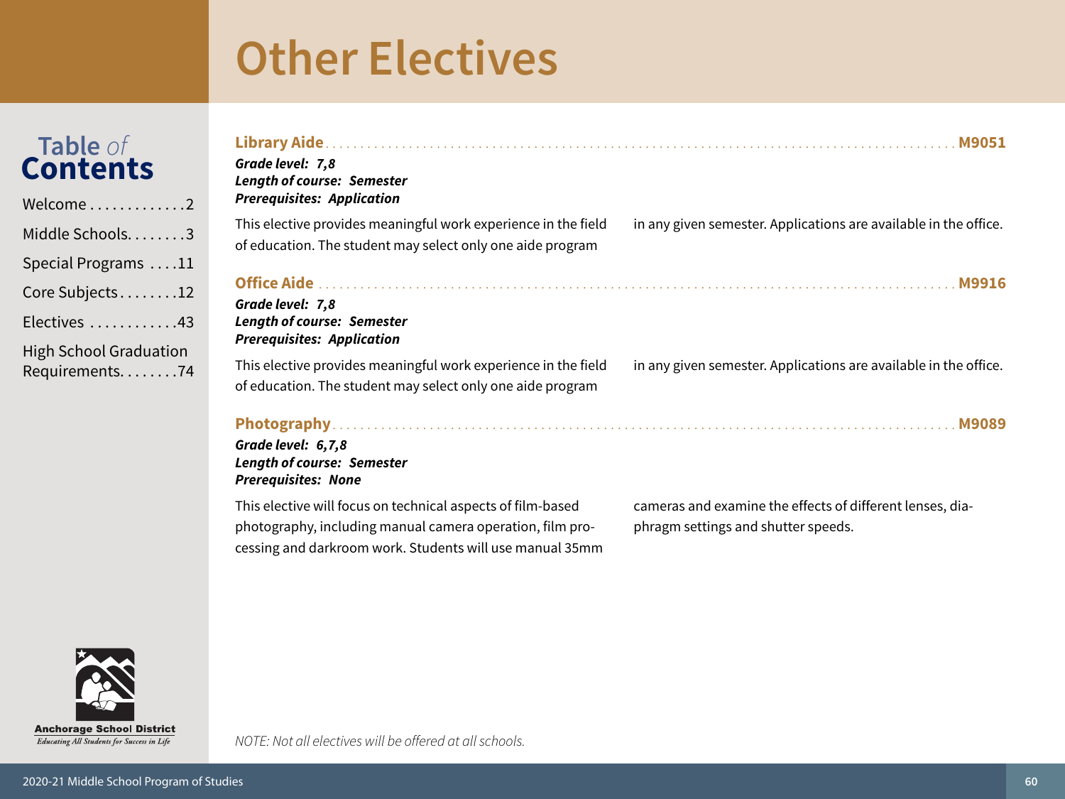# Other Electives

## Library Aide — M9051

***Grade level: 7,8***
***Length of course: Semester***
***Prerequisites: Application***

This elective provides meaningful work experience in the field of education. The student may select only one aide program in any given semester. Applications are available in the office.

## Office Aide — M9916

***Grade level: 7,8***
***Length of course: Semester***
***Prerequisites: Application***

This elective provides meaningful work experience in the field of education. The student may select only one aide program in any given semester. Applications are available in the office.

## Photography — M9089

***Grade level: 6,7,8***
***Length of course: Semester***
***Prerequisites: None***

This elective will focus on technical aspects of film-based photography, including manual camera operation, film processing and darkroom work. Students will use manual 35mm cameras and examine the effects of different lenses, diaphragm settings and shutter speeds.

*NOTE: Not all electives will be offered at all schools.*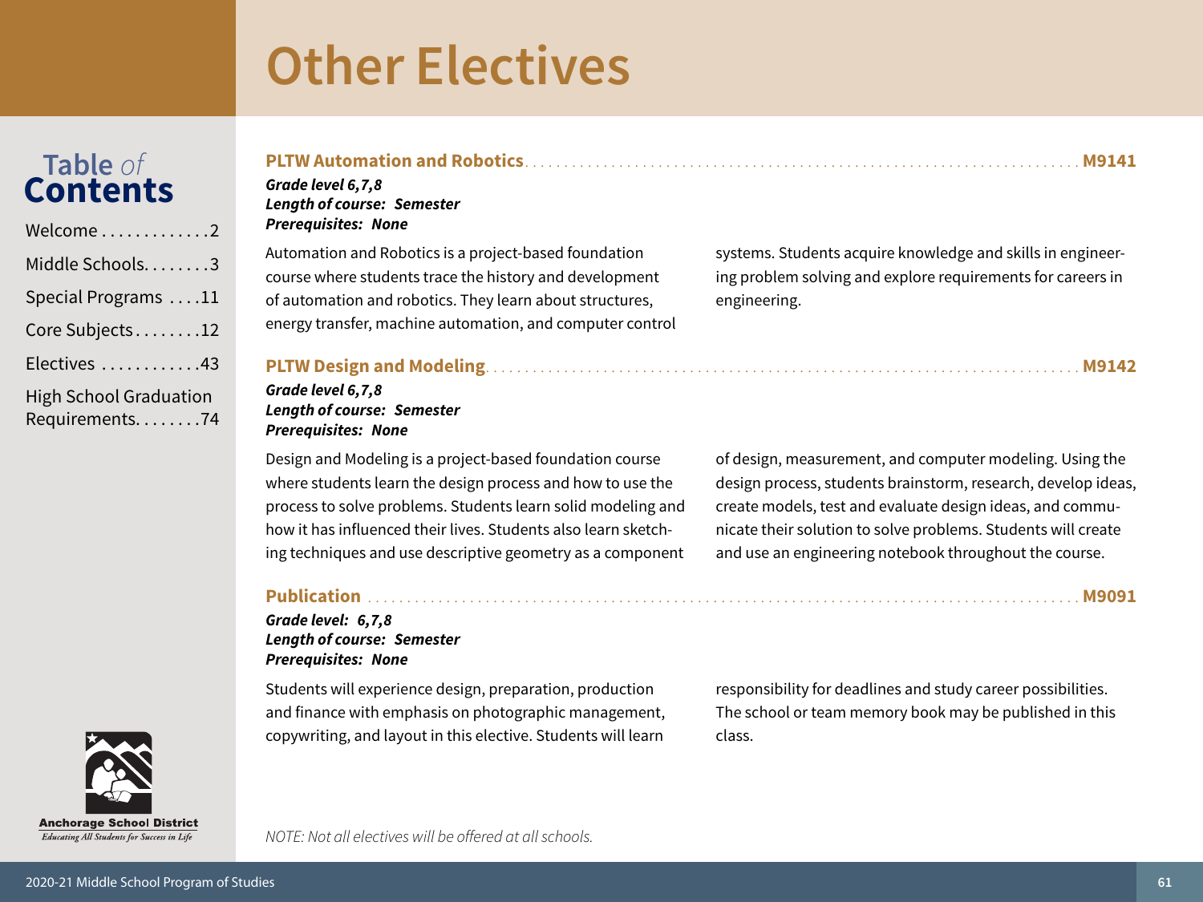# Other Electives

## PLTW Automation and Robotics ........ M9141

***Grade level 6,7,8***
***Length of course: Semester***
***Prerequisites: None***

Automation and Robotics is a project-based foundation course where students trace the history and development of automation and robotics. They learn about structures, energy transfer, machine automation, and computer control systems. Students acquire knowledge and skills in engineering problem solving and explore requirements for careers in engineering.

## PLTW Design and Modeling ........ M9142

***Grade level 6,7,8***
***Length of course: Semester***
***Prerequisites: None***

Design and Modeling is a project-based foundation course where students learn the design process and how to use the process to solve problems. Students learn solid modeling and how it has influenced their lives. Students also learn sketching techniques and use descriptive geometry as a component of design, measurement, and computer modeling. Using the design process, students brainstorm, research, develop ideas, create models, test and evaluate design ideas, and communicate their solution to solve problems. Students will create and use an engineering notebook throughout the course.

## Publication ........ M9091

***Grade level: 6,7,8***
***Length of course: Semester***
***Prerequisites: None***

Students will experience design, preparation, production and finance with emphasis on photographic management, copywriting, and layout in this elective. Students will learn responsibility for deadlines and study career possibilities. The school or team memory book may be published in this class.

*NOTE: Not all electives will be offered at all schools.*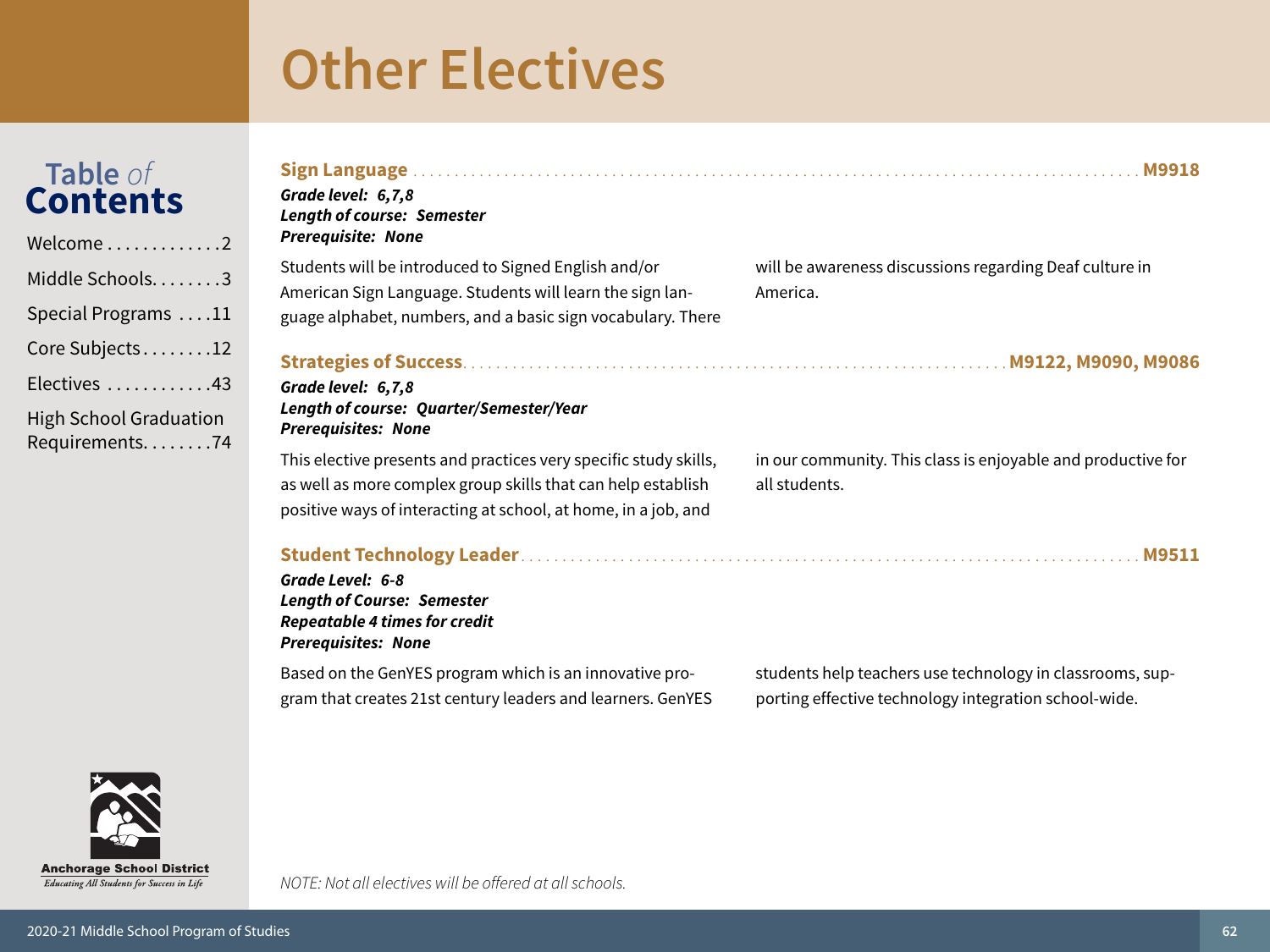# Other Electives

## Sign Language ........ M9918

***Grade level: 6,7,8***
***Length of course: Semester***
***Prerequisite: None***

Students will be introduced to Signed English and/or American Sign Language. Students will learn the sign language alphabet, numbers, and a basic sign vocabulary. There will be awareness discussions regarding Deaf culture in America.

## Strategies of Success ........ M9122, M9090, M9086

***Grade level: 6,7,8***
***Length of course: Quarter/Semester/Year***
***Prerequisites: None***

This elective presents and practices very specific study skills, as well as more complex group skills that can help establish positive ways of interacting at school, at home, in a job, and in our community. This class is enjoyable and productive for all students.

## Student Technology Leader ........ M9511

***Grade Level: 6-8***
***Length of Course: Semester***
***Repeatable 4 times for credit***
***Prerequisites: None***

Based on the GenYES program which is an innovative program that creates 21st century leaders and learners. GenYES students help teachers use technology in classrooms, supporting effective technology integration school-wide.

*NOTE: Not all electives will be offered at all schools.*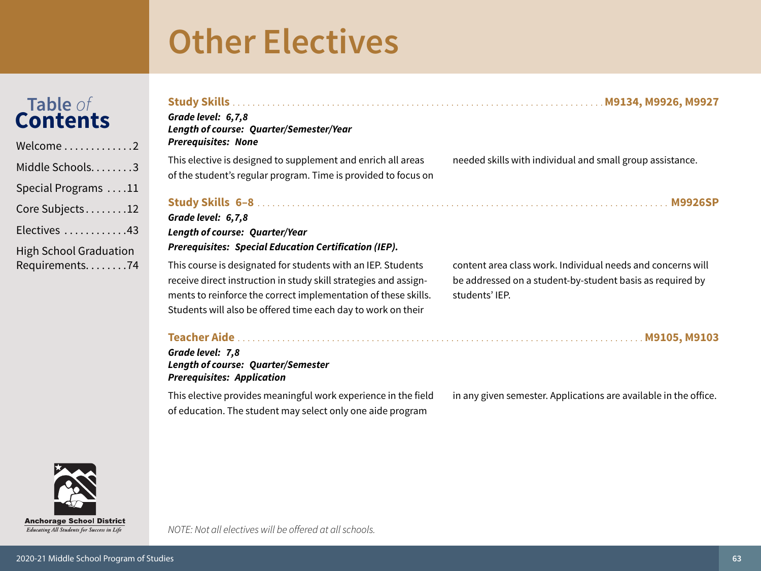# Other Electives

## Study Skills — M9134, M9926, M9927

***Grade level:** 6,7,8*
***Length of course:** Quarter/Semester/Year*
***Prerequisites:** None*

This elective is designed to supplement and enrich all areas of the student's regular program. Time is provided to focus on needed skills with individual and small group assistance.

## Study Skills 6–8 — M9926SP

***Grade level:** 6,7,8*
***Length of course:** Quarter/Year*
***Prerequisites:** Special Education Certification (IEP).*

This course is designated for students with an IEP. Students receive direct instruction in study skill strategies and assignments to reinforce the correct implementation of these skills. Students will also be offered time each day to work on their content area class work. Individual needs and concerns will be addressed on a student-by-student basis as required by students' IEP.

## Teacher Aide — M9105, M9103

***Grade level:** 7,8*
***Length of course:** Quarter/Semester*
***Prerequisites:** Application*

This elective provides meaningful work experience in the field of education. The student may select only one aide program in any given semester. Applications are available in the office.

*NOTE: Not all electives will be offered at all schools.*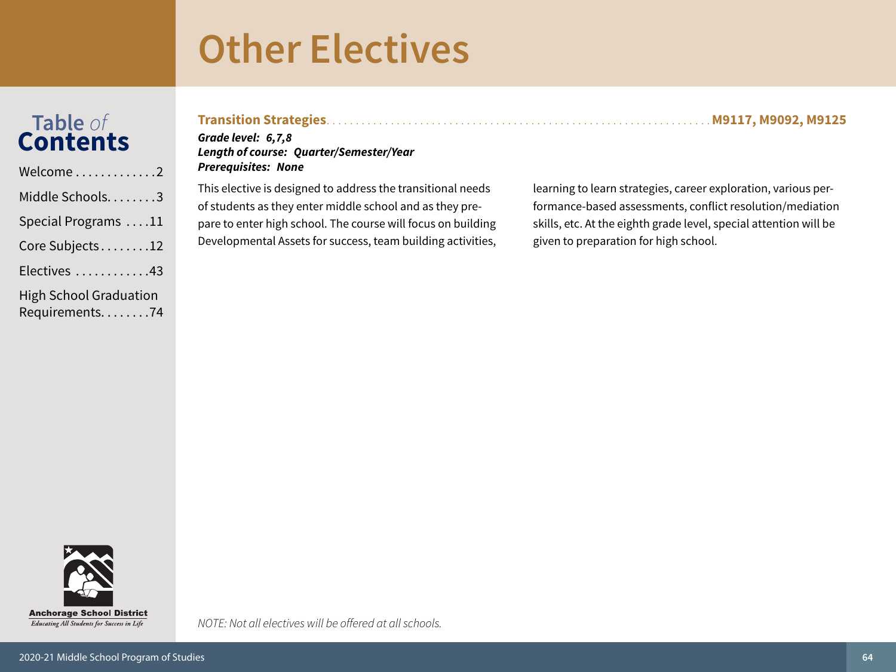# Other Electives

## Transition Strategies .......... M9117, M9092, M9125

***Grade level: 6,7,8***
***Length of course: Quarter/Semester/Year***
***Prerequisites: None***

This elective is designed to address the transitional needs of students as they enter middle school and as they prepare to enter high school. The course will focus on building Developmental Assets for success, team building activities, learning to learn strategies, career exploration, various performance-based assessments, conflict resolution/mediation skills, etc. At the eighth grade level, special attention will be given to preparation for high school.

*NOTE: Not all electives will be offered at all schools.*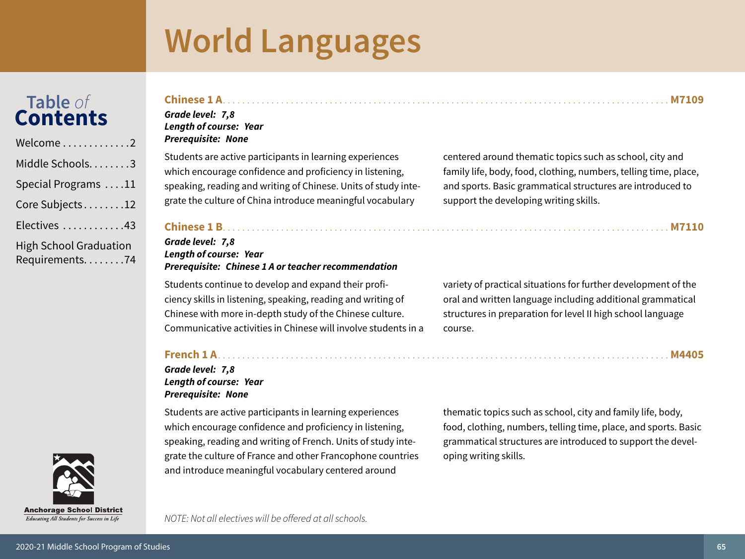# World Languages

## Chinese 1 A — M7109

***Grade level: 7,8***
***Length of course: Year***
***Prerequisite: None***

Students are active participants in learning experiences which encourage confidence and proficiency in listening, speaking, reading and writing of Chinese. Units of study integrate the culture of China introduce meaningful vocabulary centered around thematic topics such as school, city and family life, body, food, clothing, numbers, telling time, place, and sports. Basic grammatical structures are introduced to support the developing writing skills.

## Chinese 1 B — M7110

***Grade level: 7,8***
***Length of course: Year***
***Prerequisite: Chinese 1 A or teacher recommendation***

Students continue to develop and expand their proficiency skills in listening, speaking, reading and writing of Chinese with more in-depth study of the Chinese culture. Communicative activities in Chinese will involve students in a variety of practical situations for further development of the oral and written language including additional grammatical structures in preparation for level II high school language course.

## French 1 A — M4405

***Grade level: 7,8***
***Length of course: Year***
***Prerequisite: None***

Students are active participants in learning experiences which encourage confidence and proficiency in listening, speaking, reading and writing of French. Units of study integrate the culture of France and other Francophone countries and introduce meaningful vocabulary centered around thematic topics such as school, city and family life, body, food, clothing, numbers, telling time, place, and sports. Basic grammatical structures are introduced to support the developing writing skills.

*NOTE: Not all electives will be offered at all schools.*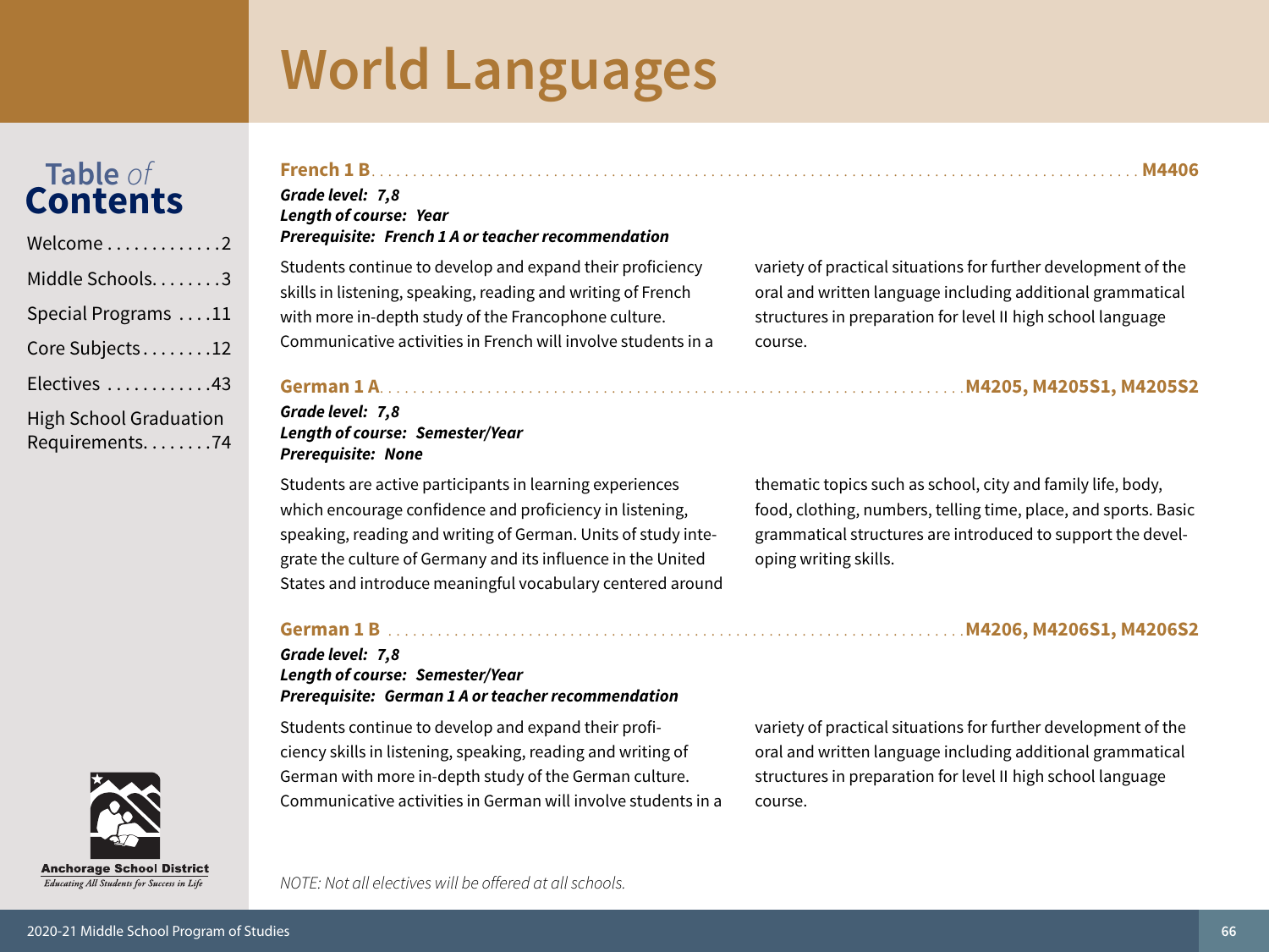# World Languages

**French 1 B** . . . . . . . . . . **M4406**

***Grade level: 7,8***
***Length of course: Year***
***Prerequisite: French 1 A or teacher recommendation***

Students continue to develop and expand their proficiency skills in listening, speaking, reading and writing of French with more in-depth study of the Francophone culture. Communicative activities in French will involve students in a variety of practical situations for further development of the oral and written language including additional grammatical structures in preparation for level II high school language course.

**German 1 A** . . . . . . . . . . **M4205, M4205S1, M4205S2**

***Grade level: 7,8***
***Length of course: Semester/Year***
***Prerequisite: None***

Students are active participants in learning experiences which encourage confidence and proficiency in listening, speaking, reading and writing of German. Units of study integrate the culture of Germany and its influence in the United States and introduce meaningful vocabulary centered around thematic topics such as school, city and family life, body, food, clothing, numbers, telling time, place, and sports. Basic grammatical structures are introduced to support the developing writing skills.

**German 1 B** . . . . . . . . . . **M4206, M4206S1, M4206S2**

***Grade level: 7,8***
***Length of course: Semester/Year***
***Prerequisite: German 1 A or teacher recommendation***

Students continue to develop and expand their proficiency skills in listening, speaking, reading and writing of German with more in-depth study of the German culture. Communicative activities in German will involve students in a variety of practical situations for further development of the oral and written language including additional grammatical structures in preparation for level II high school language course.

*NOTE: Not all electives will be offered at all schools.*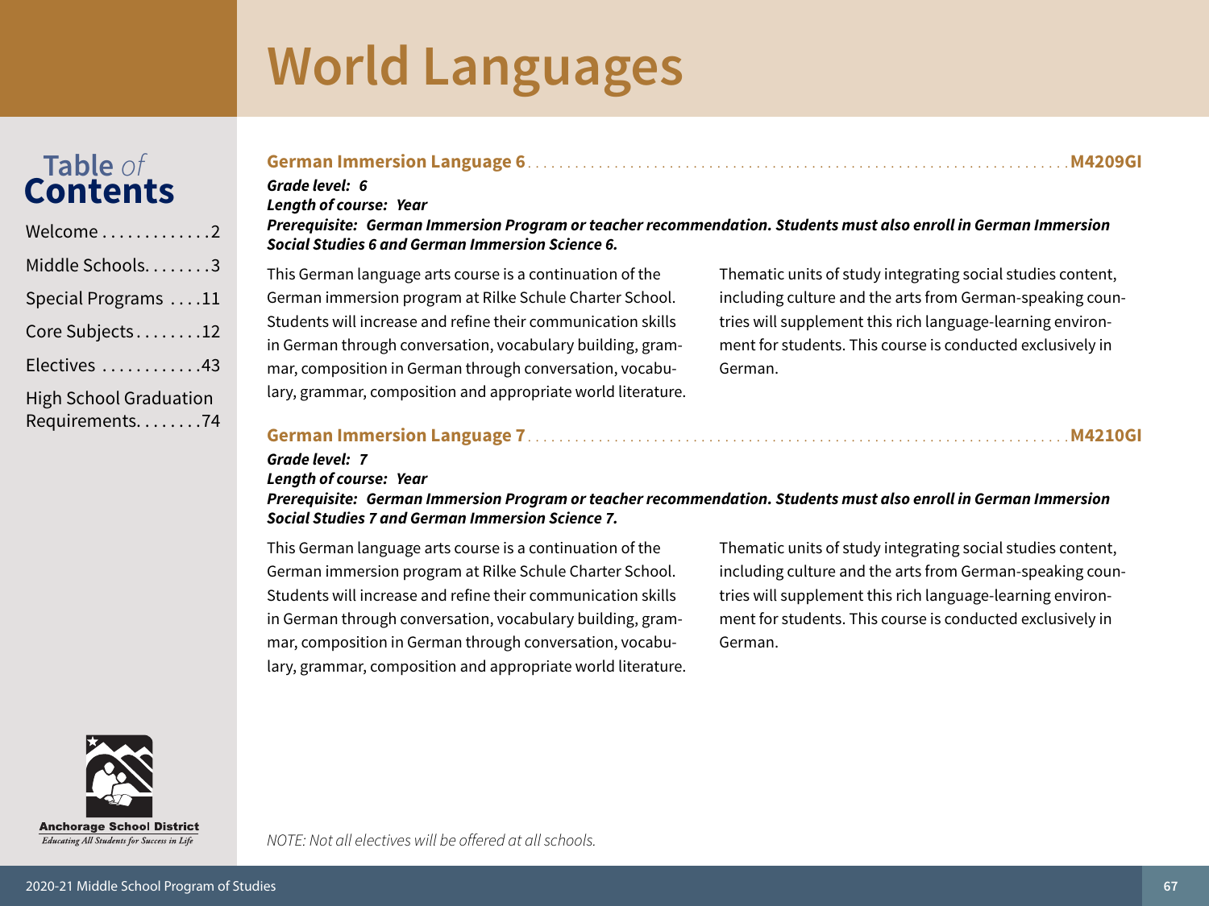# World Languages

### German Immersion Language 6 .......... M4209GI

***Grade level: 6***
***Length of course: Year***
***Prerequisite: German Immersion Program or teacher recommendation. Students must also enroll in German Immersion Social Studies 6 and German Immersion Science 6.***

This German language arts course is a continuation of the German immersion program at Rilke Schule Charter School. Students will increase and refine their communication skills in German through conversation, vocabulary building, grammar, composition in German through conversation, vocabulary, grammar, composition and appropriate world literature. Thematic units of study integrating social studies content, including culture and the arts from German-speaking countries will supplement this rich language-learning environment for students. This course is conducted exclusively in German.

### German Immersion Language 7 .......... M4210GI

***Grade level: 7***
***Length of course: Year***
***Prerequisite: German Immersion Program or teacher recommendation. Students must also enroll in German Immersion Social Studies 7 and German Immersion Science 7.***

This German language arts course is a continuation of the German immersion program at Rilke Schule Charter School. Students will increase and refine their communication skills in German through conversation, vocabulary building, grammar, composition in German through conversation, vocabulary, grammar, composition and appropriate world literature. Thematic units of study integrating social studies content, including culture and the arts from German-speaking countries will supplement this rich language-learning environment for students. This course is conducted exclusively in German.

*NOTE: Not all electives will be offered at all schools.*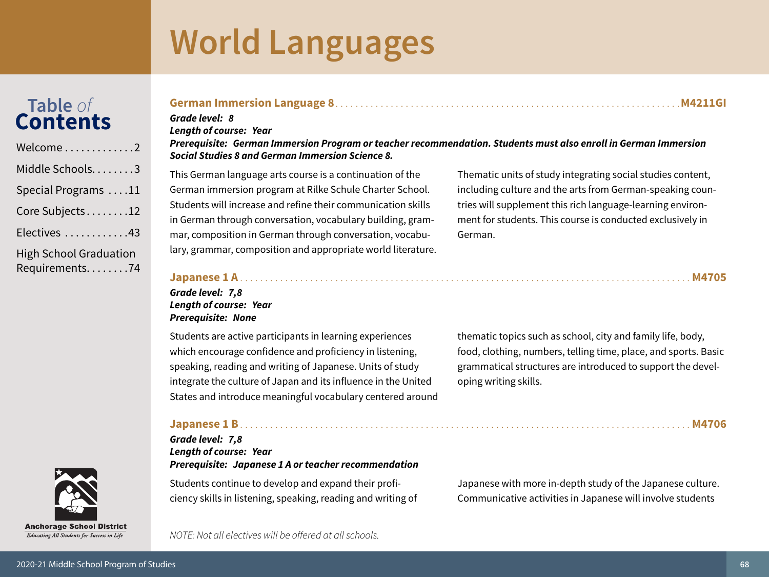# World Languages

## German Immersion Language 8 .......... M4211GI

***Grade level: 8***
***Length of course: Year***
***Prerequisite: German Immersion Program or teacher recommendation. Students must also enroll in German Immersion Social Studies 8 and German Immersion Science 8.***

This German language arts course is a continuation of the German immersion program at Rilke Schule Charter School. Students will increase and refine their communication skills in German through conversation, vocabulary building, grammar, composition in German through conversation, vocabulary, grammar, composition and appropriate world literature. Thematic units of study integrating social studies content, including culture and the arts from German-speaking countries will supplement this rich language-learning environment for students. This course is conducted exclusively in German.

## Japanese 1 A .......... M4705

***Grade level: 7,8***
***Length of course: Year***
***Prerequisite: None***

Students are active participants in learning experiences which encourage confidence and proficiency in listening, speaking, reading and writing of Japanese. Units of study integrate the culture of Japan and its influence in the United States and introduce meaningful vocabulary centered around thematic topics such as school, city and family life, body, food, clothing, numbers, telling time, place, and sports. Basic grammatical structures are introduced to support the developing writing skills.

## Japanese 1 B .......... M4706

***Grade level: 7,8***
***Length of course: Year***
***Prerequisite: Japanese 1 A or teacher recommendation***

Students continue to develop and expand their proficiency skills in listening, speaking, reading and writing of Japanese with more in-depth study of the Japanese culture. Communicative activities in Japanese will involve students

*NOTE: Not all electives will be offered at all schools.*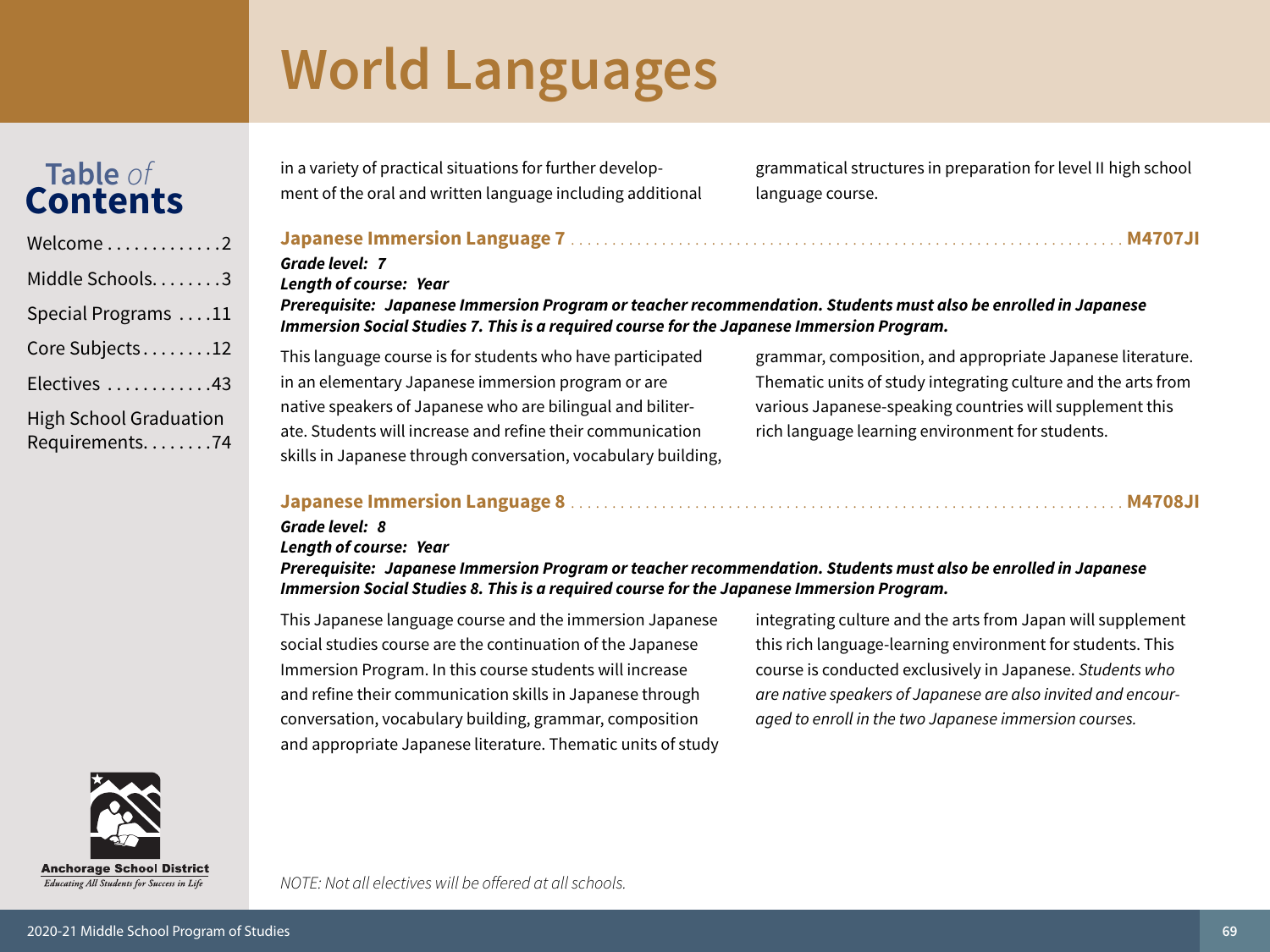# World Languages

in a variety of practical situations for further development of the oral and written language including additional grammatical structures in preparation for level II high school language course.

### Japanese Immersion Language 7 ........ M4707JI

***Grade level: 7***
***Length of course: Year***
***Prerequisite: Japanese Immersion Program or teacher recommendation. Students must also be enrolled in Japanese Immersion Social Studies 7. This is a required course for the Japanese Immersion Program.***

This language course is for students who have participated in an elementary Japanese immersion program or are native speakers of Japanese who are bilingual and biliterate. Students will increase and refine their communication skills in Japanese through conversation, vocabulary building, grammar, composition, and appropriate Japanese literature. Thematic units of study integrating culture and the arts from various Japanese-speaking countries will supplement this rich language learning environment for students.

### Japanese Immersion Language 8 ........ M4708JI

***Grade level: 8***
***Length of course: Year***
***Prerequisite: Japanese Immersion Program or teacher recommendation. Students must also be enrolled in Japanese Immersion Social Studies 8. This is a required course for the Japanese Immersion Program.***

This Japanese language course and the immersion Japanese social studies course are the continuation of the Japanese Immersion Program. In this course students will increase and refine their communication skills in Japanese through conversation, vocabulary building, grammar, composition and appropriate Japanese literature. Thematic units of study integrating culture and the arts from Japan will supplement this rich language-learning environment for students. This course is conducted exclusively in Japanese. *Students who are native speakers of Japanese are also invited and encouraged to enroll in the two Japanese immersion courses.*

*NOTE: Not all electives will be offered at all schools.*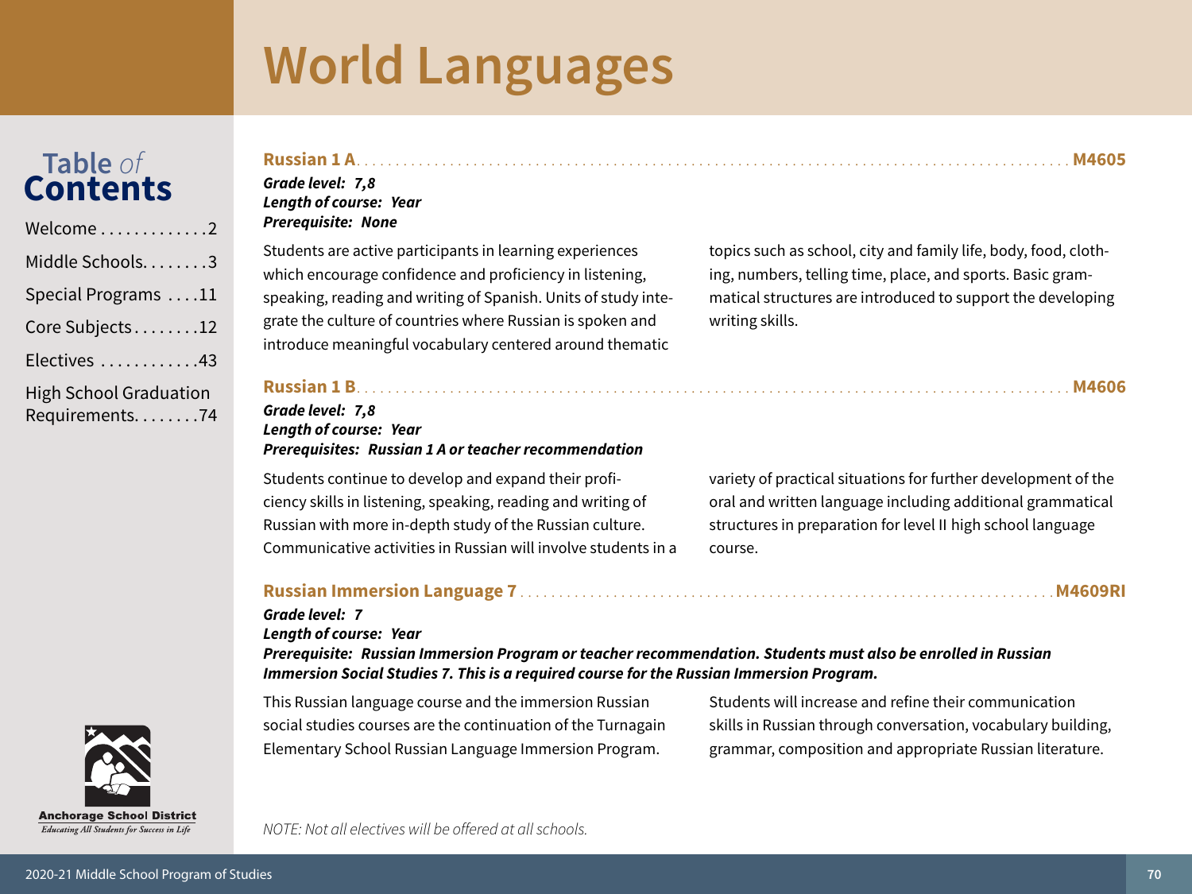# World Languages

## Russian 1 A ... M4605

***Grade level: 7,8***
***Length of course: Year***
***Prerequisite: None***

Students are active participants in learning experiences which encourage confidence and proficiency in listening, speaking, reading and writing of Spanish. Units of study integrate the culture of countries where Russian is spoken and introduce meaningful vocabulary centered around thematic topics such as school, city and family life, body, food, clothing, numbers, telling time, place, and sports. Basic grammatical structures are introduced to support the developing writing skills.

## Russian 1 B ... M4606

***Grade level: 7,8***
***Length of course: Year***
***Prerequisites: Russian 1 A or teacher recommendation***

Students continue to develop and expand their proficiency skills in listening, speaking, reading and writing of Russian with more in-depth study of the Russian culture. Communicative activities in Russian will involve students in a variety of practical situations for further development of the oral and written language including additional grammatical structures in preparation for level II high school language course.

## Russian Immersion Language 7 ... M4609RI

***Grade level: 7***
***Length of course: Year***
***Prerequisite: Russian Immersion Program or teacher recommendation. Students must also be enrolled in Russian Immersion Social Studies 7. This is a required course for the Russian Immersion Program.***

This Russian language course and the immersion Russian social studies courses are the continuation of the Turnagain Elementary School Russian Language Immersion Program. Students will increase and refine their communication skills in Russian through conversation, vocabulary building, grammar, composition and appropriate Russian literature.

*NOTE: Not all electives will be offered at all schools.*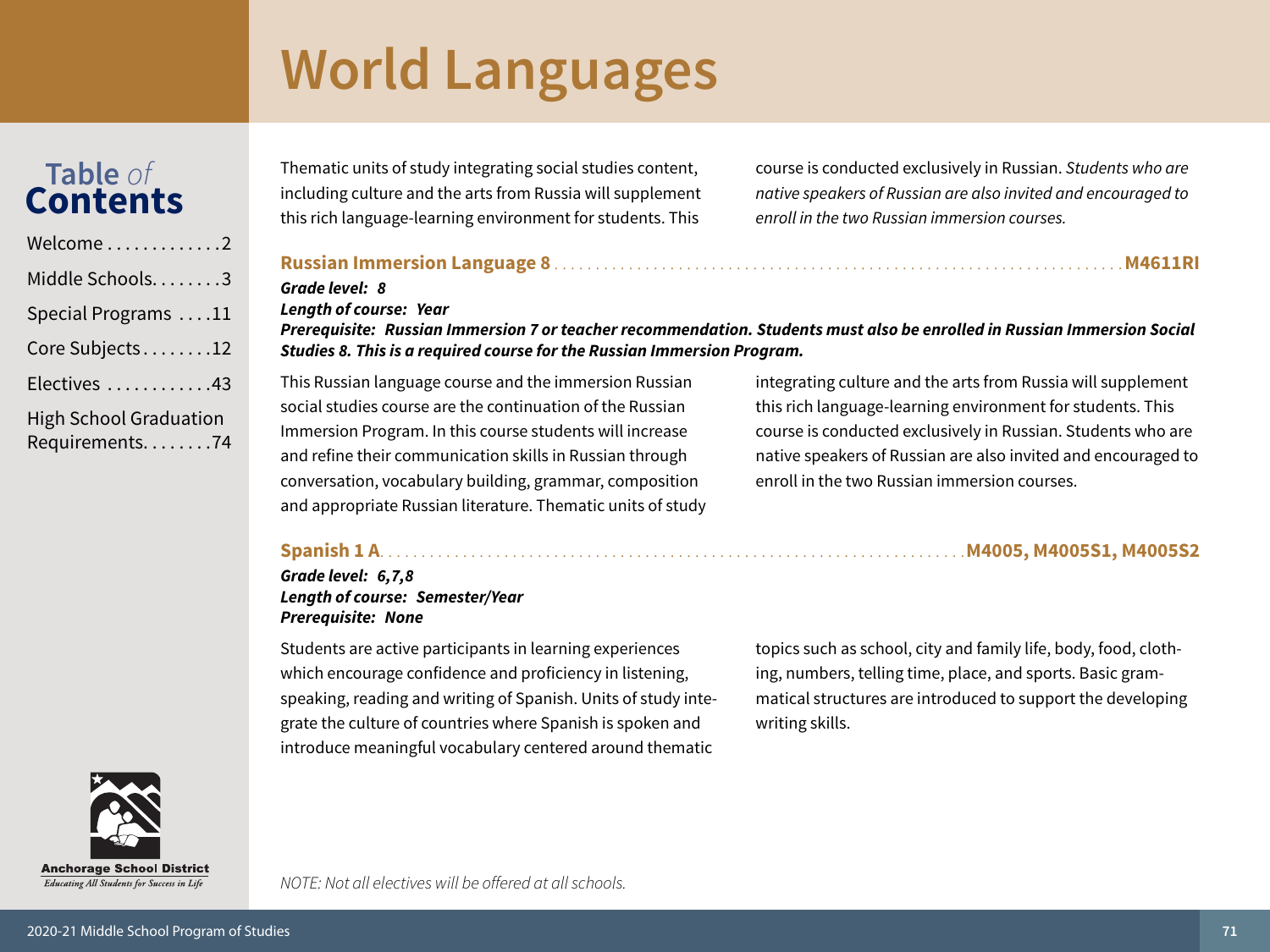# World Languages

Thematic units of study integrating social studies content, including culture and the arts from Russia will supplement this rich language-learning environment for students. This course is conducted exclusively in Russian. *Students who are native speakers of Russian are also invited and encouraged to enroll in the two Russian immersion courses.*

## Russian Immersion Language 8 ........ M4611RI

***Grade level: 8***
***Length of course: Year***
***Prerequisite: Russian Immersion 7 or teacher recommendation. Students must also be enrolled in Russian Immersion Social Studies 8. This is a required course for the Russian Immersion Program.***

This Russian language course and the immersion Russian social studies course are the continuation of the Russian Immersion Program. In this course students will increase and refine their communication skills in Russian through conversation, vocabulary building, grammar, composition and appropriate Russian literature. Thematic units of study integrating culture and the arts from Russia will supplement this rich language-learning environment for students. This course is conducted exclusively in Russian. Students who are native speakers of Russian are also invited and encouraged to enroll in the two Russian immersion courses.

## Spanish 1 A ........ M4005, M4005S1, M4005S2

***Grade level: 6,7,8***
***Length of course: Semester/Year***
***Prerequisite: None***

Students are active participants in learning experiences which encourage confidence and proficiency in listening, speaking, reading and writing of Spanish. Units of study integrate the culture of countries where Spanish is spoken and introduce meaningful vocabulary centered around thematic topics such as school, city and family life, body, food, clothing, numbers, telling time, place, and sports. Basic grammatical structures are introduced to support the developing writing skills.

*NOTE: Not all electives will be offered at all schools.*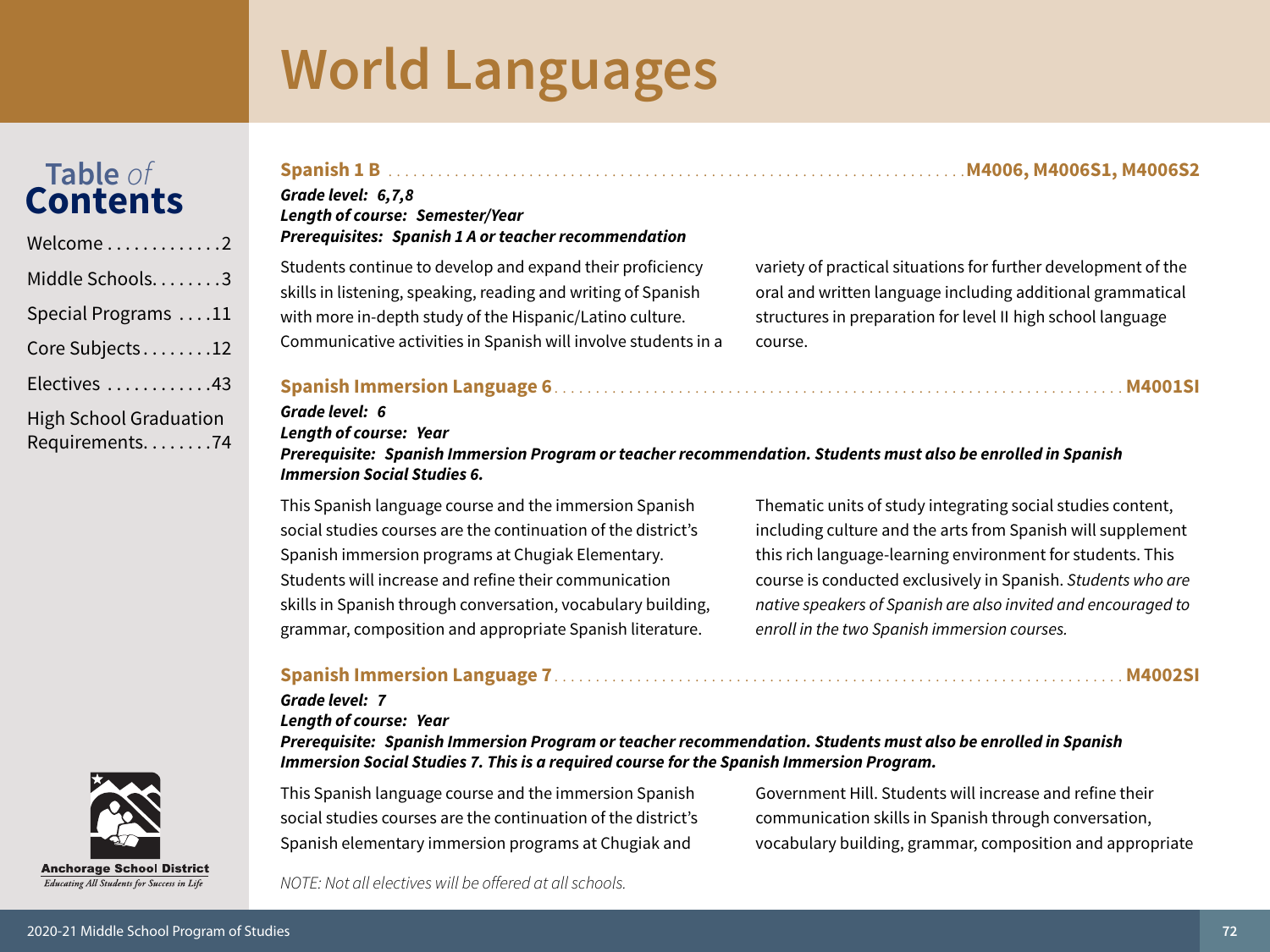# World Languages

### Spanish 1 B — M4006, M4006S1, M4006S2

***Grade level: 6,7,8***
***Length of course: Semester/Year***
***Prerequisites: Spanish 1 A or teacher recommendation***

Students continue to develop and expand their proficiency skills in listening, speaking, reading and writing of Spanish with more in-depth study of the Hispanic/Latino culture. Communicative activities in Spanish will involve students in a variety of practical situations for further development of the oral and written language including additional grammatical structures in preparation for level II high school language course.

### Spanish Immersion Language 6 — M4001SI

***Grade level: 6***
***Length of course: Year***
***Prerequisite: Spanish Immersion Program or teacher recommendation. Students must also be enrolled in Spanish Immersion Social Studies 6.***

This Spanish language course and the immersion Spanish social studies courses are the continuation of the district's Spanish immersion programs at Chugiak Elementary. Students will increase and refine their communication skills in Spanish through conversation, vocabulary building, grammar, composition and appropriate Spanish literature. Thematic units of study integrating social studies content, including culture and the arts from Spanish will supplement this rich language-learning environment for students. This course is conducted exclusively in Spanish. *Students who are native speakers of Spanish are also invited and encouraged to enroll in the two Spanish immersion courses.*

### Spanish Immersion Language 7 — M4002SI

***Grade level: 7***
***Length of course: Year***
***Prerequisite: Spanish Immersion Program or teacher recommendation. Students must also be enrolled in Spanish Immersion Social Studies 7. This is a required course for the Spanish Immersion Program.***

This Spanish language course and the immersion Spanish social studies courses are the continuation of the district's Spanish elementary immersion programs at Chugiak and Government Hill. Students will increase and refine their communication skills in Spanish through conversation, vocabulary building, grammar, composition and appropriate

*NOTE: Not all electives will be offered at all schools.*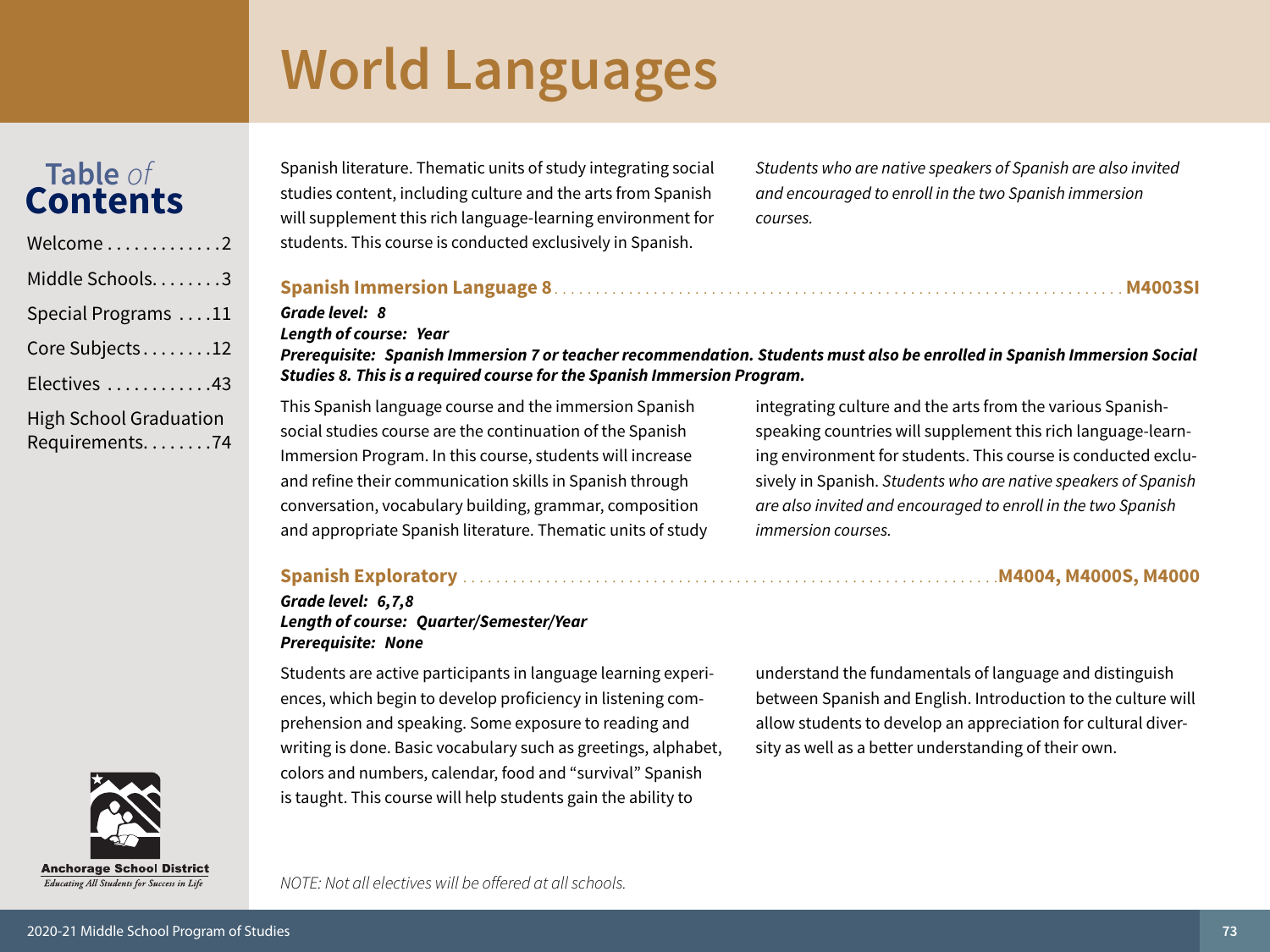# World Languages

Spanish literature. Thematic units of study integrating social studies content, including culture and the arts from Spanish will supplement this rich language-learning environment for students. This course is conducted exclusively in Spanish.

*Students who are native speakers of Spanish are also invited and encouraged to enroll in the two Spanish immersion courses.*

### Spanish Immersion Language 8 .......... M4003SI

***Grade level: 8***
***Length of course: Year***
***Prerequisite: Spanish Immersion 7 or teacher recommendation. Students must also be enrolled in Spanish Immersion Social Studies 8. This is a required course for the Spanish Immersion Program.***

This Spanish language course and the immersion Spanish social studies course are the continuation of the Spanish Immersion Program. In this course, students will increase and refine their communication skills in Spanish through conversation, vocabulary building, grammar, composition and appropriate Spanish literature. Thematic units of study integrating culture and the arts from the various Spanish-speaking countries will supplement this rich language-learning environment for students. This course is conducted exclusively in Spanish. *Students who are native speakers of Spanish are also invited and encouraged to enroll in the two Spanish immersion courses.*

### Spanish Exploratory .......... M4004, M4000S, M4000

***Grade level: 6,7,8***
***Length of course: Quarter/Semester/Year***
***Prerequisite: None***

Students are active participants in language learning experiences, which begin to develop proficiency in listening comprehension and speaking. Some exposure to reading and writing is done. Basic vocabulary such as greetings, alphabet, colors and numbers, calendar, food and "survival" Spanish is taught. This course will help students gain the ability to understand the fundamentals of language and distinguish between Spanish and English. Introduction to the culture will allow students to develop an appreciation for cultural diversity as well as a better understanding of their own.

*NOTE: Not all electives will be offered at all schools.*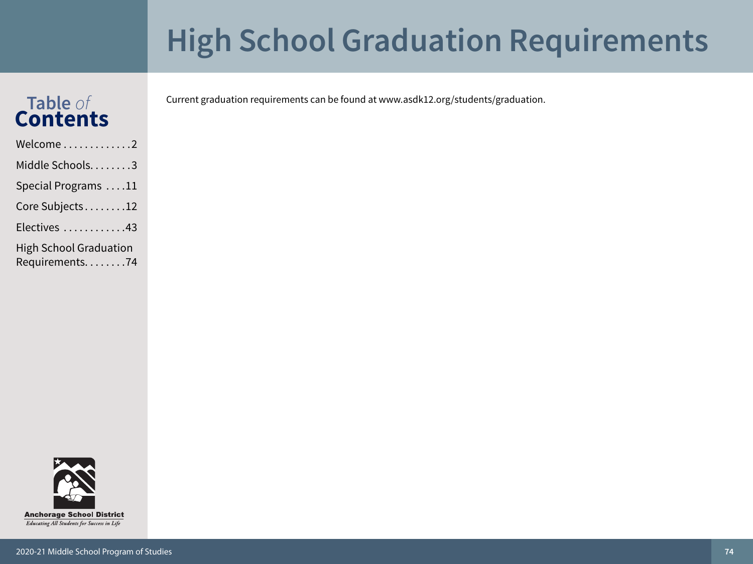# High School Graduation Requirements

Current graduation requirements can be found at www.asdk12.org/students/graduation.

## Table *of* Contents

- Welcome . . . . . . . . . . . . . 2
- Middle Schools. . . . . . . . 3
- Special Programs . . . . 11
- Core Subjects . . . . . . . . 12
- Electives . . . . . . . . . . . . 43
- High School Graduation Requirements. . . . . . . . 74

**Anchorage School District**
*Educating All Students for Success in Life*